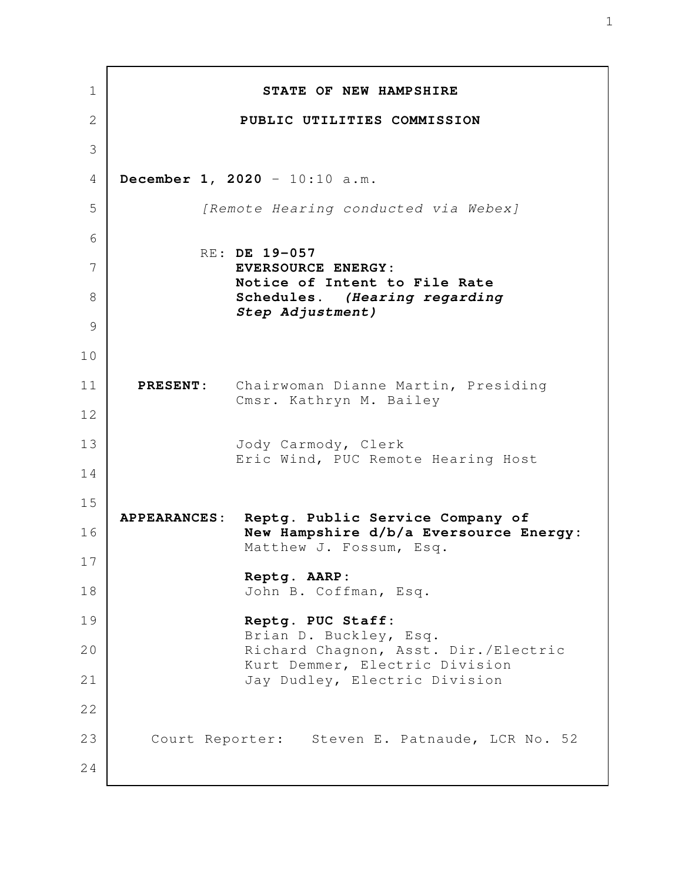**STATE OF NEW HAMPSHIRE**

**PUBLIC UTILITIES COMMISSION**

**December 1, 2020** - 10:10 a.m.

*[Remote Hearing conducted via Webex]*

RE: **DE 19-057**
**EVERSOURCE ENERGY:**
**Notice of Intent to File Rate Schedules.** ***(Hearing regarding Step Adjustment)***

**PRESENT:** Chairwoman Dianne Martin, Presiding
Cmsr. Kathryn M. Bailey

Jody Carmody, Clerk
Eric Wind, PUC Remote Hearing Host

**APPEARANCES:** **Reptg. Public Service Company of New Hampshire d/b/a Eversource Energy:**
Matthew J. Fossum, Esq.

**Reptg. AARP:**
John B. Coffman, Esq.

**Reptg. PUC Staff:**
Brian D. Buckley, Esq.
Richard Chagnon, Asst. Dir./Electric
Kurt Demmer, Electric Division
Jay Dudley, Electric Division

Court Reporter: Steven E. Patnaude, LCR No. 52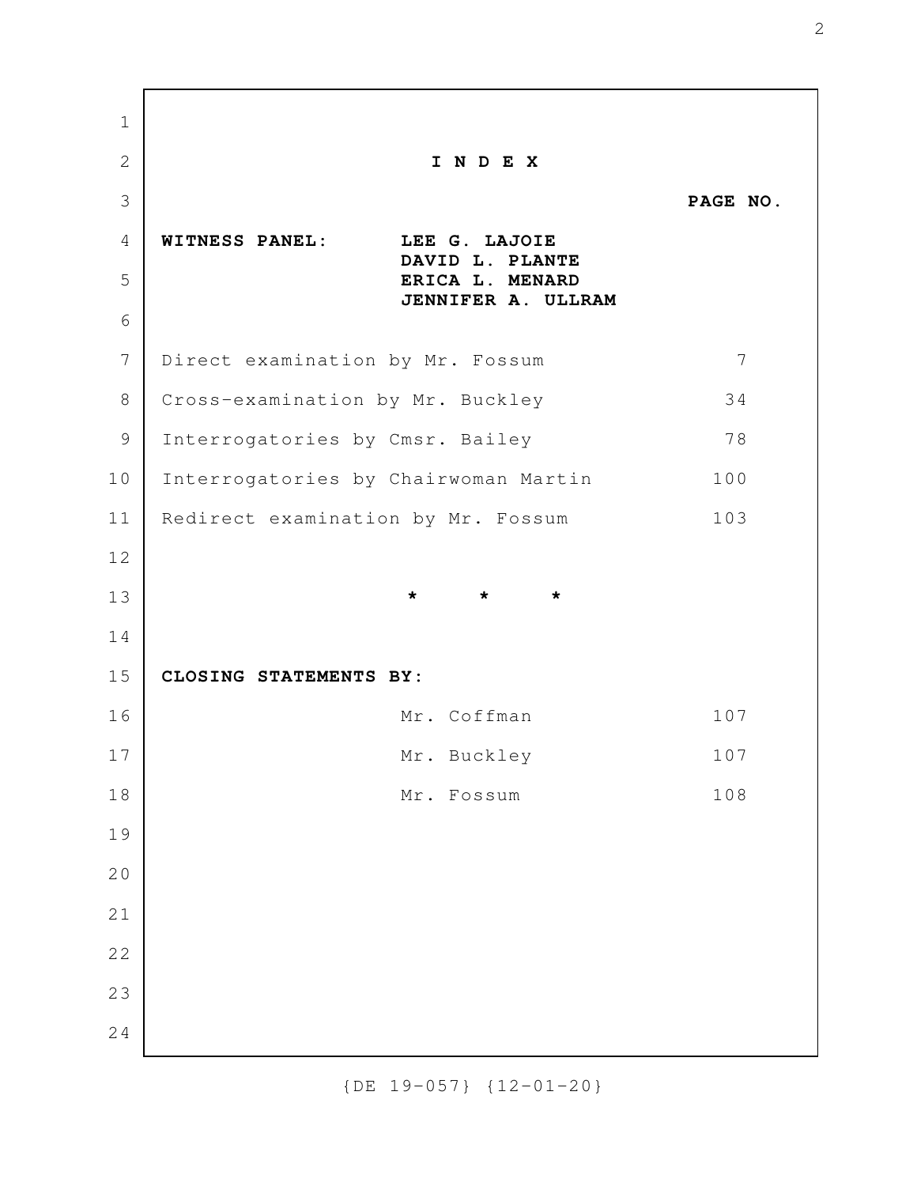# I N D E X

| | | PAGE NO. |
|---|---|---|
| **WITNESS PANEL:** | **LEE G. LAJOIE**<br>**DAVID L. PLANTE**<br>**ERICA L. MENARD**<br>**JENNIFER A. ULLRAM** | |
| Direct examination by Mr. Fossum | | 7 |
| Cross-examination by Mr. Buckley | | 34 |
| Interrogatories by Cmsr. Bailey | | 78 |
| Interrogatories by Chairwoman Martin | | 100 |
| Redirect examination by Mr. Fossum | | 103 |

\* \* \*

| **CLOSING STATEMENTS BY:** | | |
|---|---|---|
| | Mr. Coffman | 107 |
| | Mr. Buckley | 107 |
| | Mr. Fossum | 108 |

{DE 19-057} {12-01-20}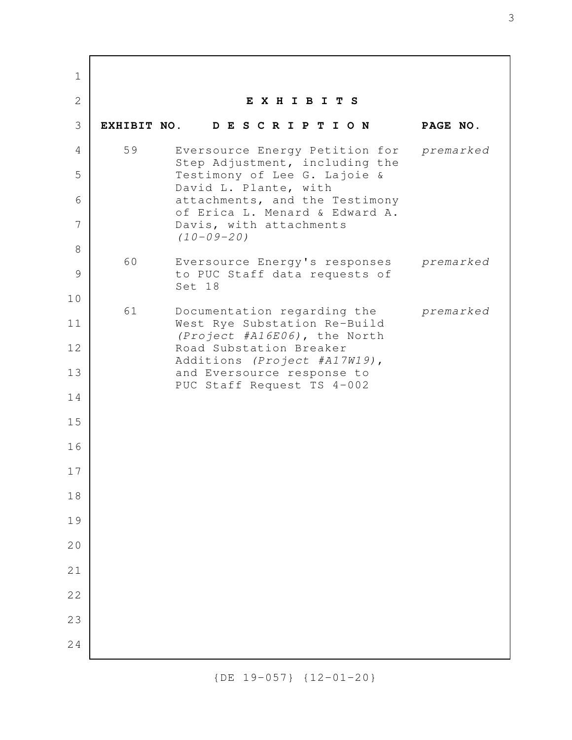## E X H I B I T S

| EXHIBIT NO. | D E S C R I P T I O N | PAGE NO. |
|---|---|---|
| 59 | Eversource Energy Petition for Step Adjustment, including the Testimony of Lee G. Lajoie & David L. Plante, with attachments, and the Testimony of Erica L. Menard & Edward A. Davis, with attachments *(10-09-20)* | *premarked* |
| 60 | Eversource Energy's responses to PUC Staff data requests of Set 18 | *premarked* |
| 61 | Documentation regarding the West Rye Substation Re-Build *(Project #A16E06)*, the North Road Substation Breaker Additions *(Project #A17W19)*, and Eversource response to PUC Staff Request TS 4-002 | *premarked* |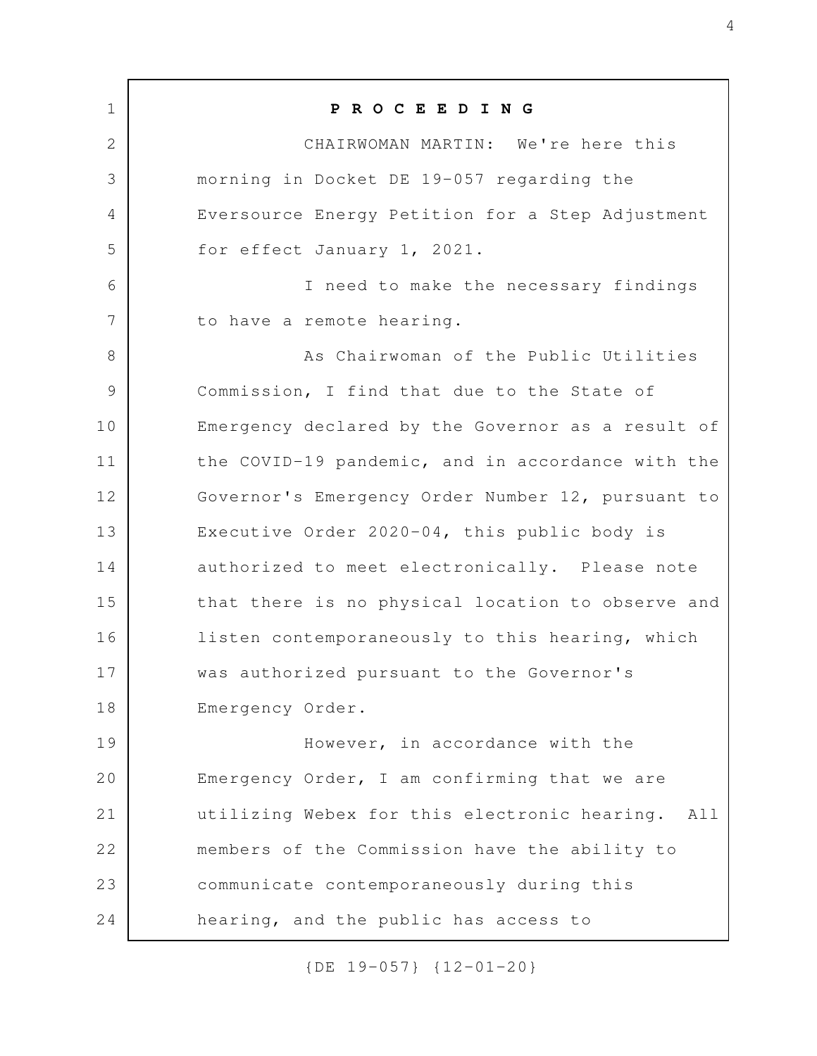**P R O C E E D I N G**

CHAIRWOMAN MARTIN: We're here this morning in Docket DE 19-057 regarding the Eversource Energy Petition for a Step Adjustment for effect January 1, 2021.

I need to make the necessary findings to have a remote hearing.

As Chairwoman of the Public Utilities Commission, I find that due to the State of Emergency declared by the Governor as a result of the COVID-19 pandemic, and in accordance with the Governor's Emergency Order Number 12, pursuant to Executive Order 2020-04, this public body is authorized to meet electronically. Please note that there is no physical location to observe and listen contemporaneously to this hearing, which was authorized pursuant to the Governor's Emergency Order.

However, in accordance with the Emergency Order, I am confirming that we are utilizing Webex for this electronic hearing. All members of the Commission have the ability to communicate contemporaneously during this hearing, and the public has access to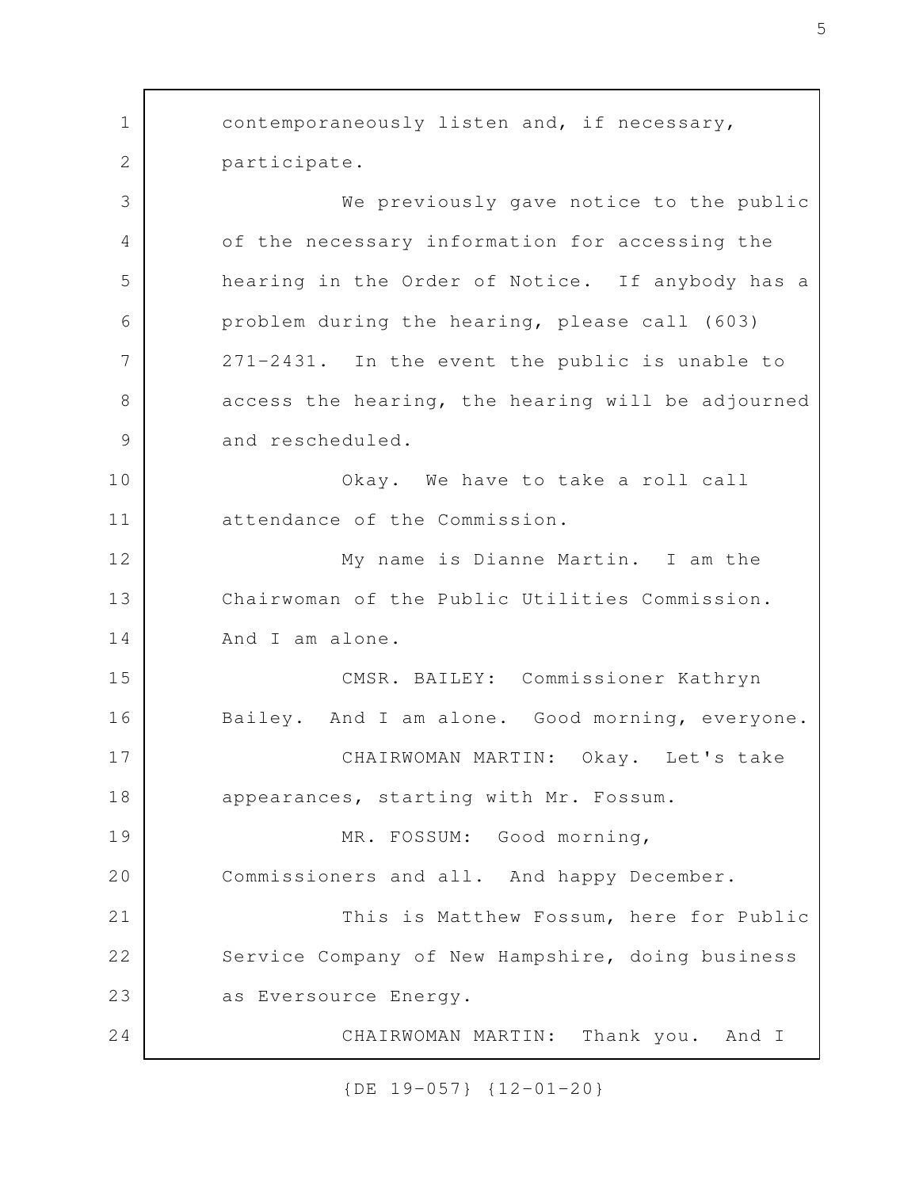contemporaneously listen and, if necessary, participate.

We previously gave notice to the public of the necessary information for accessing the hearing in the Order of Notice. If anybody has a problem during the hearing, please call (603) 271-2431. In the event the public is unable to access the hearing, the hearing will be adjourned and rescheduled.

Okay. We have to take a roll call attendance of the Commission.

My name is Dianne Martin. I am the Chairwoman of the Public Utilities Commission. And I am alone.

CMSR. BAILEY: Commissioner Kathryn Bailey. And I am alone. Good morning, everyone.

CHAIRWOMAN MARTIN: Okay. Let's take appearances, starting with Mr. Fossum.

MR. FOSSUM: Good morning, Commissioners and all. And happy December.

This is Matthew Fossum, here for Public Service Company of New Hampshire, doing business as Eversource Energy.

CHAIRWOMAN MARTIN: Thank you. And I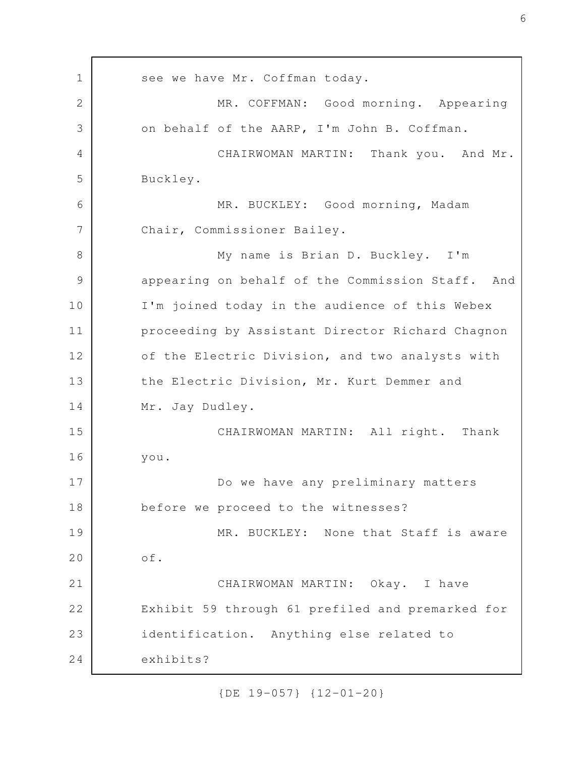see we have Mr. Coffman today.

MR. COFFMAN: Good morning. Appearing on behalf of the AARP, I'm John B. Coffman.

CHAIRWOMAN MARTIN: Thank you. And Mr. Buckley.

MR. BUCKLEY: Good morning, Madam Chair, Commissioner Bailey.

My name is Brian D. Buckley. I'm appearing on behalf of the Commission Staff. And I'm joined today in the audience of this Webex proceeding by Assistant Director Richard Chagnon of the Electric Division, and two analysts with the Electric Division, Mr. Kurt Demmer and Mr. Jay Dudley.

CHAIRWOMAN MARTIN: All right. Thank you.

Do we have any preliminary matters before we proceed to the witnesses?

MR. BUCKLEY: None that Staff is aware of.

CHAIRWOMAN MARTIN: Okay. I have Exhibit 59 through 61 prefiled and premarked for identification. Anything else related to exhibits?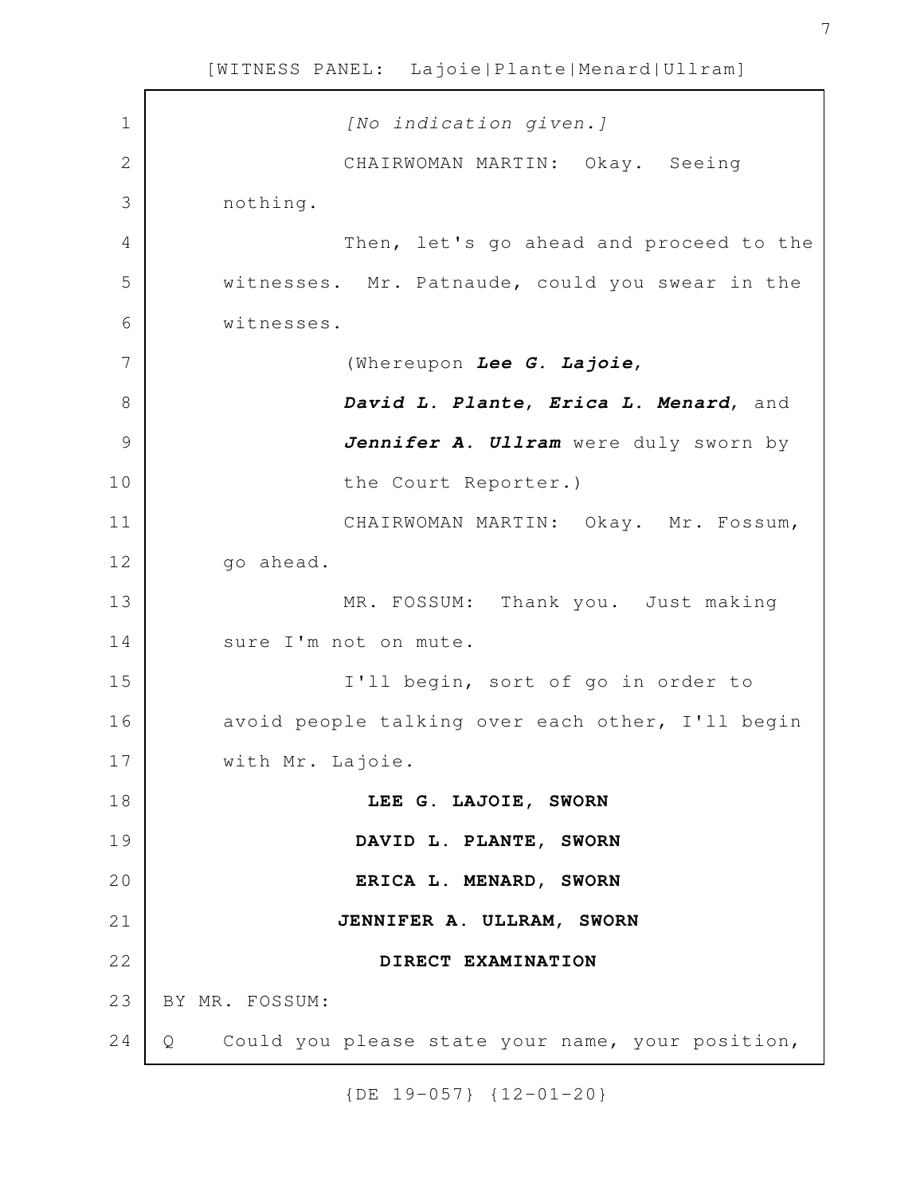*[No indication given.]*

CHAIRWOMAN MARTIN: Okay. Seeing nothing.

Then, let's go ahead and proceed to the witnesses. Mr. Patnaude, could you swear in the witnesses.

(Whereupon ***Lee G. Lajoie***, ***David L. Plante***, ***Erica L. Menard***, and ***Jennifer A. Ullram*** were duly sworn by the Court Reporter.)

CHAIRWOMAN MARTIN: Okay. Mr. Fossum, go ahead.

MR. FOSSUM: Thank you. Just making sure I'm not on mute.

I'll begin, sort of go in order to avoid people talking over each other, I'll begin with Mr. Lajoie.

**LEE G. LAJOIE, SWORN**

**DAVID L. PLANTE, SWORN**

**ERICA L. MENARD, SWORN**

**JENNIFER A. ULLRAM, SWORN**

**DIRECT EXAMINATION**

BY MR. FOSSUM:

Q Could you please state your name, your position,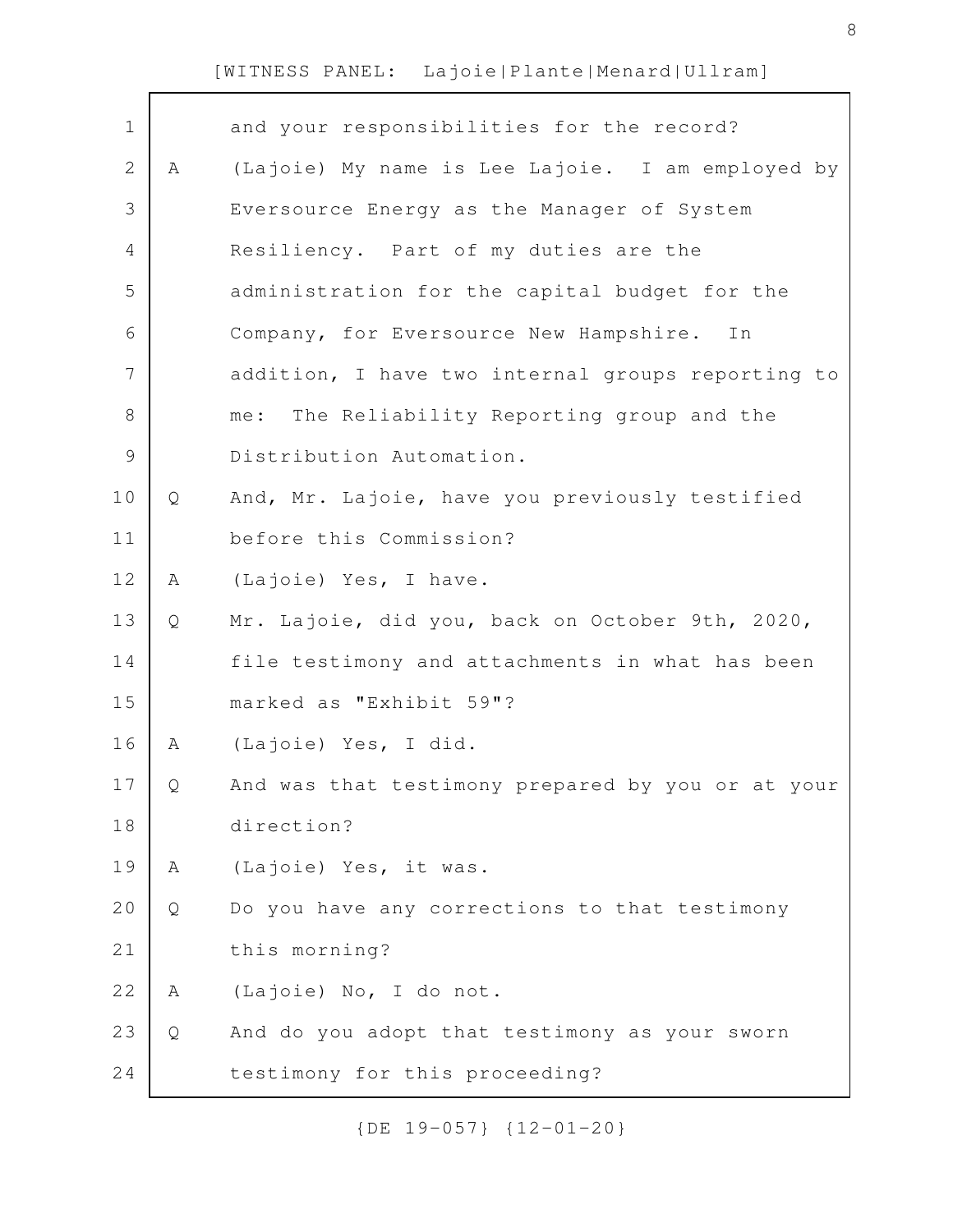and your responsibilities for the record?

A (Lajoie) My name is Lee Lajoie. I am employed by Eversource Energy as the Manager of System Resiliency. Part of my duties are the administration for the capital budget for the Company, for Eversource New Hampshire. In addition, I have two internal groups reporting to me: The Reliability Reporting group and the Distribution Automation.

Q And, Mr. Lajoie, have you previously testified before this Commission?

A (Lajoie) Yes, I have.

Q Mr. Lajoie, did you, back on October 9th, 2020, file testimony and attachments in what has been marked as "Exhibit 59"?

A (Lajoie) Yes, I did.

Q And was that testimony prepared by you or at your direction?

A (Lajoie) Yes, it was.

Q Do you have any corrections to that testimony this morning?

A (Lajoie) No, I do not.

Q And do you adopt that testimony as your sworn testimony for this proceeding?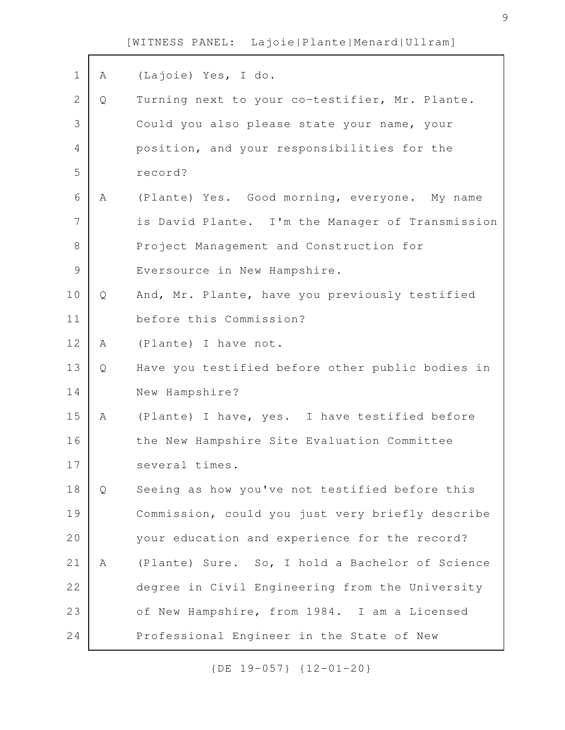A (Lajoie) Yes, I do.

Q Turning next to your co-testifier, Mr. Plante. Could you also please state your name, your position, and your responsibilities for the record?

A (Plante) Yes. Good morning, everyone. My name is David Plante. I'm the Manager of Transmission Project Management and Construction for Eversource in New Hampshire.

Q And, Mr. Plante, have you previously testified before this Commission?

A (Plante) I have not.

Q Have you testified before other public bodies in New Hampshire?

A (Plante) I have, yes. I have testified before the New Hampshire Site Evaluation Committee several times.

Q Seeing as how you've not testified before this Commission, could you just very briefly describe your education and experience for the record?

A (Plante) Sure. So, I hold a Bachelor of Science degree in Civil Engineering from the University of New Hampshire, from 1984. I am a Licensed Professional Engineer in the State of New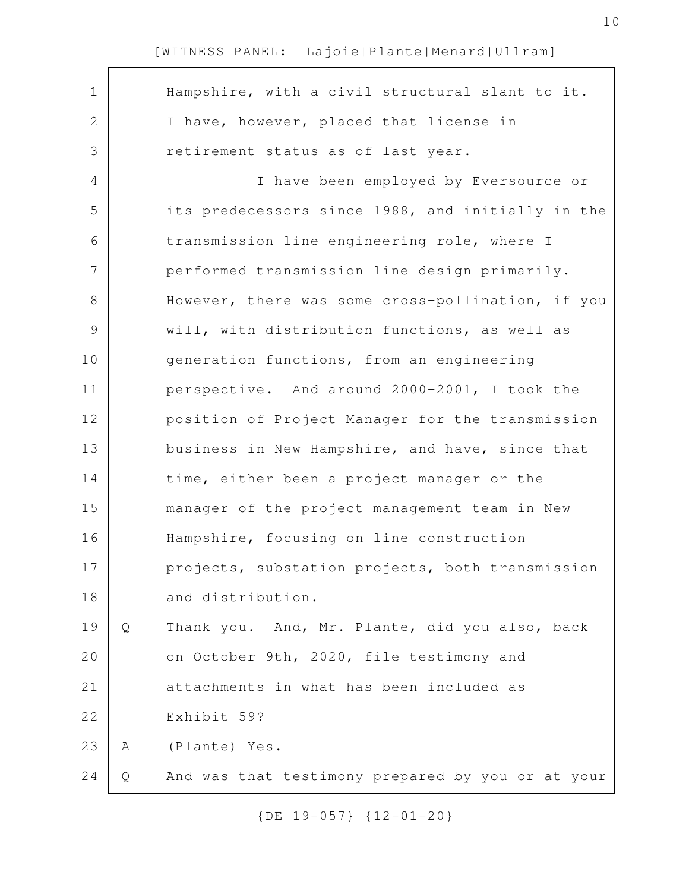Hampshire, with a civil structural slant to it. I have, however, placed that license in retirement status as of last year.

I have been employed by Eversource or its predecessors since 1988, and initially in the transmission line engineering role, where I performed transmission line design primarily. However, there was some cross-pollination, if you will, with distribution functions, as well as generation functions, from an engineering perspective. And around 2000-2001, I took the position of Project Manager for the transmission business in New Hampshire, and have, since that time, either been a project manager or the manager of the project management team in New Hampshire, focusing on line construction projects, substation projects, both transmission and distribution.

Q Thank you. And, Mr. Plante, did you also, back on October 9th, 2020, file testimony and attachments in what has been included as Exhibit 59?

A (Plante) Yes.

Q And was that testimony prepared by you or at your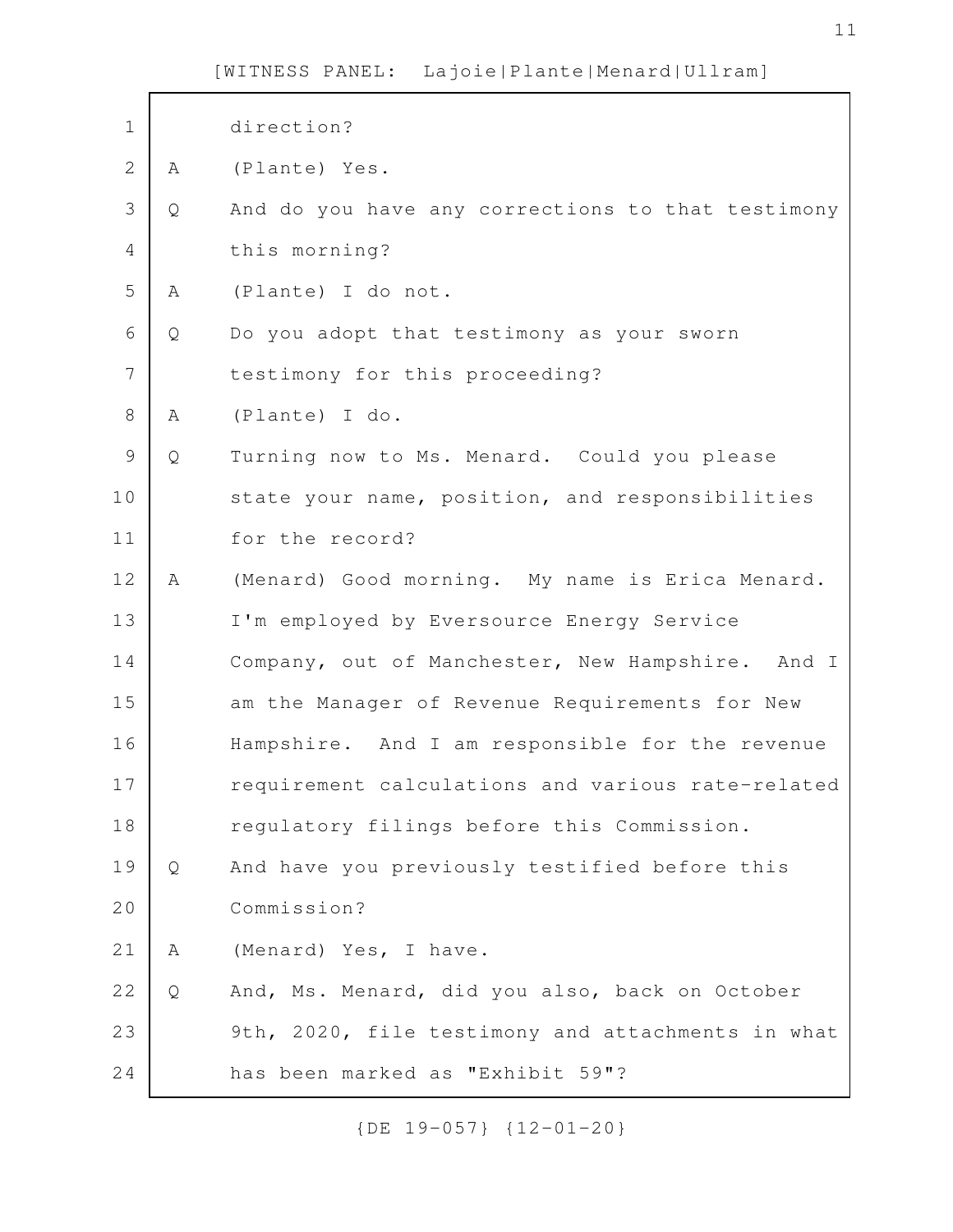direction?

A (Plante) Yes.

Q And do you have any corrections to that testimony this morning?

A (Plante) I do not.

Q Do you adopt that testimony as your sworn testimony for this proceeding?

A (Plante) I do.

Q Turning now to Ms. Menard. Could you please state your name, position, and responsibilities for the record?

A (Menard) Good morning. My name is Erica Menard. I'm employed by Eversource Energy Service Company, out of Manchester, New Hampshire. And I am the Manager of Revenue Requirements for New Hampshire. And I am responsible for the revenue requirement calculations and various rate-related regulatory filings before this Commission.

Q And have you previously testified before this Commission?

A (Menard) Yes, I have.

Q And, Ms. Menard, did you also, back on October 9th, 2020, file testimony and attachments in what has been marked as "Exhibit 59"?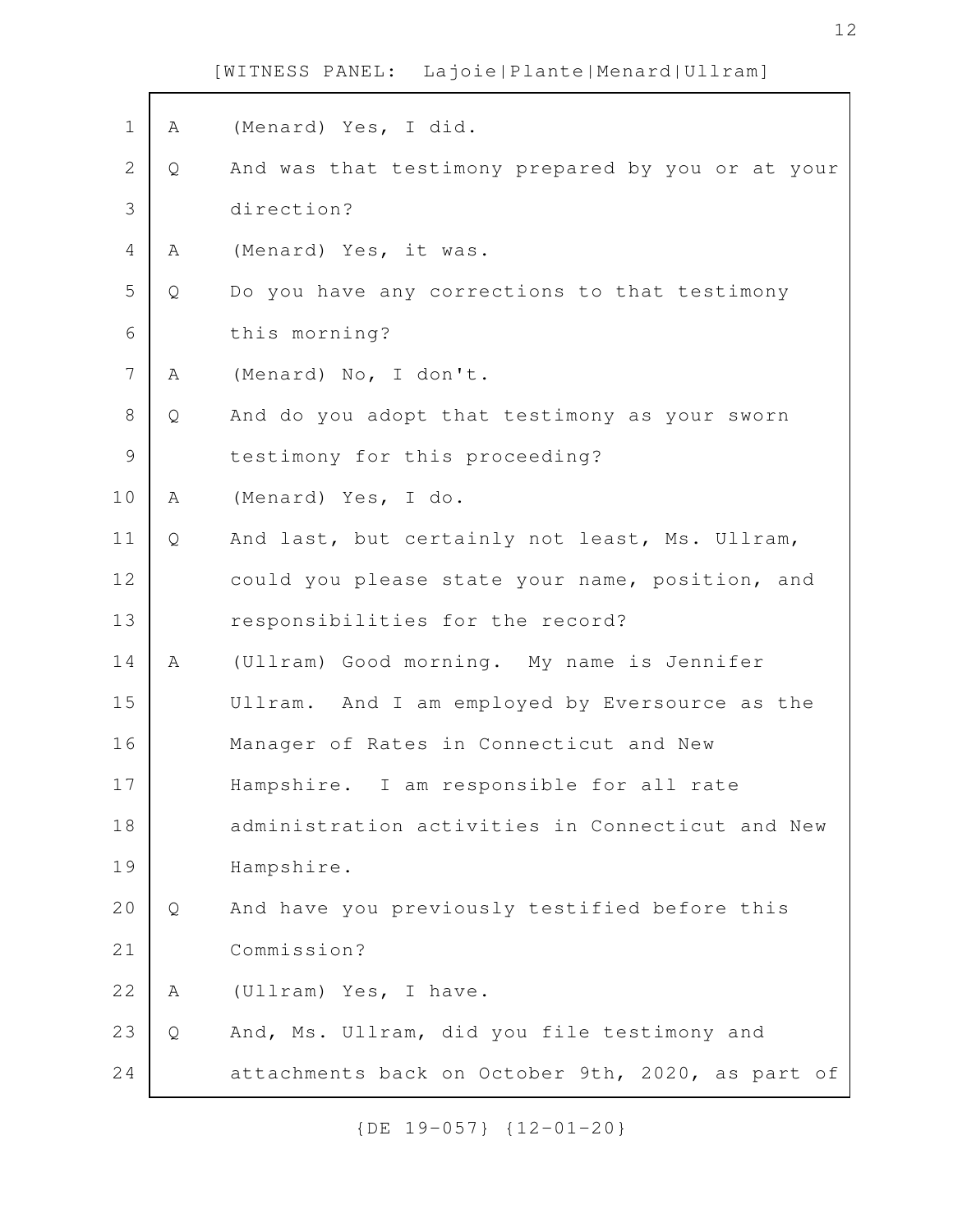A (Menard) Yes, I did.

Q And was that testimony prepared by you or at your direction?

A (Menard) Yes, it was.

Q Do you have any corrections to that testimony this morning?

A (Menard) No, I don't.

Q And do you adopt that testimony as your sworn testimony for this proceeding?

A (Menard) Yes, I do.

Q And last, but certainly not least, Ms. Ullram, could you please state your name, position, and responsibilities for the record?

A (Ullram) Good morning. My name is Jennifer Ullram. And I am employed by Eversource as the Manager of Rates in Connecticut and New Hampshire. I am responsible for all rate administration activities in Connecticut and New Hampshire.

Q And have you previously testified before this Commission?

A (Ullram) Yes, I have.

Q And, Ms. Ullram, did you file testimony and attachments back on October 9th, 2020, as part of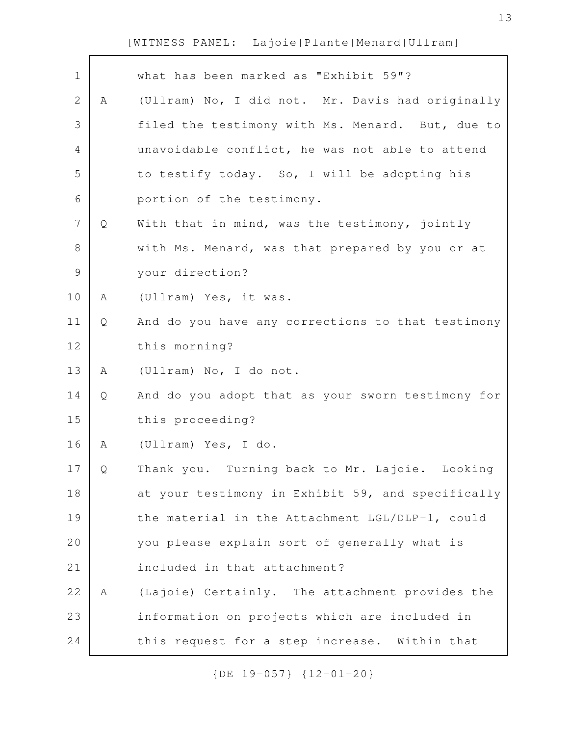what has been marked as "Exhibit 59"?

A (Ullram) No, I did not. Mr. Davis had originally filed the testimony with Ms. Menard. But, due to unavoidable conflict, he was not able to attend to testify today. So, I will be adopting his portion of the testimony.

Q With that in mind, was the testimony, jointly with Ms. Menard, was that prepared by you or at your direction?

A (Ullram) Yes, it was.

Q And do you have any corrections to that testimony this morning?

A (Ullram) No, I do not.

Q And do you adopt that as your sworn testimony for this proceeding?

A (Ullram) Yes, I do.

Q Thank you. Turning back to Mr. Lajoie. Looking at your testimony in Exhibit 59, and specifically the material in the Attachment LGL/DLP-1, could you please explain sort of generally what is included in that attachment?

A (Lajoie) Certainly. The attachment provides the information on projects which are included in this request for a step increase. Within that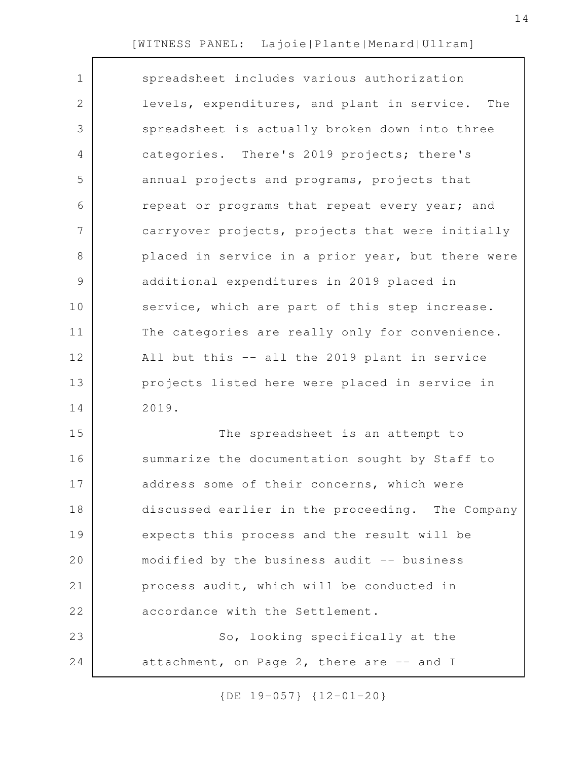spreadsheet includes various authorization levels, expenditures, and plant in service. The spreadsheet is actually broken down into three categories. There's 2019 projects; there's annual projects and programs, projects that repeat or programs that repeat every year; and carryover projects, projects that were initially placed in service in a prior year, but there were additional expenditures in 2019 placed in service, which are part of this step increase. The categories are really only for convenience. All but this -- all the 2019 plant in service projects listed here were placed in service in 2019.

The spreadsheet is an attempt to summarize the documentation sought by Staff to address some of their concerns, which were discussed earlier in the proceeding. The Company expects this process and the result will be modified by the business audit -- business process audit, which will be conducted in accordance with the Settlement.

So, looking specifically at the attachment, on Page 2, there are -- and I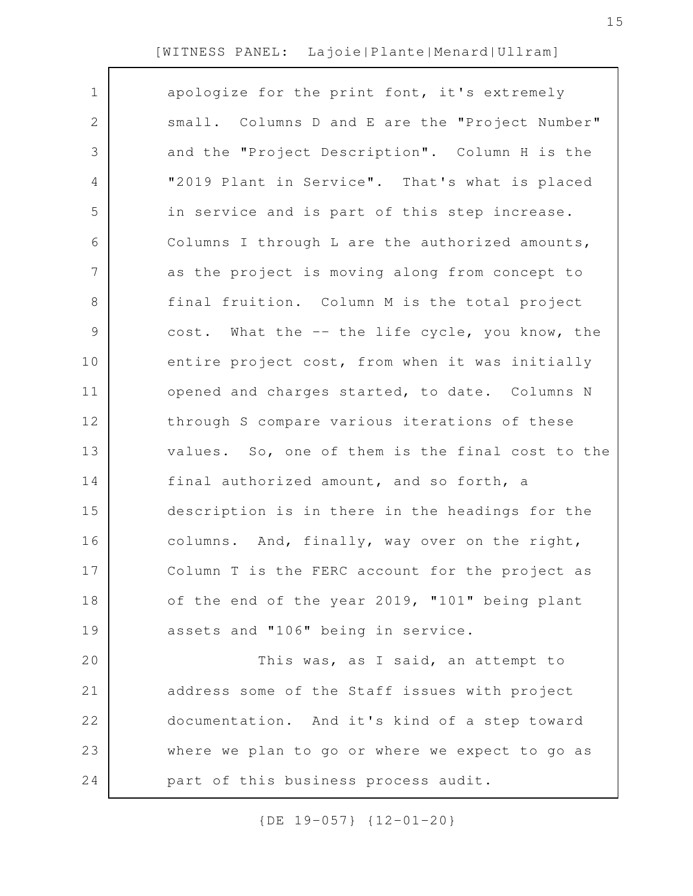apologize for the print font, it's extremely small. Columns D and E are the "Project Number" and the "Project Description". Column H is the "2019 Plant in Service". That's what is placed in service and is part of this step increase. Columns I through L are the authorized amounts, as the project is moving along from concept to final fruition. Column M is the total project cost. What the -- the life cycle, you know, the entire project cost, from when it was initially opened and charges started, to date. Columns N through S compare various iterations of these values. So, one of them is the final cost to the final authorized amount, and so forth, a description is in there in the headings for the columns. And, finally, way over on the right, Column T is the FERC account for the project as of the end of the year 2019, "101" being plant assets and "106" being in service.

This was, as I said, an attempt to address some of the Staff issues with project documentation. And it's kind of a step toward where we plan to go or where we expect to go as part of this business process audit.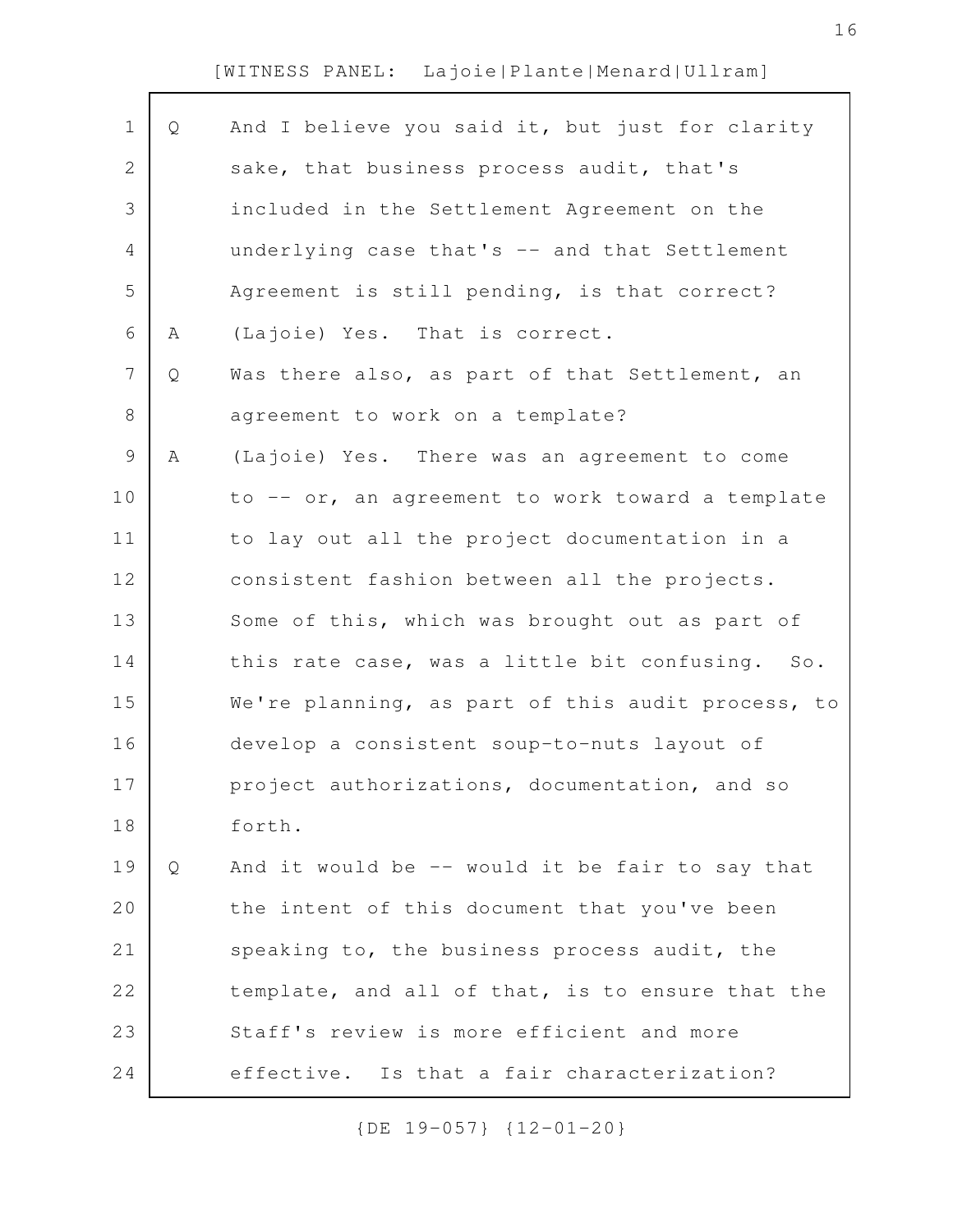[WITNESS PANEL: Lajoie|Plante|Menard|Ullram]

Q And I believe you said it, but just for clarity sake, that business process audit, that's included in the Settlement Agreement on the underlying case that's -- and that Settlement Agreement is still pending, is that correct?

A (Lajoie) Yes. That is correct.

Q Was there also, as part of that Settlement, an agreement to work on a template?

A (Lajoie) Yes. There was an agreement to come to -- or, an agreement to work toward a template to lay out all the project documentation in a consistent fashion between all the projects. Some of this, which was brought out as part of this rate case, was a little bit confusing. So. We're planning, as part of this audit process, to develop a consistent soup-to-nuts layout of project authorizations, documentation, and so forth.

Q And it would be -- would it be fair to say that the intent of this document that you've been speaking to, the business process audit, the template, and all of that, is to ensure that the Staff's review is more efficient and more effective. Is that a fair characterization?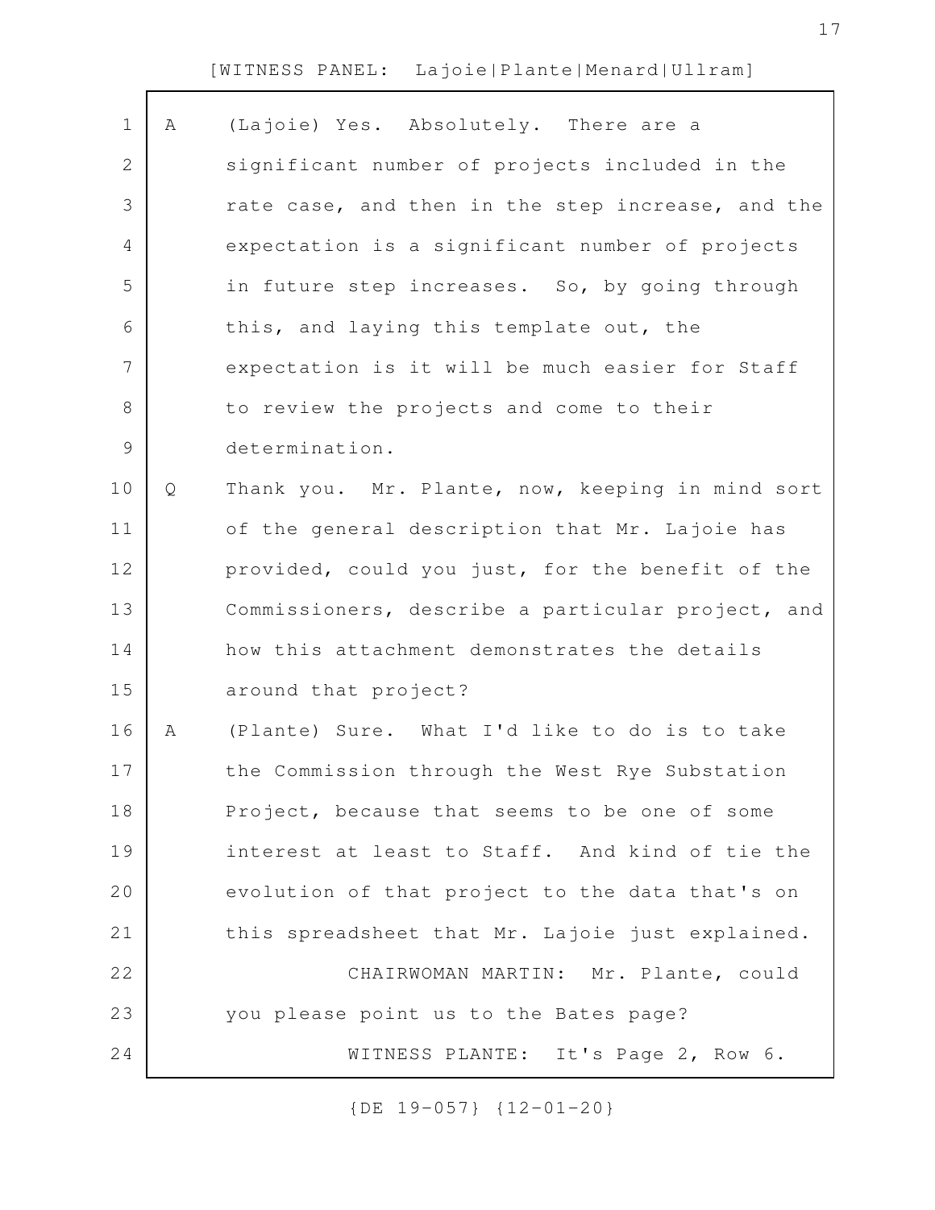[WITNESS PANEL: Lajoie|Plante|Menard|Ullram]

A (Lajoie) Yes. Absolutely. There are a significant number of projects included in the rate case, and then in the step increase, and the expectation is a significant number of projects in future step increases. So, by going through this, and laying this template out, the expectation is it will be much easier for Staff to review the projects and come to their determination.

Q Thank you. Mr. Plante, now, keeping in mind sort of the general description that Mr. Lajoie has provided, could you just, for the benefit of the Commissioners, describe a particular project, and how this attachment demonstrates the details around that project?

A (Plante) Sure. What I'd like to do is to take the Commission through the West Rye Substation Project, because that seems to be one of some interest at least to Staff. And kind of tie the evolution of that project to the data that's on this spreadsheet that Mr. Lajoie just explained.

CHAIRWOMAN MARTIN: Mr. Plante, could you please point us to the Bates page?

WITNESS PLANTE: It's Page 2, Row 6.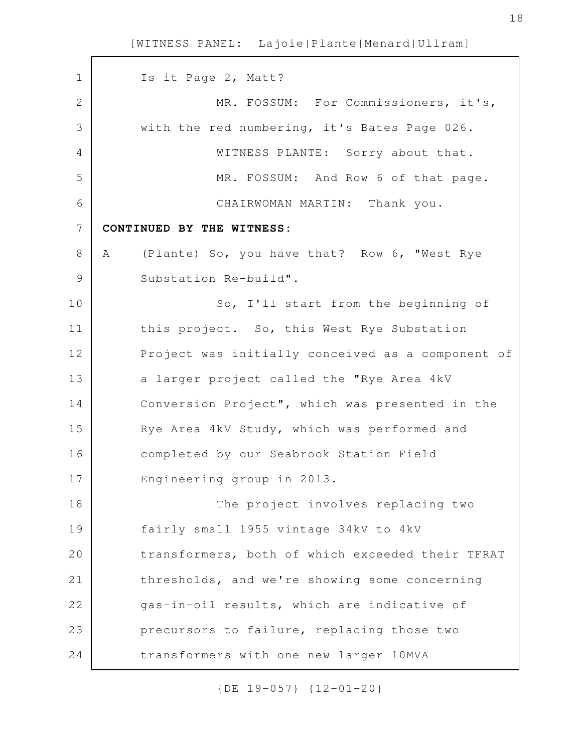Is it Page 2, Matt?

MR. FOSSUM: For Commissioners, it's, with the red numbering, it's Bates Page 026.

WITNESS PLANTE: Sorry about that.

MR. FOSSUM: And Row 6 of that page.

CHAIRWOMAN MARTIN: Thank you.

**CONTINUED BY THE WITNESS:**

A (Plante) So, you have that? Row 6, "West Rye Substation Re-build".

So, I'll start from the beginning of this project. So, this West Rye Substation Project was initially conceived as a component of a larger project called the "Rye Area 4kV Conversion Project", which was presented in the Rye Area 4kV Study, which was performed and completed by our Seabrook Station Field Engineering group in 2013.

The project involves replacing two fairly small 1955 vintage 34kV to 4kV transformers, both of which exceeded their TFRAT thresholds, and we're showing some concerning gas-in-oil results, which are indicative of precursors to failure, replacing those two transformers with one new larger 10MVA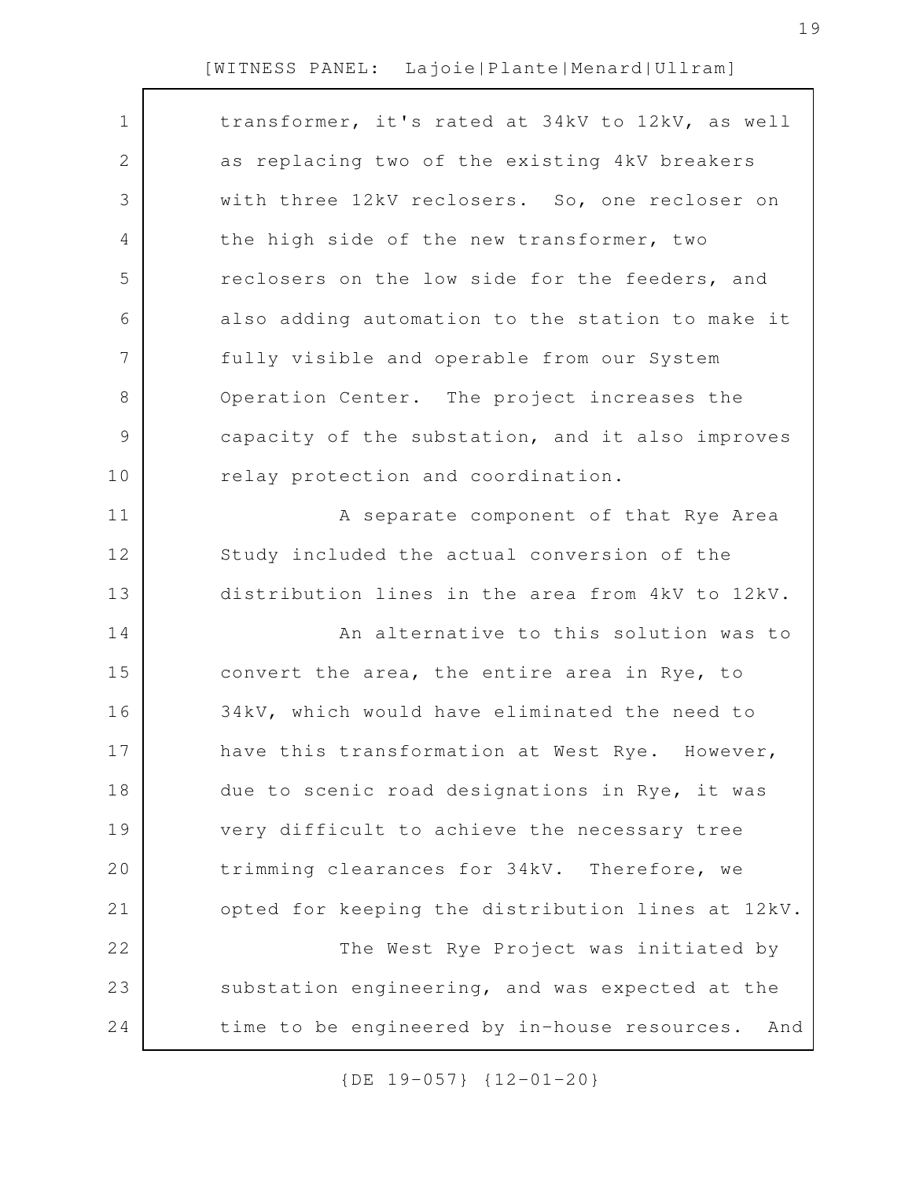transformer, it's rated at 34kV to 12kV, as well as replacing two of the existing 4kV breakers with three 12kV reclosers. So, one recloser on the high side of the new transformer, two reclosers on the low side for the feeders, and also adding automation to the station to make it fully visible and operable from our System Operation Center. The project increases the capacity of the substation, and it also improves relay protection and coordination.

A separate component of that Rye Area Study included the actual conversion of the distribution lines in the area from 4kV to 12kV.

An alternative to this solution was to convert the area, the entire area in Rye, to 34kV, which would have eliminated the need to have this transformation at West Rye. However, due to scenic road designations in Rye, it was very difficult to achieve the necessary tree trimming clearances for 34kV. Therefore, we opted for keeping the distribution lines at 12kV.

The West Rye Project was initiated by substation engineering, and was expected at the time to be engineered by in-house resources. And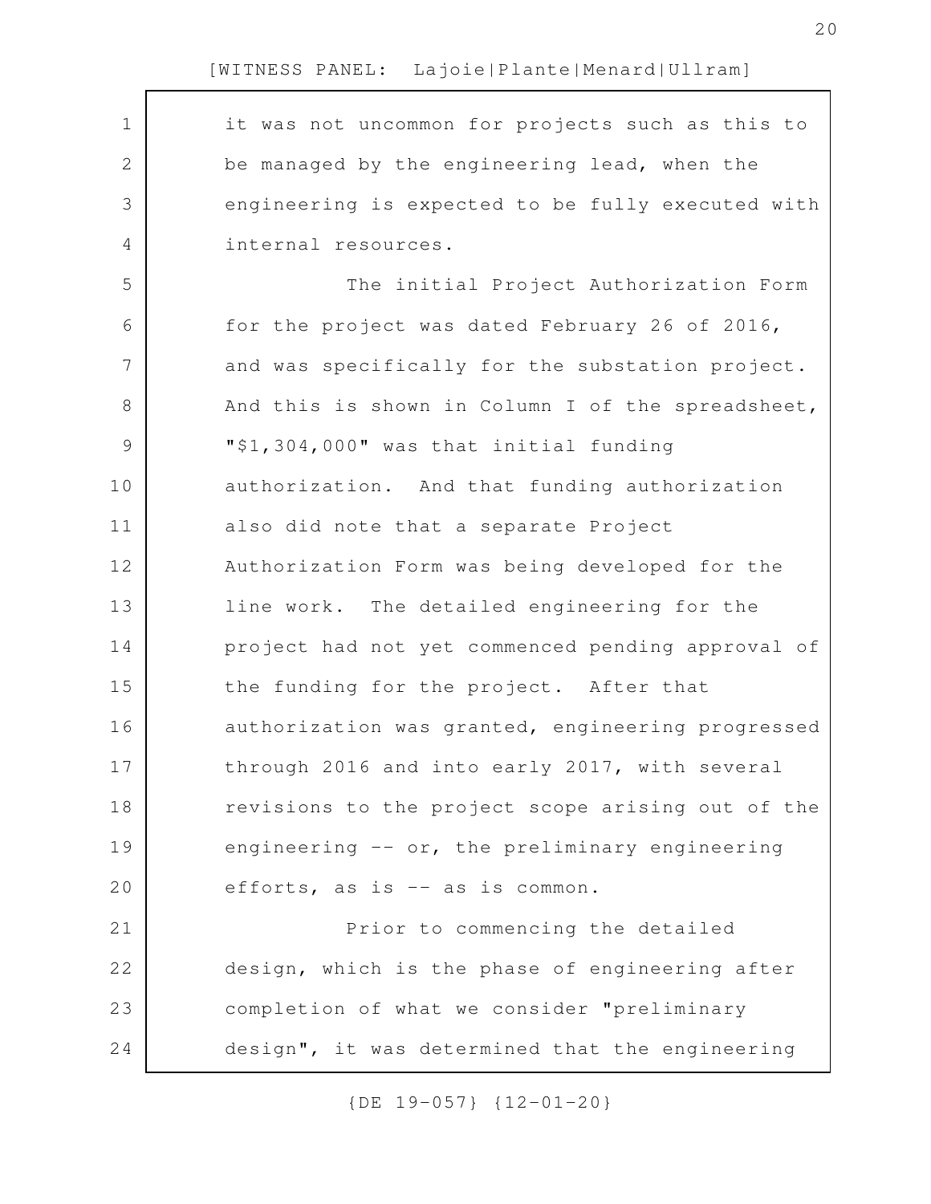it was not uncommon for projects such as this to be managed by the engineering lead, when the engineering is expected to be fully executed with internal resources.

The initial Project Authorization Form for the project was dated February 26 of 2016, and was specifically for the substation project. And this is shown in Column I of the spreadsheet, "$1,304,000" was that initial funding authorization. And that funding authorization also did note that a separate Project Authorization Form was being developed for the line work. The detailed engineering for the project had not yet commenced pending approval of the funding for the project. After that authorization was granted, engineering progressed through 2016 and into early 2017, with several revisions to the project scope arising out of the engineering -- or, the preliminary engineering efforts, as is -- as is common.

Prior to commencing the detailed design, which is the phase of engineering after completion of what we consider "preliminary design", it was determined that the engineering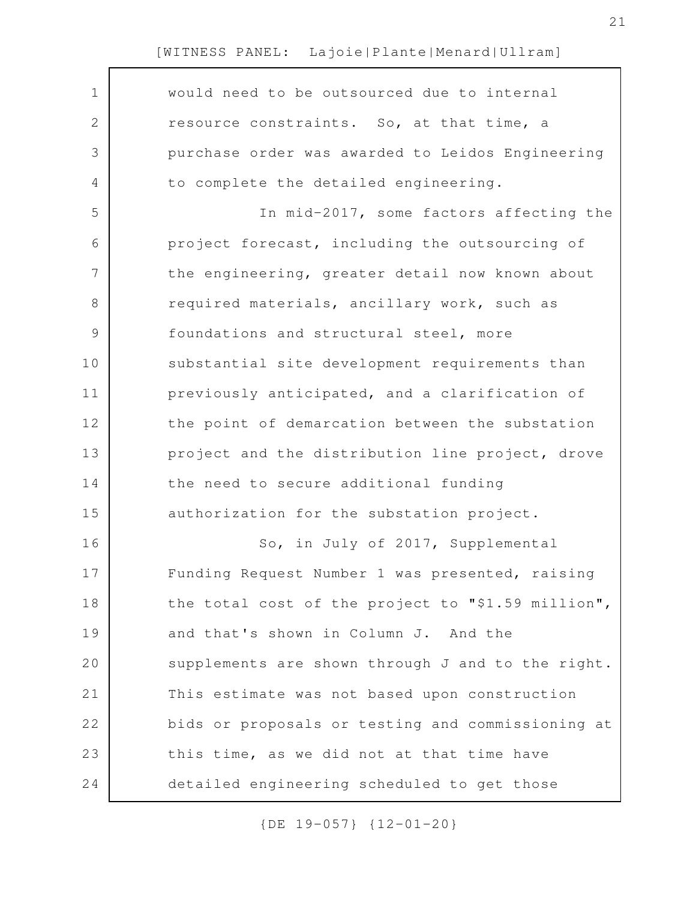would need to be outsourced due to internal resource constraints. So, at that time, a purchase order was awarded to Leidos Engineering to complete the detailed engineering.

In mid-2017, some factors affecting the project forecast, including the outsourcing of the engineering, greater detail now known about required materials, ancillary work, such as foundations and structural steel, more substantial site development requirements than previously anticipated, and a clarification of the point of demarcation between the substation project and the distribution line project, drove the need to secure additional funding authorization for the substation project.

So, in July of 2017, Supplemental Funding Request Number 1 was presented, raising the total cost of the project to "$1.59 million", and that's shown in Column J. And the supplements are shown through J and to the right. This estimate was not based upon construction bids or proposals or testing and commissioning at this time, as we did not at that time have detailed engineering scheduled to get those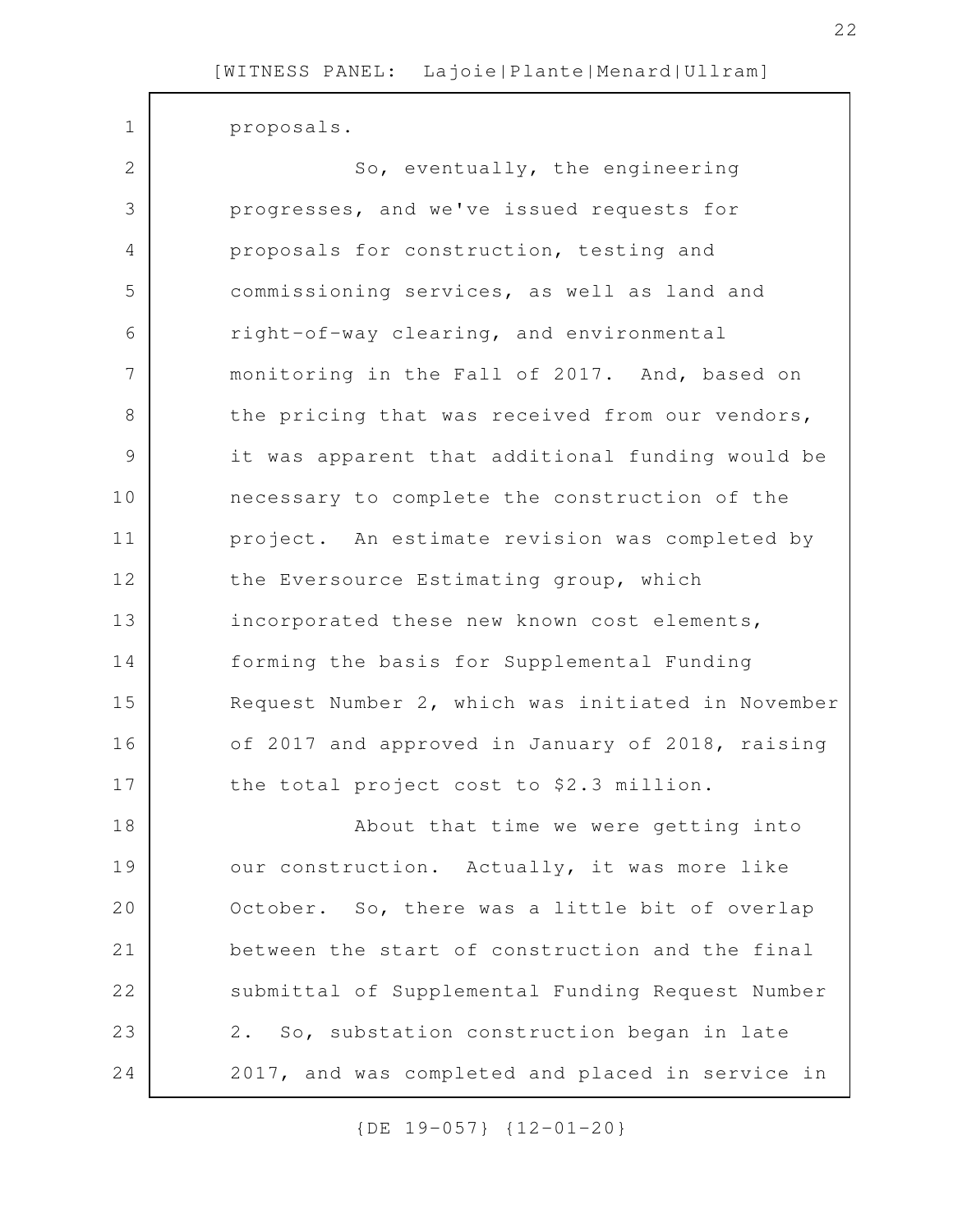proposals.

So, eventually, the engineering progresses, and we've issued requests for proposals for construction, testing and commissioning services, as well as land and right-of-way clearing, and environmental monitoring in the Fall of 2017. And, based on the pricing that was received from our vendors, it was apparent that additional funding would be necessary to complete the construction of the project. An estimate revision was completed by the Eversource Estimating group, which incorporated these new known cost elements, forming the basis for Supplemental Funding Request Number 2, which was initiated in November of 2017 and approved in January of 2018, raising the total project cost to $2.3 million.

About that time we were getting into our construction. Actually, it was more like October. So, there was a little bit of overlap between the start of construction and the final submittal of Supplemental Funding Request Number 2. So, substation construction began in late 2017, and was completed and placed in service in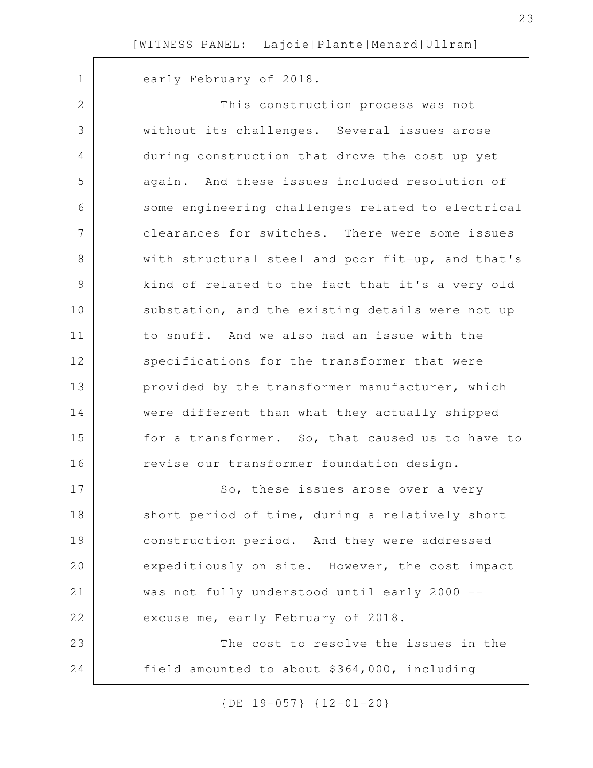early February of 2018.

This construction process was not without its challenges. Several issues arose during construction that drove the cost up yet again. And these issues included resolution of some engineering challenges related to electrical clearances for switches. There were some issues with structural steel and poor fit-up, and that's kind of related to the fact that it's a very old substation, and the existing details were not up to snuff. And we also had an issue with the specifications for the transformer that were provided by the transformer manufacturer, which were different than what they actually shipped for a transformer. So, that caused us to have to revise our transformer foundation design.

So, these issues arose over a very short period of time, during a relatively short construction period. And they were addressed expeditiously on site. However, the cost impact was not fully understood until early 2000 -- excuse me, early February of 2018.

The cost to resolve the issues in the field amounted to about $364,000, including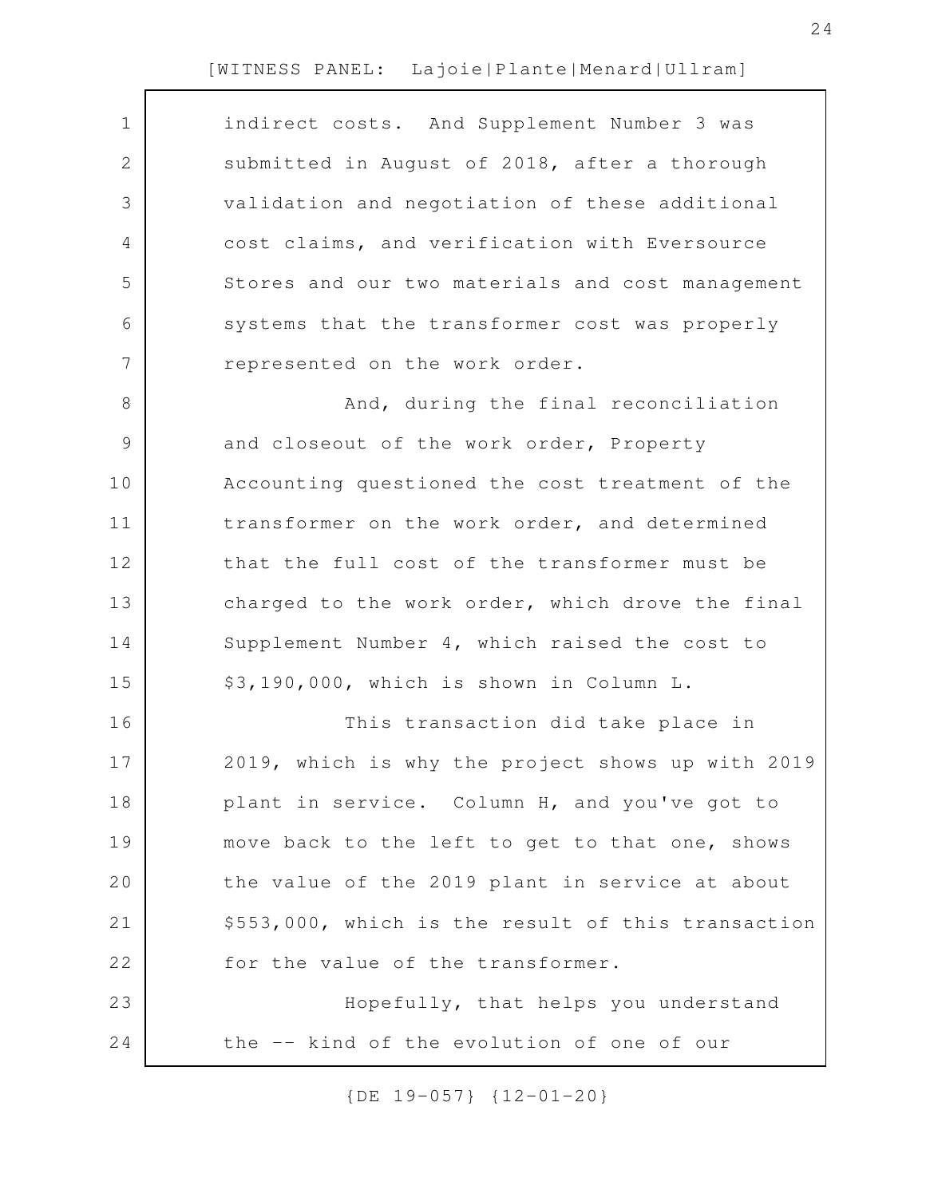indirect costs. And Supplement Number 3 was submitted in August of 2018, after a thorough validation and negotiation of these additional cost claims, and verification with Eversource Stores and our two materials and cost management systems that the transformer cost was properly represented on the work order.

And, during the final reconciliation and closeout of the work order, Property Accounting questioned the cost treatment of the transformer on the work order, and determined that the full cost of the transformer must be charged to the work order, which drove the final Supplement Number 4, which raised the cost to $3,190,000, which is shown in Column L.

This transaction did take place in 2019, which is why the project shows up with 2019 plant in service. Column H, and you've got to move back to the left to get to that one, shows the value of the 2019 plant in service at about $553,000, which is the result of this transaction for the value of the transformer.

Hopefully, that helps you understand the -- kind of the evolution of one of our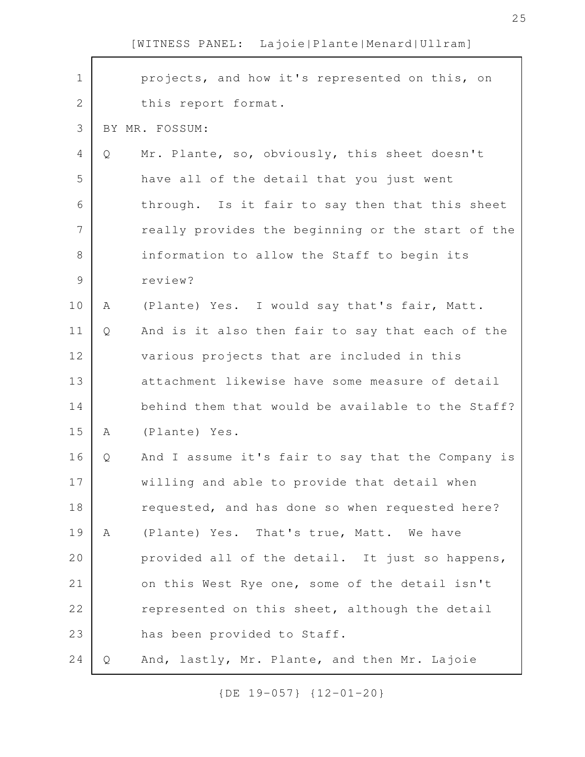projects, and how it's represented on this, on this report format.

BY MR. FOSSUM:

Q Mr. Plante, so, obviously, this sheet doesn't have all of the detail that you just went through. Is it fair to say then that this sheet really provides the beginning or the start of the information to allow the Staff to begin its review?

A (Plante) Yes. I would say that's fair, Matt.

Q And is it also then fair to say that each of the various projects that are included in this attachment likewise have some measure of detail behind them that would be available to the Staff?

A (Plante) Yes.

Q And I assume it's fair to say that the Company is willing and able to provide that detail when requested, and has done so when requested here?

A (Plante) Yes. That's true, Matt. We have provided all of the detail. It just so happens, on this West Rye one, some of the detail isn't represented on this sheet, although the detail has been provided to Staff.

Q And, lastly, Mr. Plante, and then Mr. Lajoie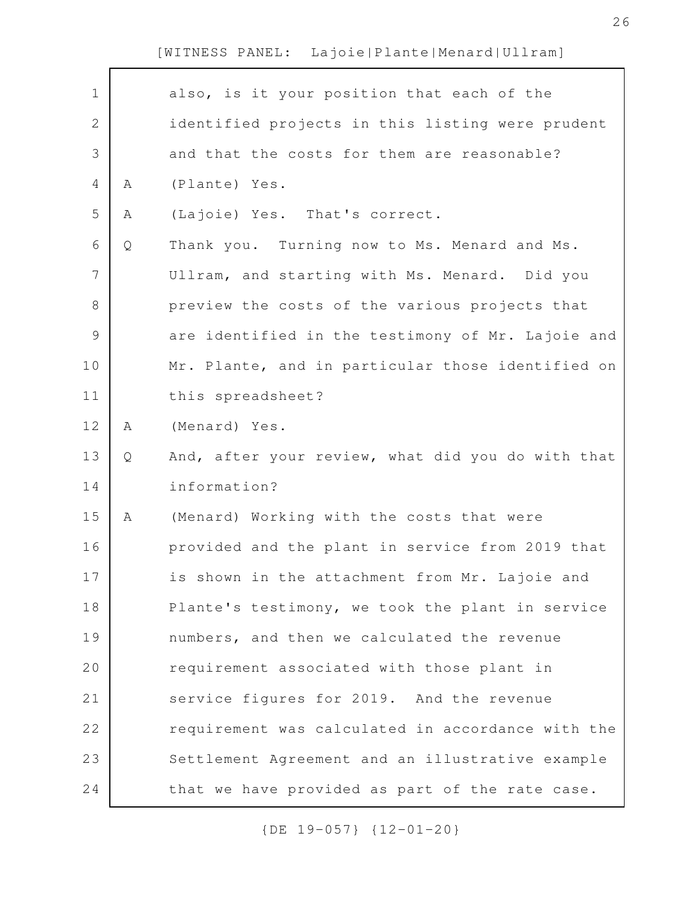also, is it your position that each of the identified projects in this listing were prudent and that the costs for them are reasonable?

A (Plante) Yes.

A (Lajoie) Yes. That's correct.

Q Thank you. Turning now to Ms. Menard and Ms. Ullram, and starting with Ms. Menard. Did you preview the costs of the various projects that are identified in the testimony of Mr. Lajoie and Mr. Plante, and in particular those identified on this spreadsheet?

A (Menard) Yes.

Q And, after your review, what did you do with that information?

A (Menard) Working with the costs that were provided and the plant in service from 2019 that is shown in the attachment from Mr. Lajoie and Plante's testimony, we took the plant in service numbers, and then we calculated the revenue requirement associated with those plant in service figures for 2019. And the revenue requirement was calculated in accordance with the Settlement Agreement and an illustrative example that we have provided as part of the rate case.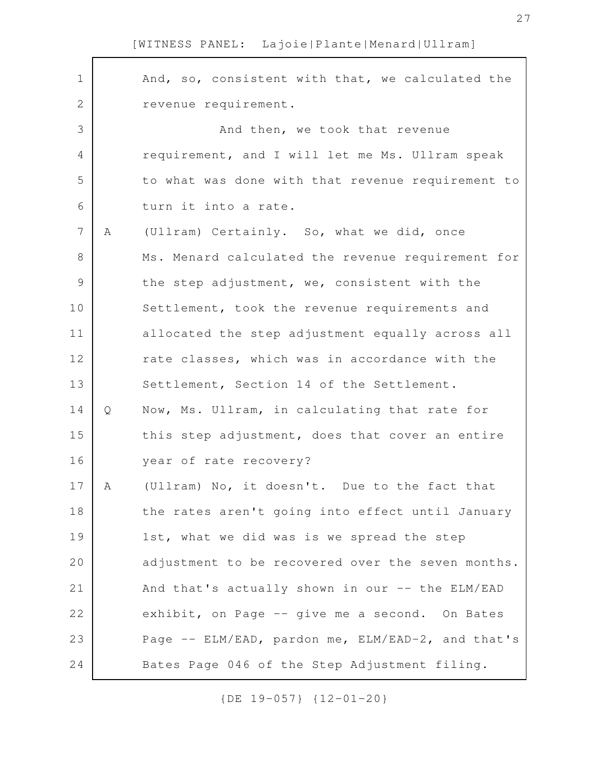And, so, consistent with that, we calculated the revenue requirement.

And then, we took that revenue requirement, and I will let me Ms. Ullram speak to what was done with that revenue requirement to turn it into a rate.

A (Ullram) Certainly. So, what we did, once Ms. Menard calculated the revenue requirement for the step adjustment, we, consistent with the Settlement, took the revenue requirements and allocated the step adjustment equally across all rate classes, which was in accordance with the Settlement, Section 14 of the Settlement.

Q Now, Ms. Ullram, in calculating that rate for this step adjustment, does that cover an entire year of rate recovery?

A (Ullram) No, it doesn't. Due to the fact that the rates aren't going into effect until January 1st, what we did was is we spread the step adjustment to be recovered over the seven months. And that's actually shown in our -- the ELM/EAD exhibit, on Page -- give me a second. On Bates Page -- ELM/EAD, pardon me, ELM/EAD-2, and that's Bates Page 046 of the Step Adjustment filing.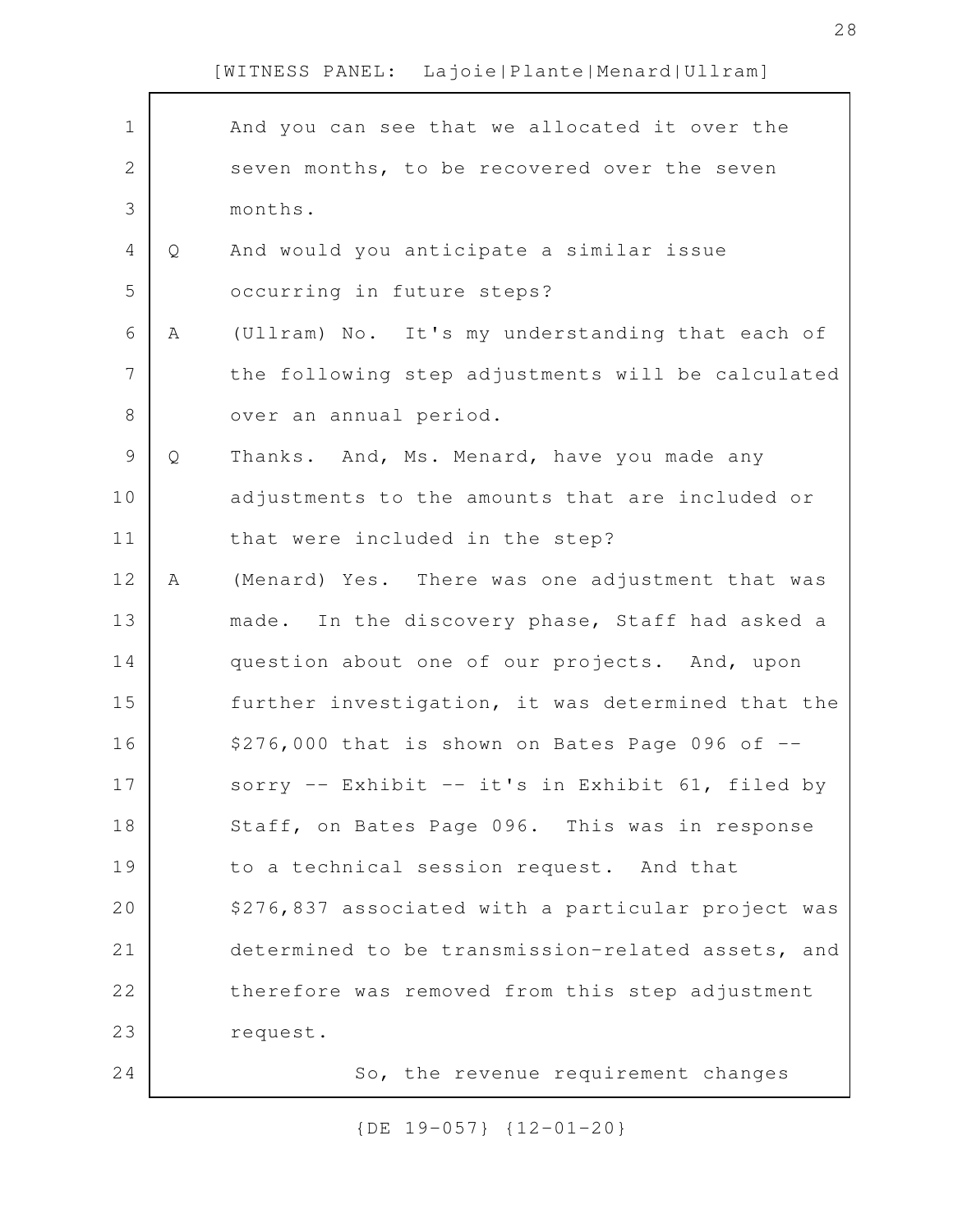And you can see that we allocated it over the seven months, to be recovered over the seven months.

Q And would you anticipate a similar issue occurring in future steps?

A (Ullram) No. It's my understanding that each of the following step adjustments will be calculated over an annual period.

Q Thanks. And, Ms. Menard, have you made any adjustments to the amounts that are included or that were included in the step?

A (Menard) Yes. There was one adjustment that was made. In the discovery phase, Staff had asked a question about one of our projects. And, upon further investigation, it was determined that the $276,000 that is shown on Bates Page 096 of -- sorry -- Exhibit -- it's in Exhibit 61, filed by Staff, on Bates Page 096. This was in response to a technical session request. And that $276,837 associated with a particular project was determined to be transmission-related assets, and therefore was removed from this step adjustment request.

So, the revenue requirement changes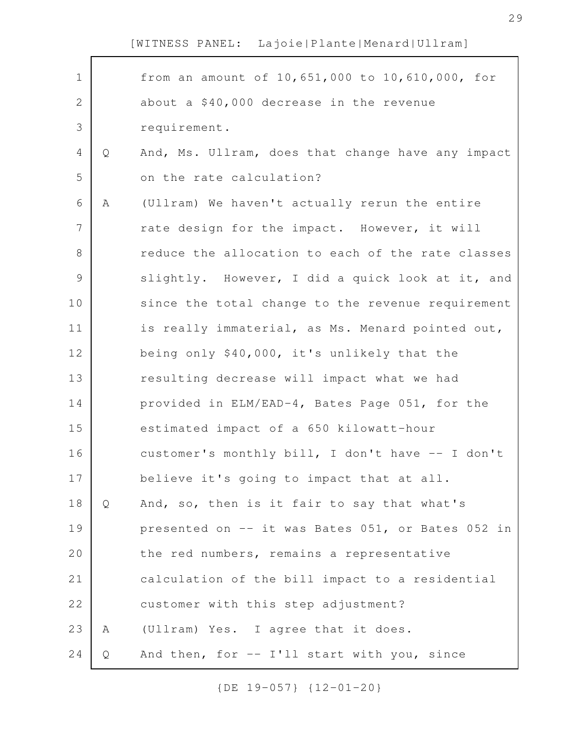from an amount of 10,651,000 to 10,610,000, for about a $40,000 decrease in the revenue requirement.

Q And, Ms. Ullram, does that change have any impact on the rate calculation?

A (Ullram) We haven't actually rerun the entire rate design for the impact. However, it will reduce the allocation to each of the rate classes slightly. However, I did a quick look at it, and since the total change to the revenue requirement is really immaterial, as Ms. Menard pointed out, being only $40,000, it's unlikely that the resulting decrease will impact what we had provided in ELM/EAD-4, Bates Page 051, for the estimated impact of a 650 kilowatt-hour customer's monthly bill, I don't have -- I don't believe it's going to impact that at all.

Q And, so, then is it fair to say that what's presented on -- it was Bates 051, or Bates 052 in the red numbers, remains a representative calculation of the bill impact to a residential customer with this step adjustment?

A (Ullram) Yes. I agree that it does.

Q And then, for -- I'll start with you, since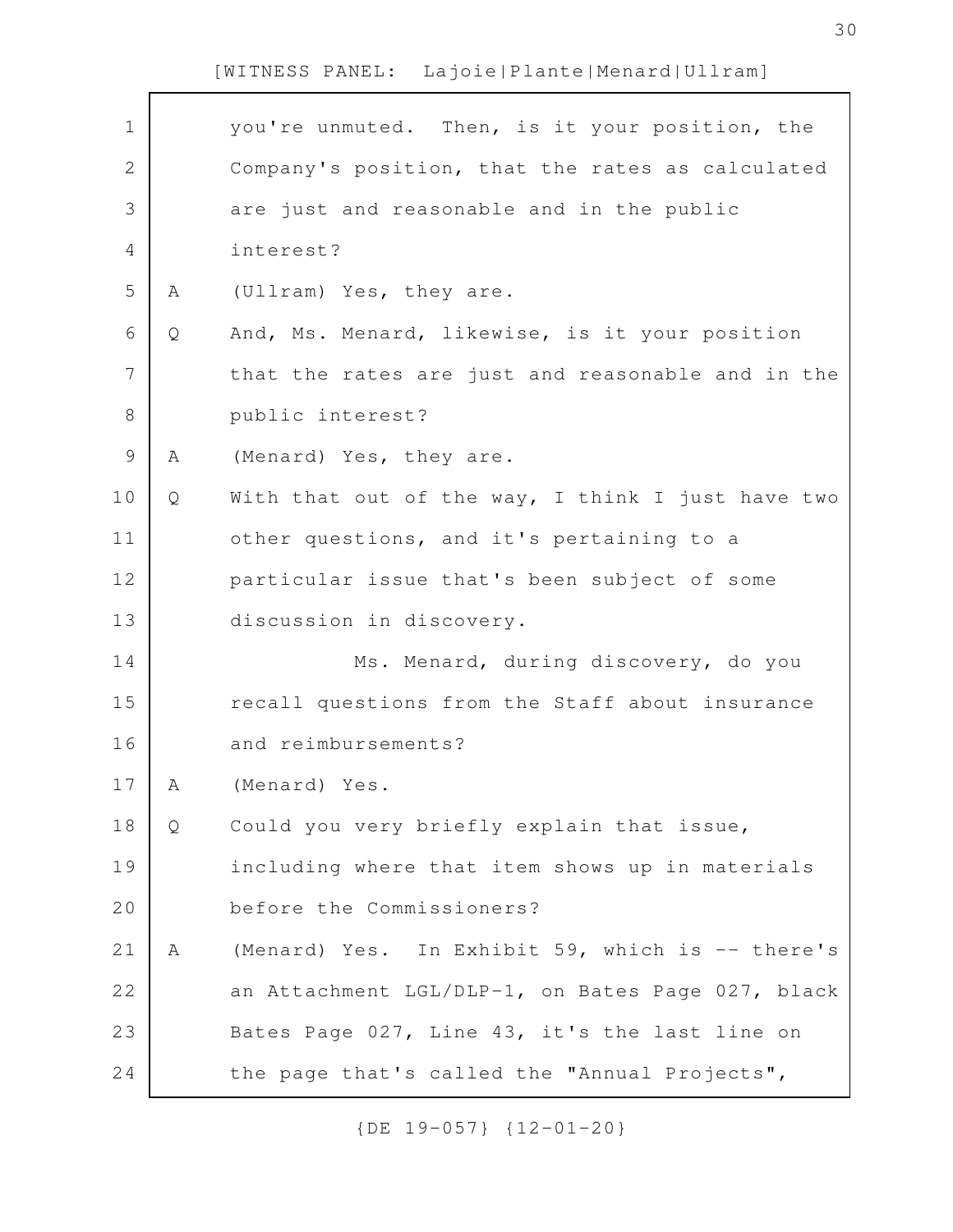you're unmuted. Then, is it your position, the Company's position, that the rates as calculated are just and reasonable and in the public interest?

A (Ullram) Yes, they are.

Q And, Ms. Menard, likewise, is it your position that the rates are just and reasonable and in the public interest?

A (Menard) Yes, they are.

Q With that out of the way, I think I just have two other questions, and it's pertaining to a particular issue that's been subject of some discussion in discovery.

Ms. Menard, during discovery, do you recall questions from the Staff about insurance and reimbursements?

A (Menard) Yes.

Q Could you very briefly explain that issue, including where that item shows up in materials before the Commissioners?

A (Menard) Yes. In Exhibit 59, which is -- there's an Attachment LGL/DLP-1, on Bates Page 027, black Bates Page 027, Line 43, it's the last line on the page that's called the "Annual Projects",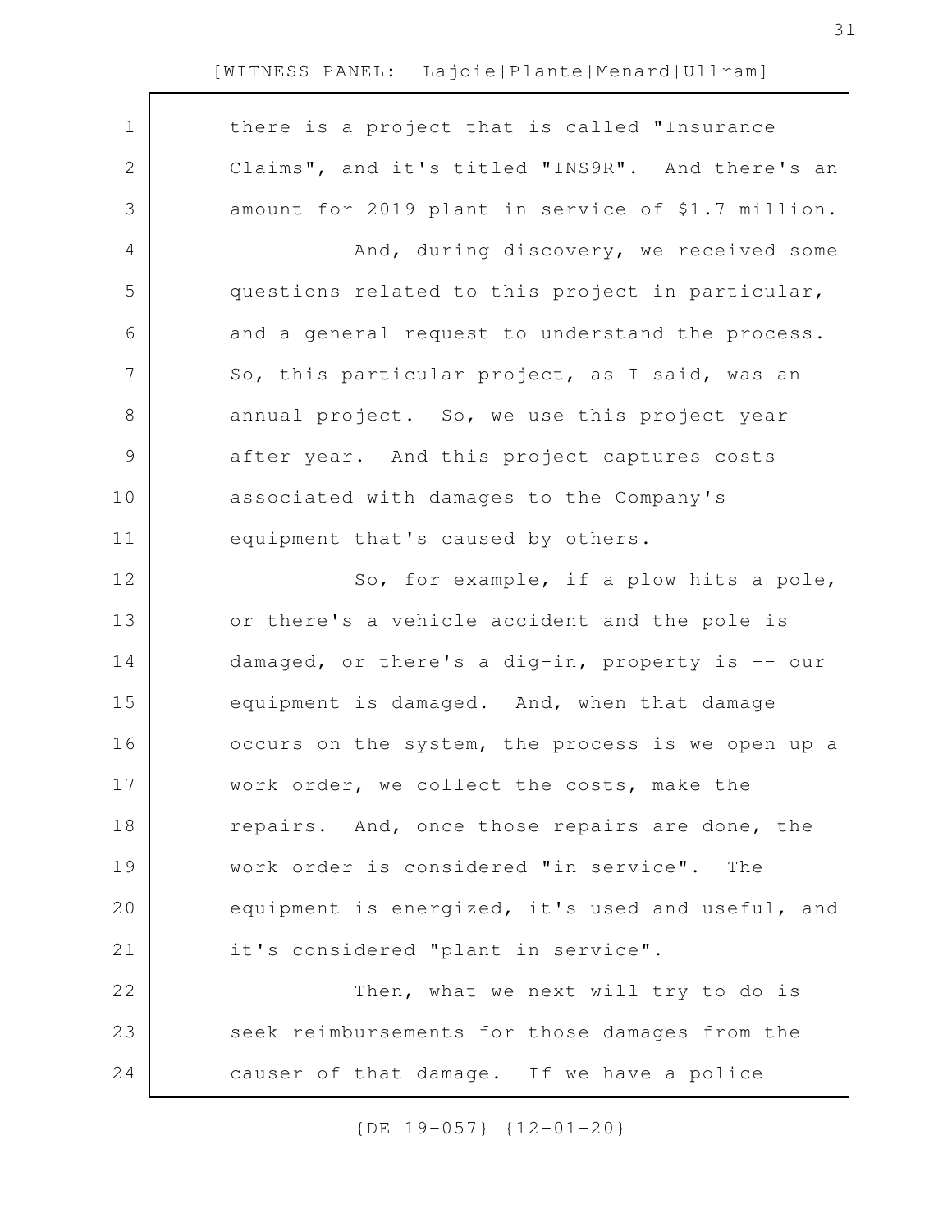there is a project that is called "Insurance Claims", and it's titled "INS9R". And there's an amount for 2019 plant in service of $1.7 million.

And, during discovery, we received some questions related to this project in particular, and a general request to understand the process. So, this particular project, as I said, was an annual project. So, we use this project year after year. And this project captures costs associated with damages to the Company's equipment that's caused by others.

So, for example, if a plow hits a pole, or there's a vehicle accident and the pole is damaged, or there's a dig-in, property is -- our equipment is damaged. And, when that damage occurs on the system, the process is we open up a work order, we collect the costs, make the repairs. And, once those repairs are done, the work order is considered "in service". The equipment is energized, it's used and useful, and it's considered "plant in service".

Then, what we next will try to do is seek reimbursements for those damages from the causer of that damage. If we have a police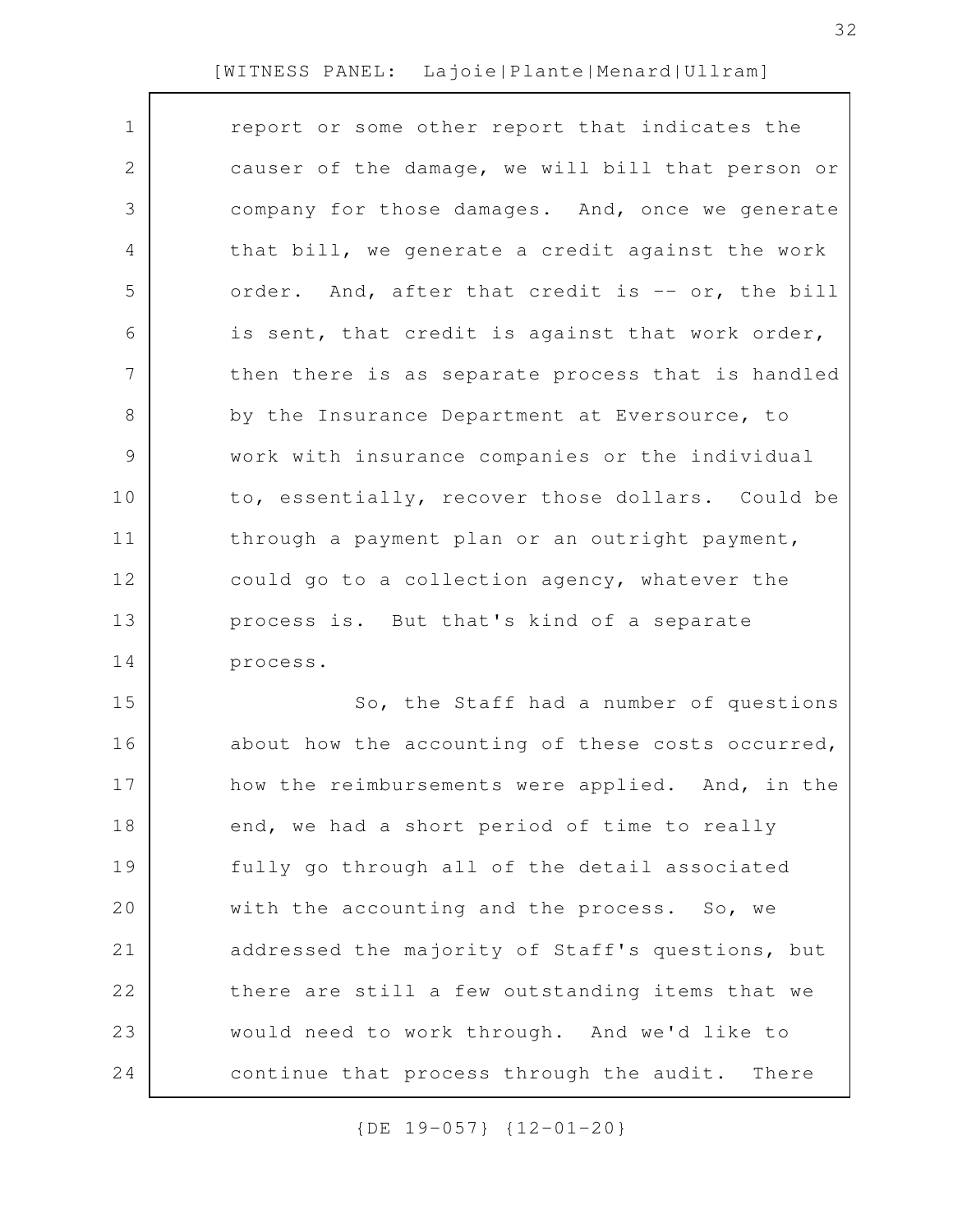report or some other report that indicates the causer of the damage, we will bill that person or company for those damages. And, once we generate that bill, we generate a credit against the work order. And, after that credit is -- or, the bill is sent, that credit is against that work order, then there is as separate process that is handled by the Insurance Department at Eversource, to work with insurance companies or the individual to, essentially, recover those dollars. Could be through a payment plan or an outright payment, could go to a collection agency, whatever the process is. But that's kind of a separate process.

So, the Staff had a number of questions about how the accounting of these costs occurred, how the reimbursements were applied. And, in the end, we had a short period of time to really fully go through all of the detail associated with the accounting and the process. So, we addressed the majority of Staff's questions, but there are still a few outstanding items that we would need to work through. And we'd like to continue that process through the audit. There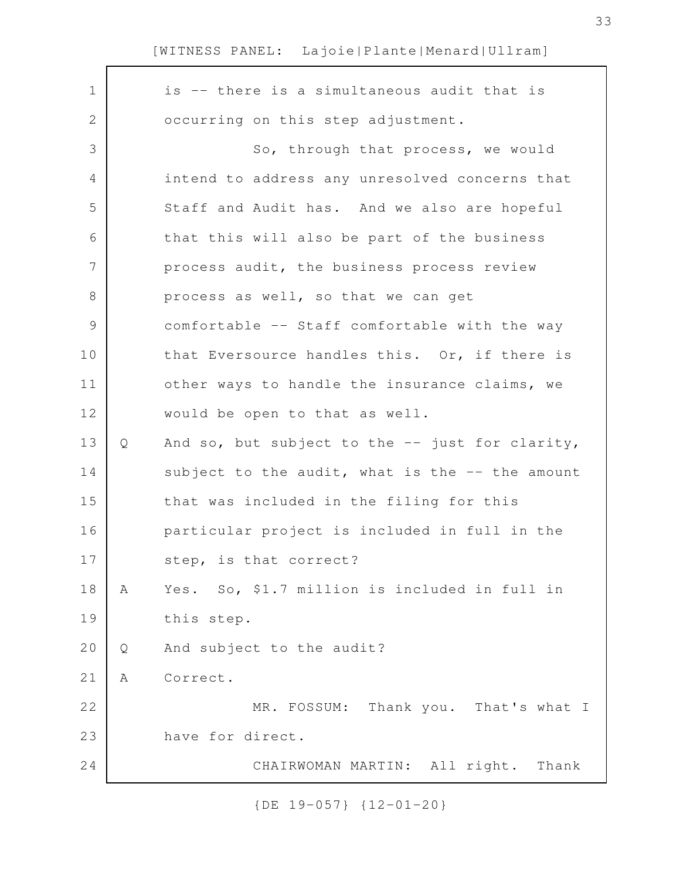is -- there is a simultaneous audit that is occurring on this step adjustment.

So, through that process, we would intend to address any unresolved concerns that Staff and Audit has. And we also are hopeful that this will also be part of the business process audit, the business process review process as well, so that we can get comfortable -- Staff comfortable with the way that Eversource handles this. Or, if there is other ways to handle the insurance claims, we would be open to that as well.

Q And so, but subject to the -- just for clarity, subject to the audit, what is the -- the amount that was included in the filing for this particular project is included in full in the step, is that correct?

A Yes. So, $1.7 million is included in full in this step.

Q And subject to the audit?

A Correct.

MR. FOSSUM: Thank you. That's what I have for direct.

CHAIRWOMAN MARTIN: All right. Thank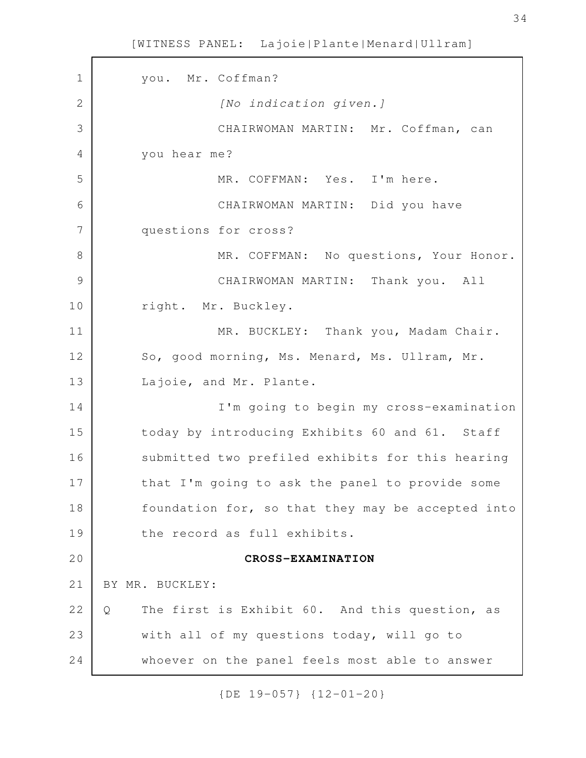you. Mr. Coffman?

*[No indication given.]*

CHAIRWOMAN MARTIN: Mr. Coffman, can you hear me?

MR. COFFMAN: Yes. I'm here.

CHAIRWOMAN MARTIN: Did you have questions for cross?

MR. COFFMAN: No questions, Your Honor.

CHAIRWOMAN MARTIN: Thank you. All right. Mr. Buckley.

MR. BUCKLEY: Thank you, Madam Chair. So, good morning, Ms. Menard, Ms. Ullram, Mr. Lajoie, and Mr. Plante.

I'm going to begin my cross-examination today by introducing Exhibits 60 and 61. Staff submitted two prefiled exhibits for this hearing that I'm going to ask the panel to provide some foundation for, so that they may be accepted into the record as full exhibits.

**CROSS-EXAMINATION**

BY MR. BUCKLEY:

Q The first is Exhibit 60. And this question, as with all of my questions today, will go to whoever on the panel feels most able to answer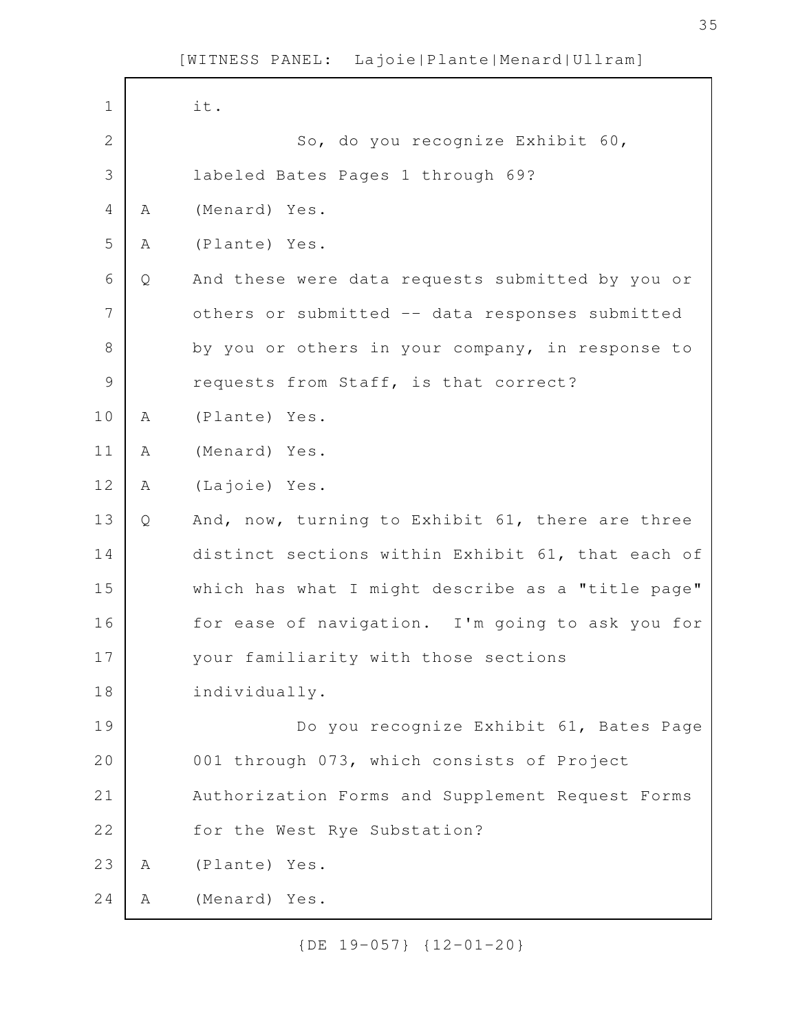it.

So, do you recognize Exhibit 60, labeled Bates Pages 1 through 69?

A (Menard) Yes.

A (Plante) Yes.

Q And these were data requests submitted by you or others or submitted -- data responses submitted by you or others in your company, in response to requests from Staff, is that correct?

A (Plante) Yes.

A (Menard) Yes.

A (Lajoie) Yes.

Q And, now, turning to Exhibit 61, there are three distinct sections within Exhibit 61, that each of which has what I might describe as a "title page" for ease of navigation. I'm going to ask you for your familiarity with those sections individually.

Do you recognize Exhibit 61, Bates Page 001 through 073, which consists of Project Authorization Forms and Supplement Request Forms for the West Rye Substation?

A (Plante) Yes.

A (Menard) Yes.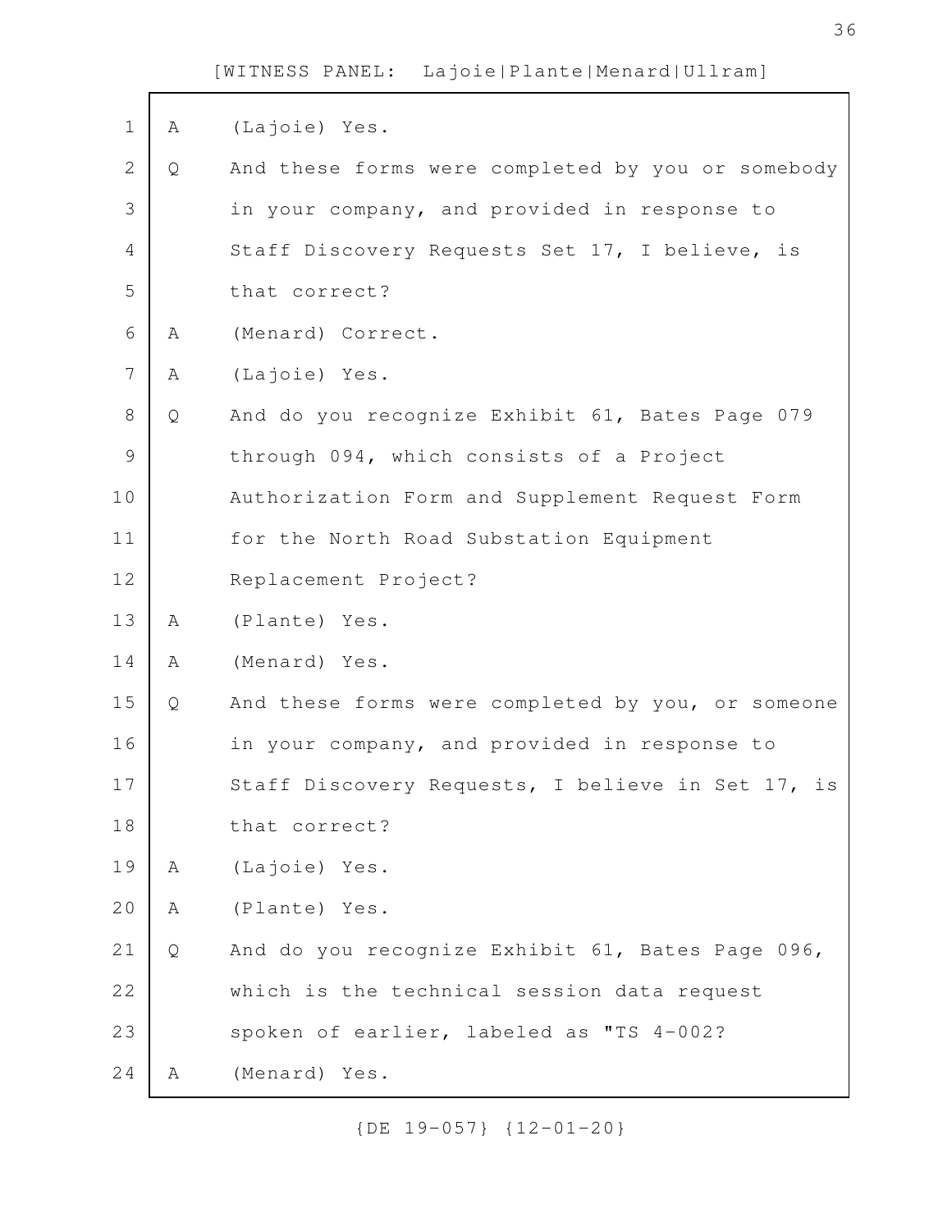A (Lajoie) Yes.

Q And these forms were completed by you or somebody in your company, and provided in response to Staff Discovery Requests Set 17, I believe, is that correct?

A (Menard) Correct.

A (Lajoie) Yes.

Q And do you recognize Exhibit 61, Bates Page 079 through 094, which consists of a Project Authorization Form and Supplement Request Form for the North Road Substation Equipment Replacement Project?

A (Plante) Yes.

A (Menard) Yes.

Q And these forms were completed by you, or someone in your company, and provided in response to Staff Discovery Requests, I believe in Set 17, is that correct?

A (Lajoie) Yes.

A (Plante) Yes.

Q And do you recognize Exhibit 61, Bates Page 096, which is the technical session data request spoken of earlier, labeled as "TS 4-002?

A (Menard) Yes.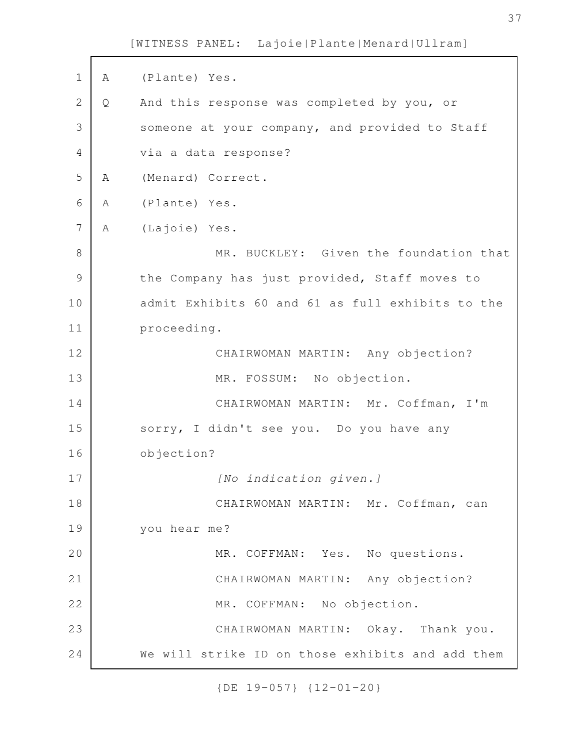A (Plante) Yes.

Q And this response was completed by you, or someone at your company, and provided to Staff via a data response?

A (Menard) Correct.

A (Plante) Yes.

A (Lajoie) Yes.

MR. BUCKLEY: Given the foundation that the Company has just provided, Staff moves to admit Exhibits 60 and 61 as full exhibits to the proceeding.

CHAIRWOMAN MARTIN: Any objection?

MR. FOSSUM: No objection.

CHAIRWOMAN MARTIN: Mr. Coffman, I'm sorry, I didn't see you. Do you have any objection?

*[No indication given.]*

CHAIRWOMAN MARTIN: Mr. Coffman, can you hear me?

MR. COFFMAN: Yes. No questions.

CHAIRWOMAN MARTIN: Any objection?

MR. COFFMAN: No objection.

CHAIRWOMAN MARTIN: Okay. Thank you. We will strike ID on those exhibits and add them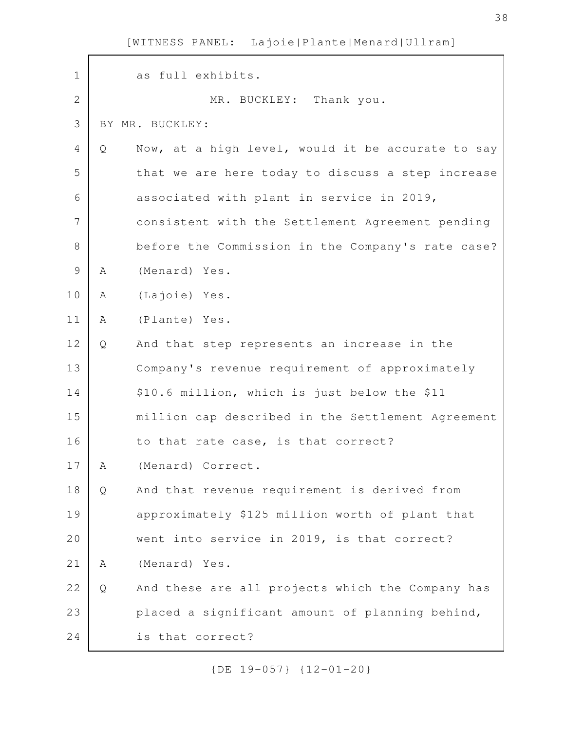as full exhibits.

MR. BUCKLEY: Thank you.

BY MR. BUCKLEY:

Q Now, at a high level, would it be accurate to say that we are here today to discuss a step increase associated with plant in service in 2019, consistent with the Settlement Agreement pending before the Commission in the Company's rate case?

A (Menard) Yes.

A (Lajoie) Yes.

A (Plante) Yes.

Q And that step represents an increase in the Company's revenue requirement of approximately $10.6 million, which is just below the $11 million cap described in the Settlement Agreement to that rate case, is that correct?

A (Menard) Correct.

Q And that revenue requirement is derived from approximately $125 million worth of plant that went into service in 2019, is that correct?

A (Menard) Yes.

Q And these are all projects which the Company has placed a significant amount of planning behind, is that correct?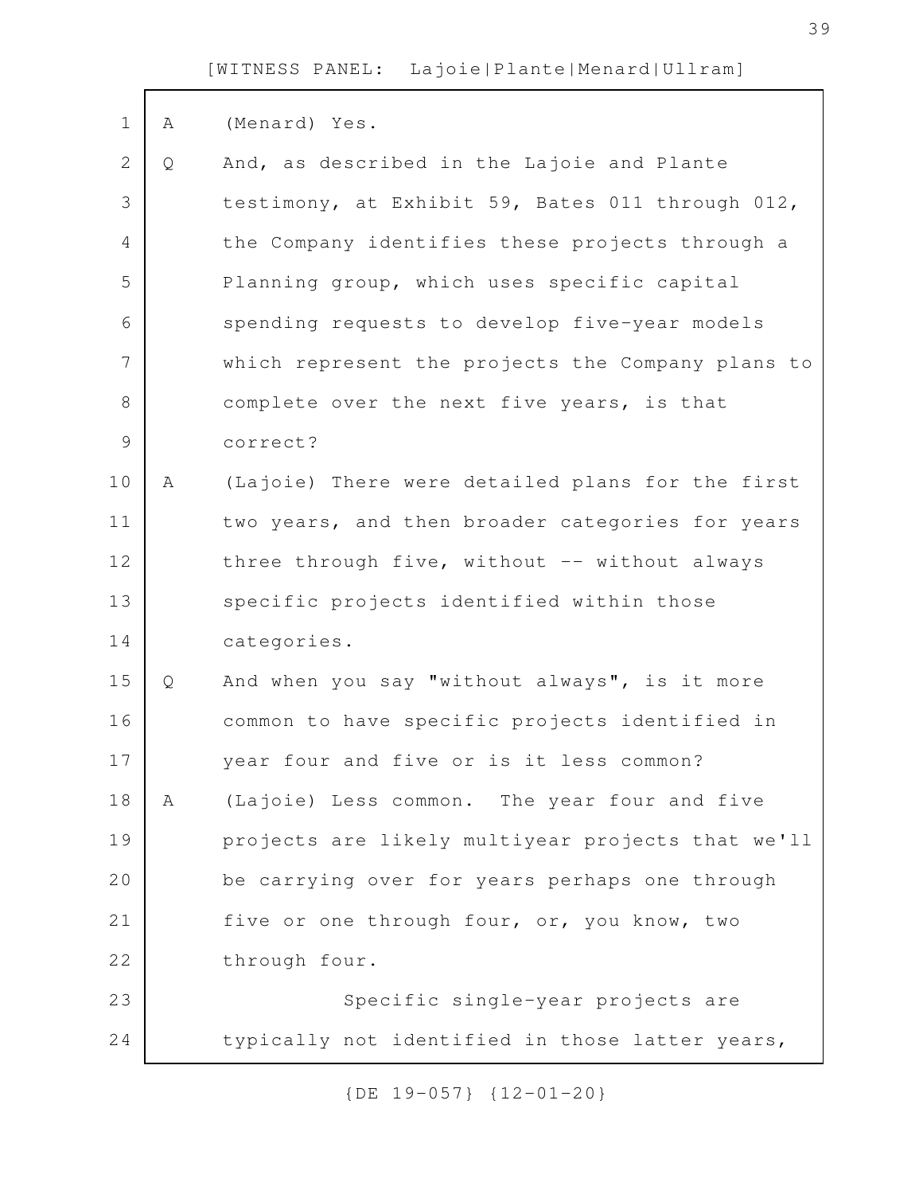A (Menard) Yes.

Q And, as described in the Lajoie and Plante testimony, at Exhibit 59, Bates 011 through 012, the Company identifies these projects through a Planning group, which uses specific capital spending requests to develop five-year models which represent the projects the Company plans to complete over the next five years, is that correct?

A (Lajoie) There were detailed plans for the first two years, and then broader categories for years three through five, without -- without always specific projects identified within those categories.

Q And when you say "without always", is it more common to have specific projects identified in year four and five or is it less common?

A (Lajoie) Less common. The year four and five projects are likely multiyear projects that we'll be carrying over for years perhaps one through five or one through four, or, you know, two through four.

Specific single-year projects are typically not identified in those latter years,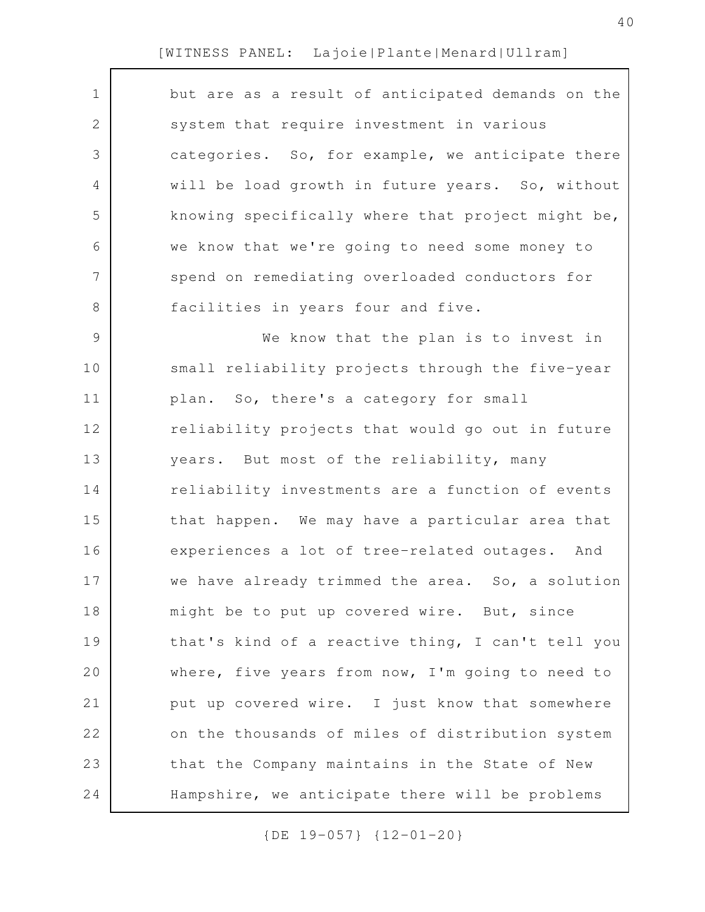but are as a result of anticipated demands on the system that require investment in various categories. So, for example, we anticipate there will be load growth in future years. So, without knowing specifically where that project might be, we know that we're going to need some money to spend on remediating overloaded conductors for facilities in years four and five.

We know that the plan is to invest in small reliability projects through the five-year plan. So, there's a category for small reliability projects that would go out in future years. But most of the reliability, many reliability investments are a function of events that happen. We may have a particular area that experiences a lot of tree-related outages. And we have already trimmed the area. So, a solution might be to put up covered wire. But, since that's kind of a reactive thing, I can't tell you where, five years from now, I'm going to need to put up covered wire. I just know that somewhere on the thousands of miles of distribution system that the Company maintains in the State of New Hampshire, we anticipate there will be problems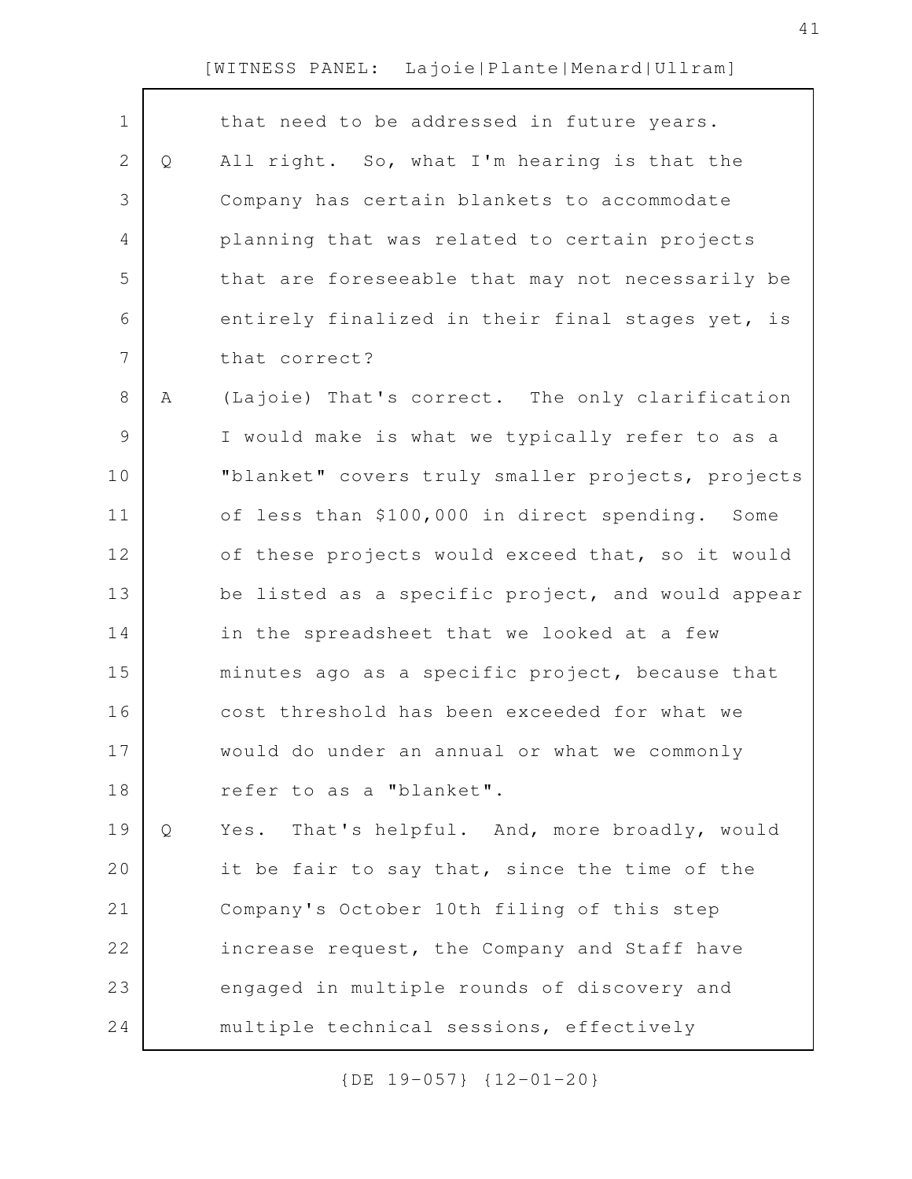that need to be addressed in future years.

Q All right. So, what I'm hearing is that the Company has certain blankets to accommodate planning that was related to certain projects that are foreseeable that may not necessarily be entirely finalized in their final stages yet, is that correct?

A (Lajoie) That's correct. The only clarification I would make is what we typically refer to as a "blanket" covers truly smaller projects, projects of less than $100,000 in direct spending. Some of these projects would exceed that, so it would be listed as a specific project, and would appear in the spreadsheet that we looked at a few minutes ago as a specific project, because that cost threshold has been exceeded for what we would do under an annual or what we commonly refer to as a "blanket".

Q Yes. That's helpful. And, more broadly, would it be fair to say that, since the time of the Company's October 10th filing of this step increase request, the Company and Staff have engaged in multiple rounds of discovery and multiple technical sessions, effectively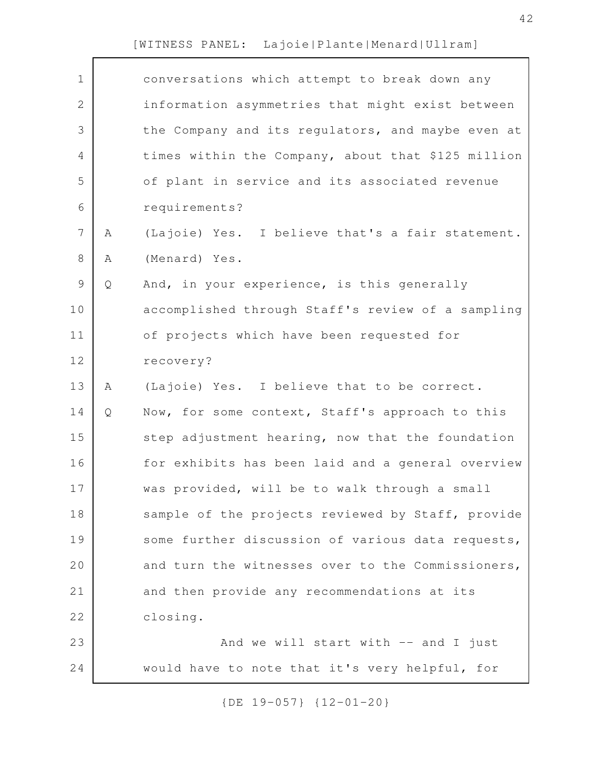conversations which attempt to break down any information asymmetries that might exist between the Company and its regulators, and maybe even at times within the Company, about that $125 million of plant in service and its associated revenue requirements?

A (Lajoie) Yes. I believe that's a fair statement.

A (Menard) Yes.

Q And, in your experience, is this generally accomplished through Staff's review of a sampling of projects which have been requested for recovery?

A (Lajoie) Yes. I believe that to be correct.

Q Now, for some context, Staff's approach to this step adjustment hearing, now that the foundation for exhibits has been laid and a general overview was provided, will be to walk through a small sample of the projects reviewed by Staff, provide some further discussion of various data requests, and turn the witnesses over to the Commissioners, and then provide any recommendations at its closing.

And we will start with -- and I just would have to note that it's very helpful, for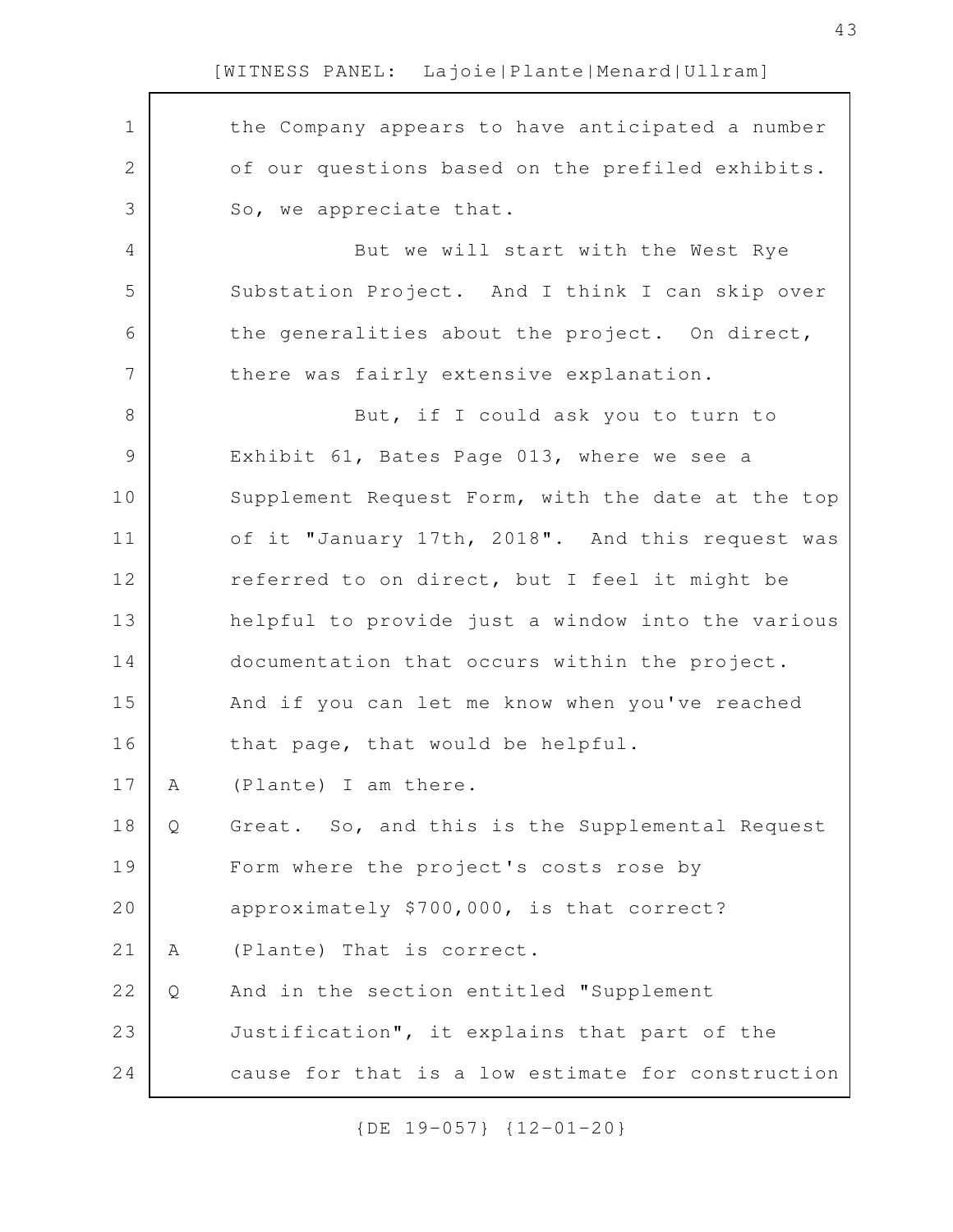the Company appears to have anticipated a number of our questions based on the prefiled exhibits. So, we appreciate that.

But we will start with the West Rye Substation Project. And I think I can skip over the generalities about the project. On direct, there was fairly extensive explanation.

But, if I could ask you to turn to Exhibit 61, Bates Page 013, where we see a Supplement Request Form, with the date at the top of it "January 17th, 2018". And this request was referred to on direct, but I feel it might be helpful to provide just a window into the various documentation that occurs within the project. And if you can let me know when you've reached that page, that would be helpful.

A (Plante) I am there.

Q Great. So, and this is the Supplemental Request Form where the project's costs rose by approximately $700,000, is that correct?

A (Plante) That is correct.

Q And in the section entitled "Supplement Justification", it explains that part of the cause for that is a low estimate for construction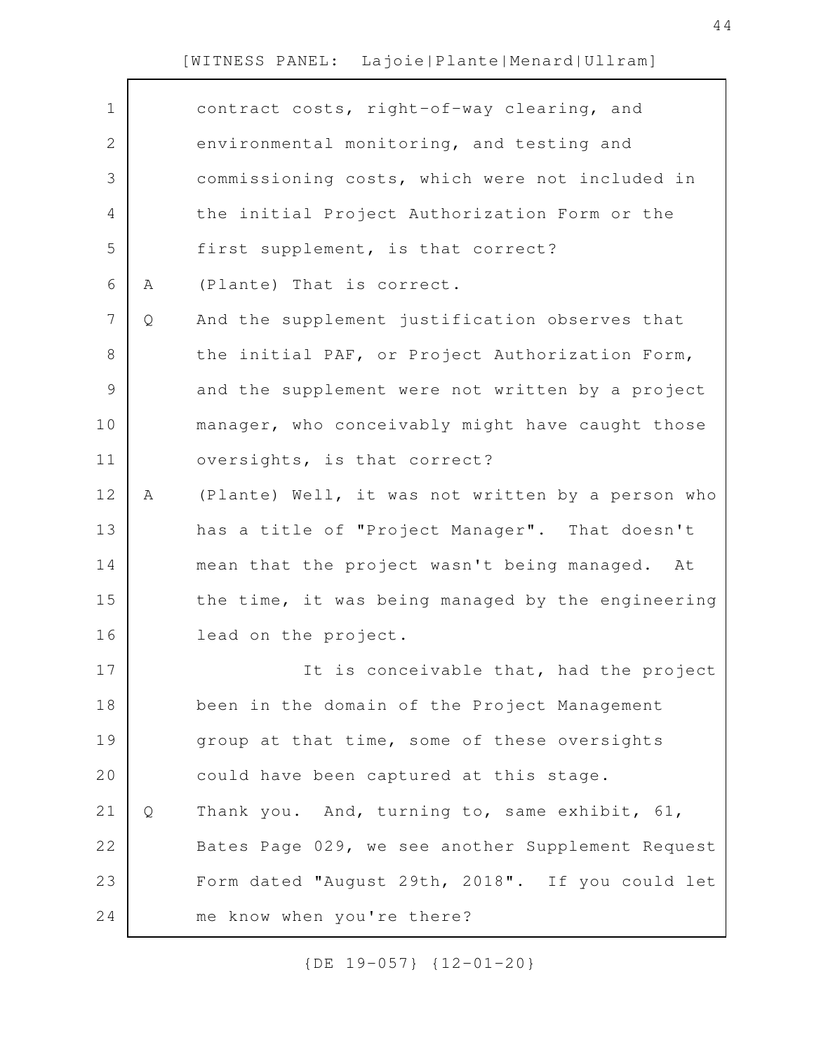contract costs, right-of-way clearing, and environmental monitoring, and testing and commissioning costs, which were not included in the initial Project Authorization Form or the first supplement, is that correct?

A (Plante) That is correct.

Q And the supplement justification observes that the initial PAF, or Project Authorization Form, and the supplement were not written by a project manager, who conceivably might have caught those oversights, is that correct?

A (Plante) Well, it was not written by a person who has a title of "Project Manager". That doesn't mean that the project wasn't being managed. At the time, it was being managed by the engineering lead on the project.

It is conceivable that, had the project been in the domain of the Project Management group at that time, some of these oversights could have been captured at this stage.

Q Thank you. And, turning to, same exhibit, 61, Bates Page 029, we see another Supplement Request Form dated "August 29th, 2018". If you could let me know when you're there?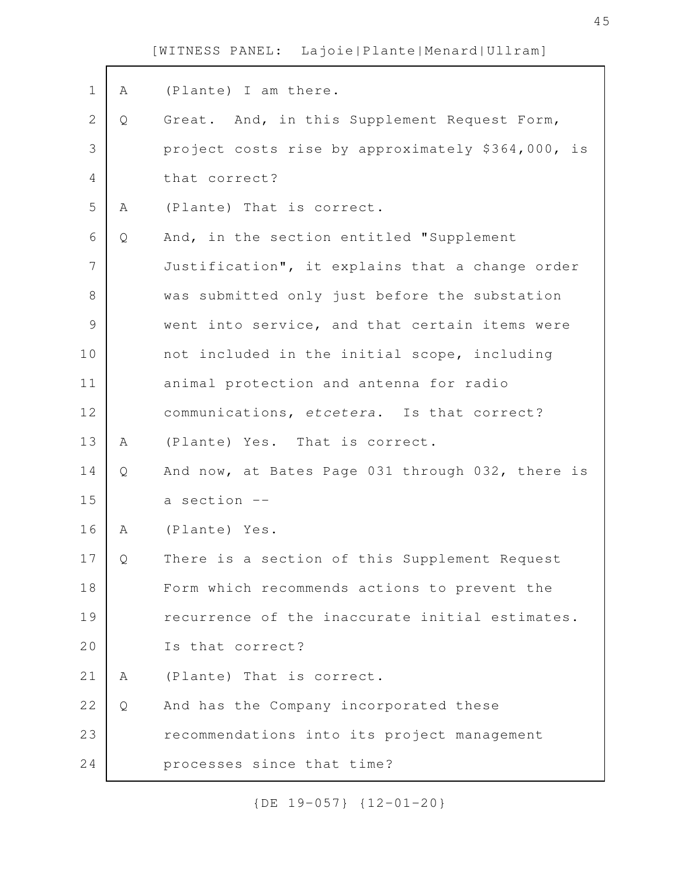[WITNESS PANEL: Lajoie|Plante|Menard|Ullram]

A (Plante) I am there.

Q Great. And, in this Supplement Request Form, project costs rise by approximately $364,000, is that correct?

A (Plante) That is correct.

Q And, in the section entitled "Supplement Justification", it explains that a change order was submitted only just before the substation went into service, and that certain items were not included in the initial scope, including animal protection and antenna for radio communications, *etcetera*. Is that correct?

A (Plante) Yes. That is correct.

Q And now, at Bates Page 031 through 032, there is a section --

A (Plante) Yes.

Q There is a section of this Supplement Request Form which recommends actions to prevent the recurrence of the inaccurate initial estimates. Is that correct?

A (Plante) That is correct.

Q And has the Company incorporated these recommendations into its project management processes since that time?

{DE 19-057} {12-01-20}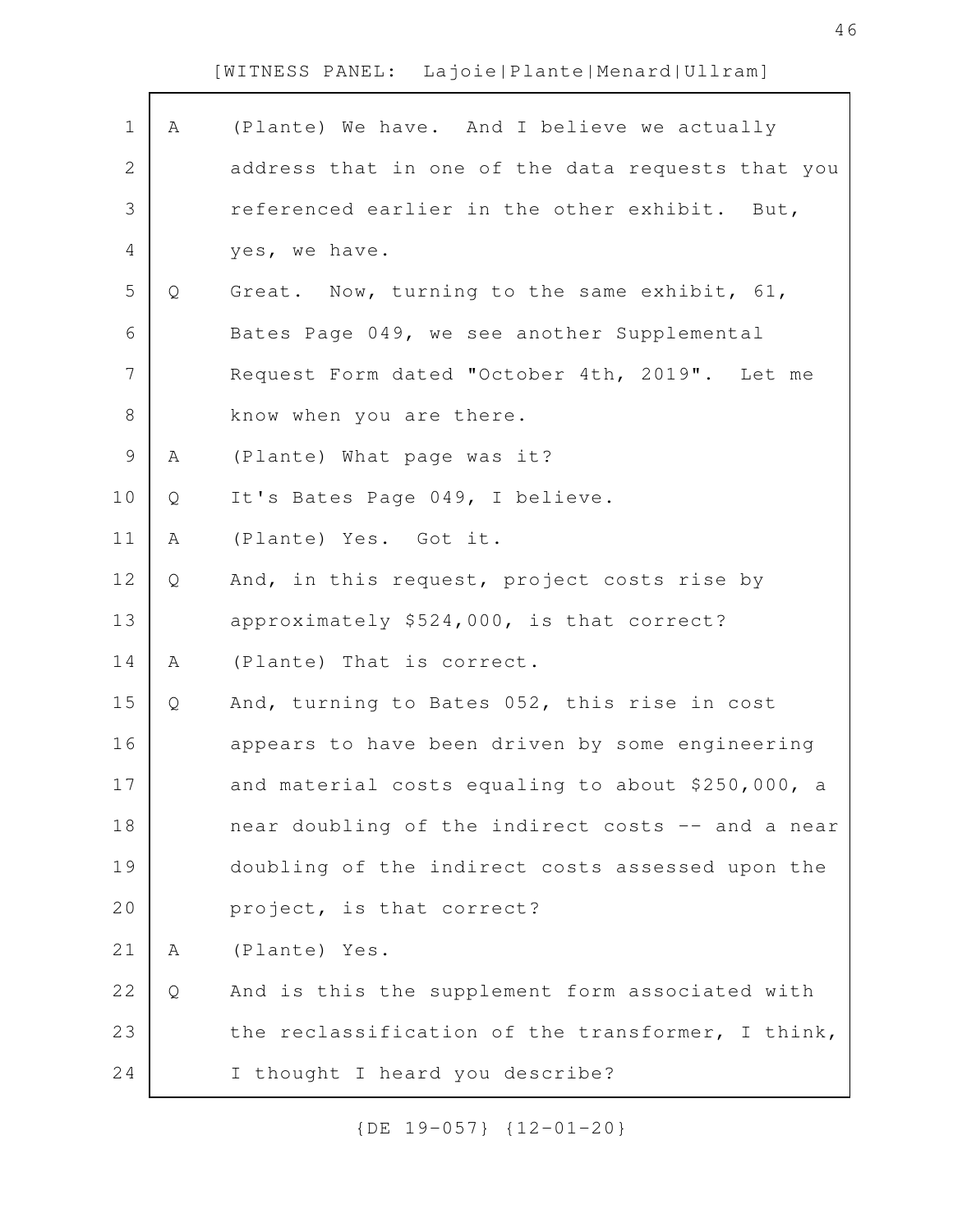[WITNESS PANEL: Lajoie|Plante|Menard|Ullram]

A (Plante) We have. And I believe we actually address that in one of the data requests that you referenced earlier in the other exhibit. But, yes, we have.

Q Great. Now, turning to the same exhibit, 61, Bates Page 049, we see another Supplemental Request Form dated "October 4th, 2019". Let me know when you are there.

A (Plante) What page was it?

Q It's Bates Page 049, I believe.

A (Plante) Yes. Got it.

Q And, in this request, project costs rise by approximately $524,000, is that correct?

A (Plante) That is correct.

Q And, turning to Bates 052, this rise in cost appears to have been driven by some engineering and material costs equaling to about $250,000, a near doubling of the indirect costs -- and a near doubling of the indirect costs assessed upon the project, is that correct?

A (Plante) Yes.

Q And is this the supplement form associated with the reclassification of the transformer, I think, I thought I heard you describe?

{DE 19-057} {12-01-20}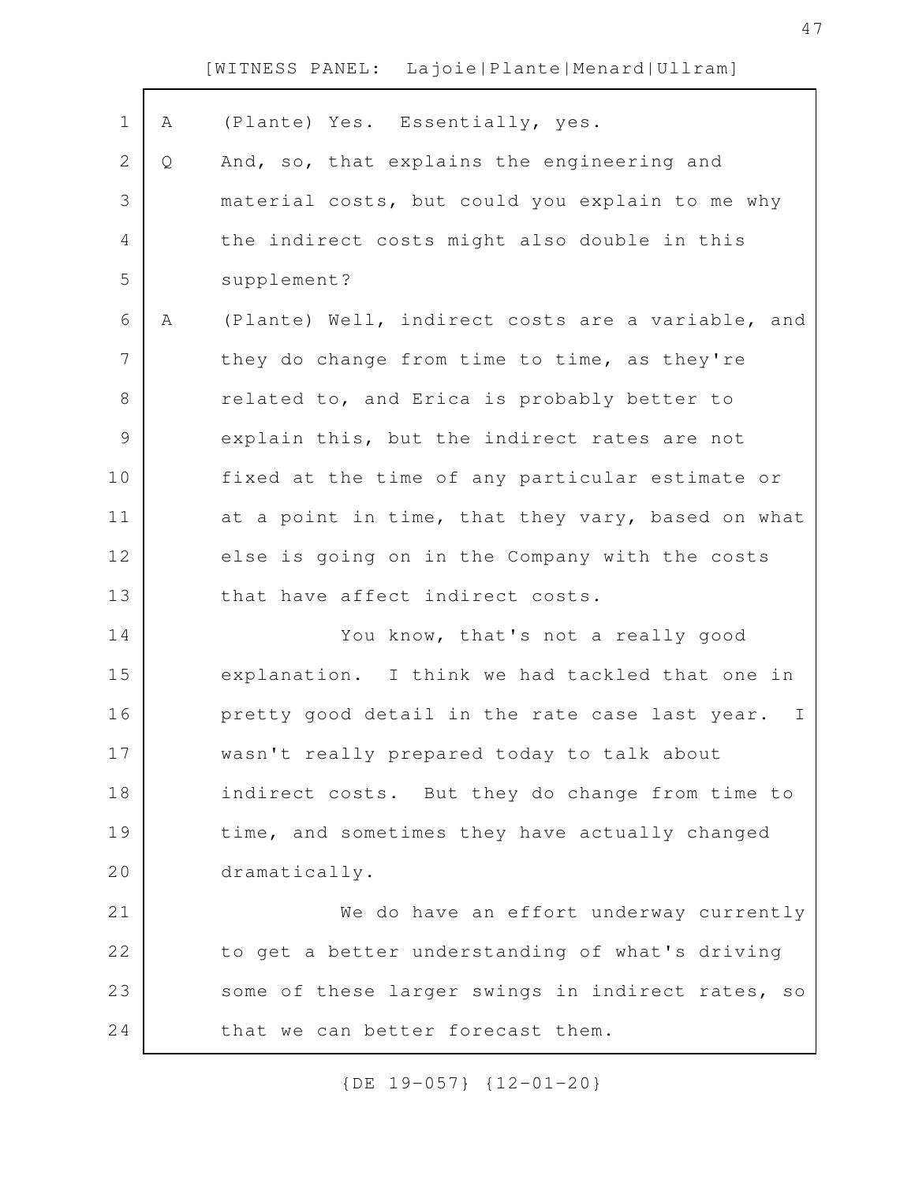A (Plante) Yes. Essentially, yes.

Q And, so, that explains the engineering and material costs, but could you explain to me why the indirect costs might also double in this supplement?

A (Plante) Well, indirect costs are a variable, and they do change from time to time, as they're related to, and Erica is probably better to explain this, but the indirect rates are not fixed at the time of any particular estimate or at a point in time, that they vary, based on what else is going on in the Company with the costs that have affect indirect costs.

You know, that's not a really good explanation. I think we had tackled that one in pretty good detail in the rate case last year. I wasn't really prepared today to talk about indirect costs. But they do change from time to time, and sometimes they have actually changed dramatically.

We do have an effort underway currently to get a better understanding of what's driving some of these larger swings in indirect rates, so that we can better forecast them.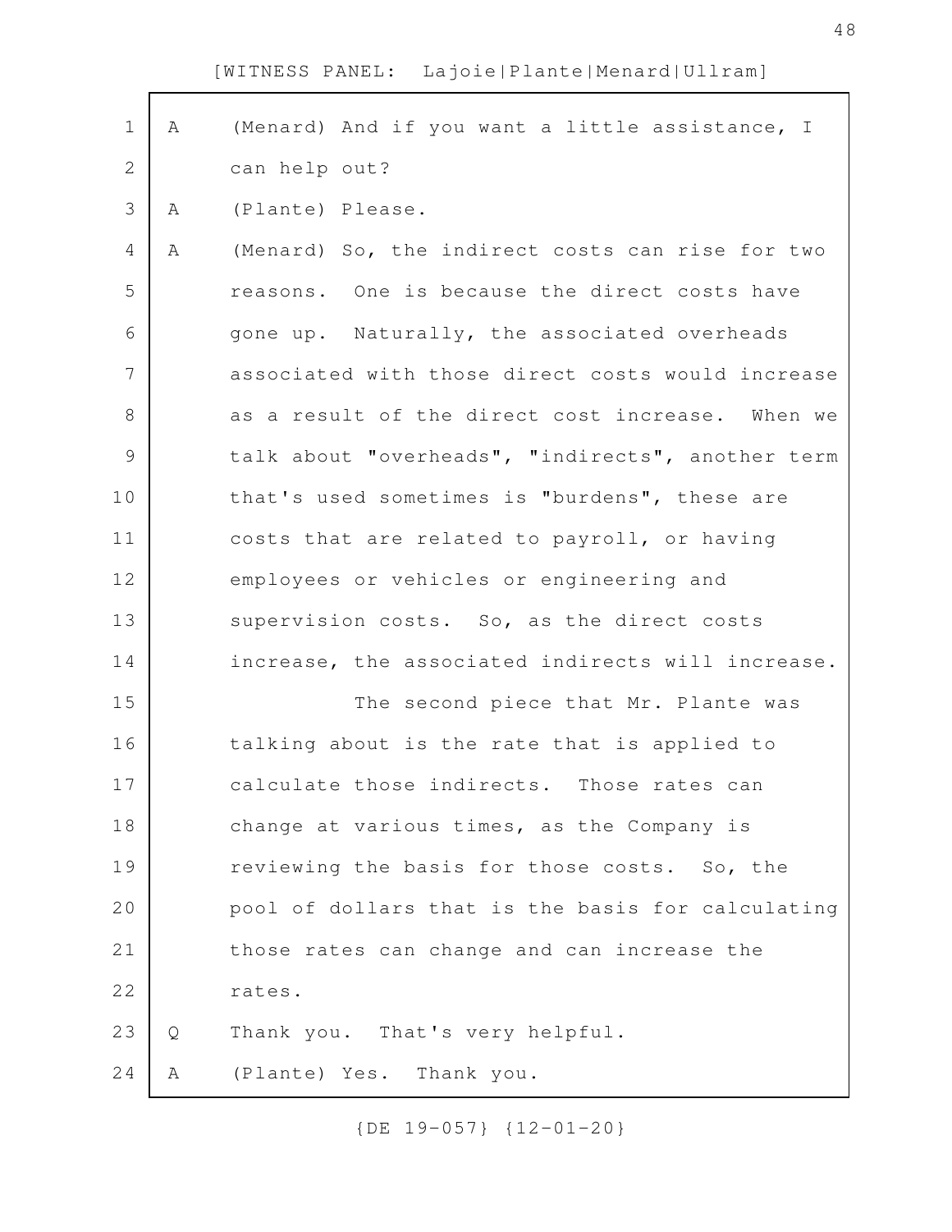A (Menard) And if you want a little assistance, I can help out?

A (Plante) Please.

A (Menard) So, the indirect costs can rise for two reasons. One is because the direct costs have gone up. Naturally, the associated overheads associated with those direct costs would increase as a result of the direct cost increase. When we talk about "overheads", "indirects", another term that's used sometimes is "burdens", these are costs that are related to payroll, or having employees or vehicles or engineering and supervision costs. So, as the direct costs increase, the associated indirects will increase.

The second piece that Mr. Plante was talking about is the rate that is applied to calculate those indirects. Those rates can change at various times, as the Company is reviewing the basis for those costs. So, the pool of dollars that is the basis for calculating those rates can change and can increase the rates.

Q Thank you. That's very helpful.

A (Plante) Yes. Thank you.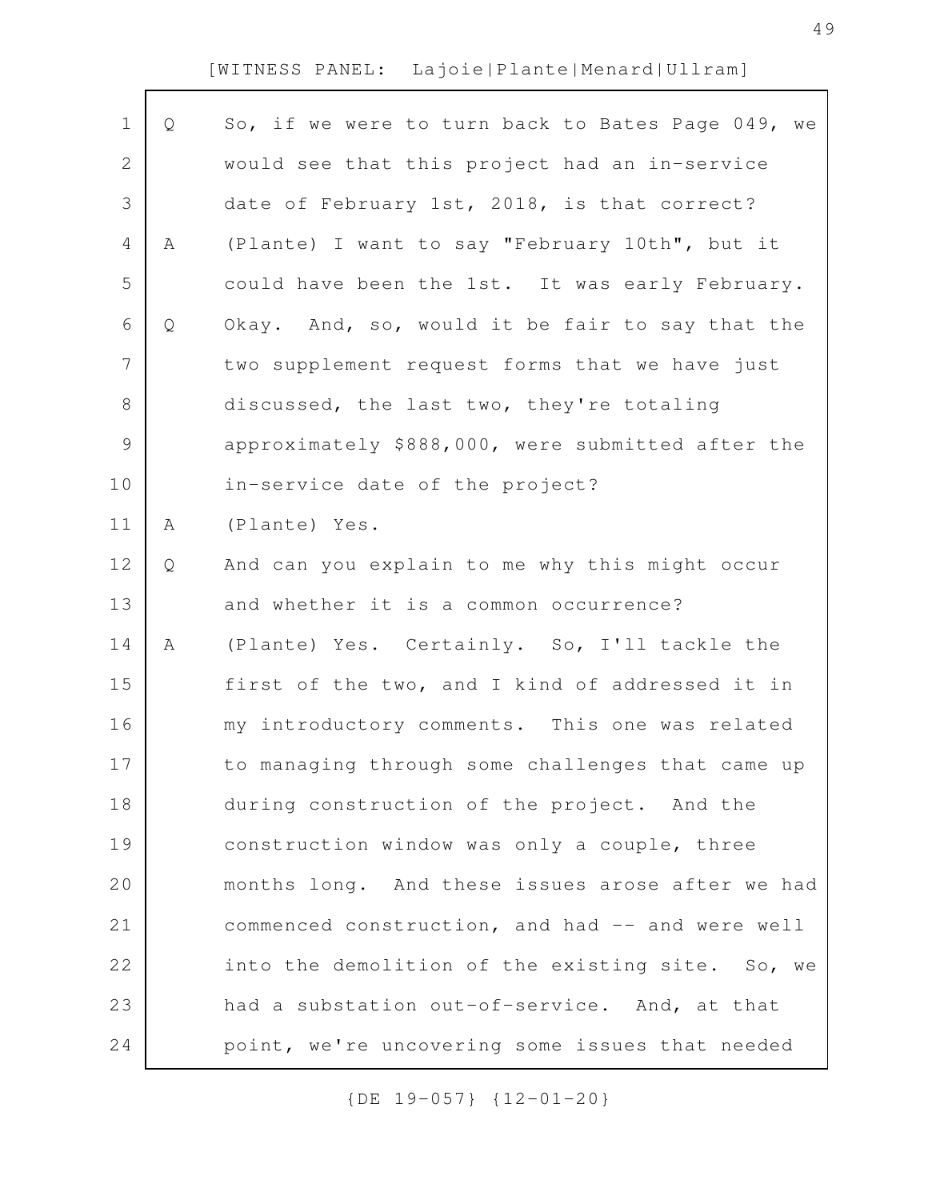Q So, if we were to turn back to Bates Page 049, we would see that this project had an in-service date of February 1st, 2018, is that correct?

A (Plante) I want to say "February 10th", but it could have been the 1st. It was early February.

Q Okay. And, so, would it be fair to say that the two supplement request forms that we have just discussed, the last two, they're totaling approximately $888,000, were submitted after the in-service date of the project?

A (Plante) Yes.

Q And can you explain to me why this might occur and whether it is a common occurrence?

A (Plante) Yes. Certainly. So, I'll tackle the first of the two, and I kind of addressed it in my introductory comments. This one was related to managing through some challenges that came up during construction of the project. And the construction window was only a couple, three months long. And these issues arose after we had commenced construction, and had -- and were well into the demolition of the existing site. So, we had a substation out-of-service. And, at that point, we're uncovering some issues that needed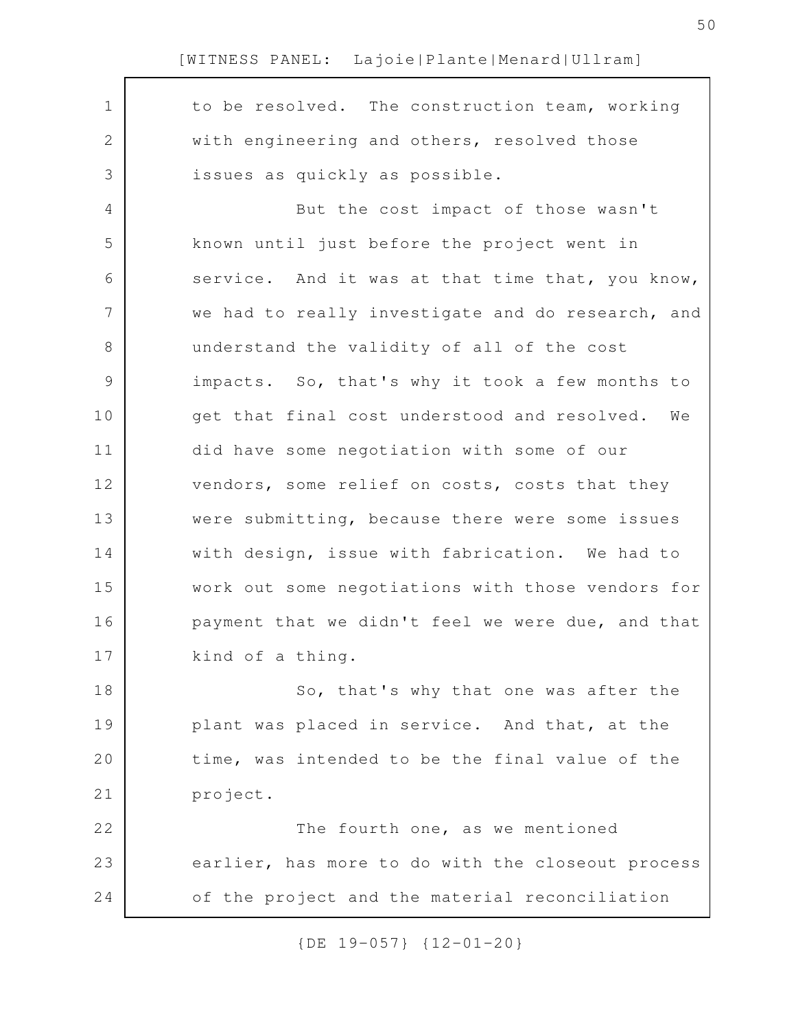to be resolved. The construction team, working with engineering and others, resolved those issues as quickly as possible.

But the cost impact of those wasn't known until just before the project went in service. And it was at that time that, you know, we had to really investigate and do research, and understand the validity of all of the cost impacts. So, that's why it took a few months to get that final cost understood and resolved. We did have some negotiation with some of our vendors, some relief on costs, costs that they were submitting, because there were some issues with design, issue with fabrication. We had to work out some negotiations with those vendors for payment that we didn't feel we were due, and that kind of a thing.

So, that's why that one was after the plant was placed in service. And that, at the time, was intended to be the final value of the project.

The fourth one, as we mentioned earlier, has more to do with the closeout process of the project and the material reconciliation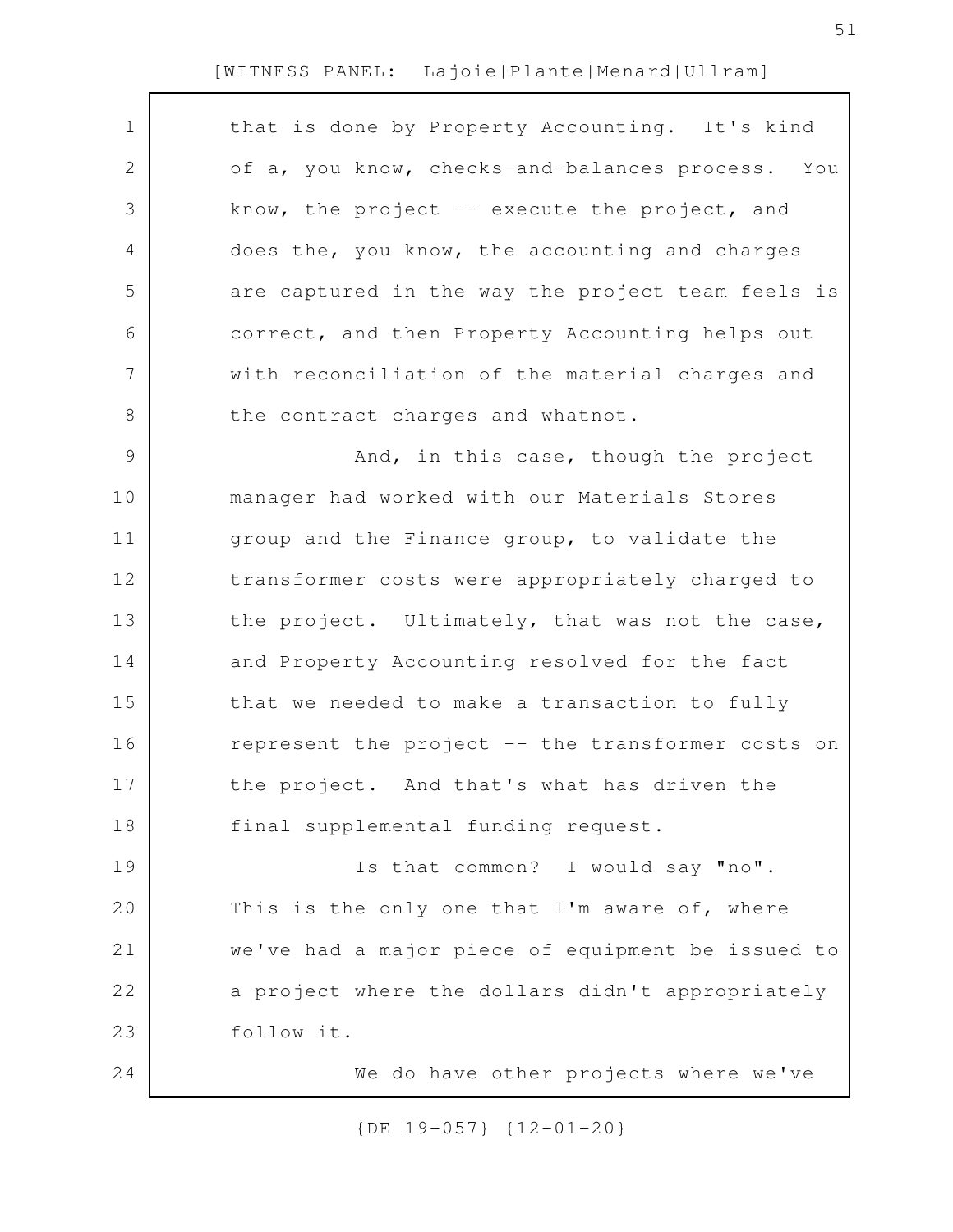that is done by Property Accounting. It's kind of a, you know, checks-and-balances process. You know, the project -- execute the project, and does the, you know, the accounting and charges are captured in the way the project team feels is correct, and then Property Accounting helps out with reconciliation of the material charges and the contract charges and whatnot.

And, in this case, though the project manager had worked with our Materials Stores group and the Finance group, to validate the transformer costs were appropriately charged to the project. Ultimately, that was not the case, and Property Accounting resolved for the fact that we needed to make a transaction to fully represent the project -- the transformer costs on the project. And that's what has driven the final supplemental funding request.

Is that common? I would say "no". This is the only one that I'm aware of, where we've had a major piece of equipment be issued to a project where the dollars didn't appropriately follow it.

We do have other projects where we've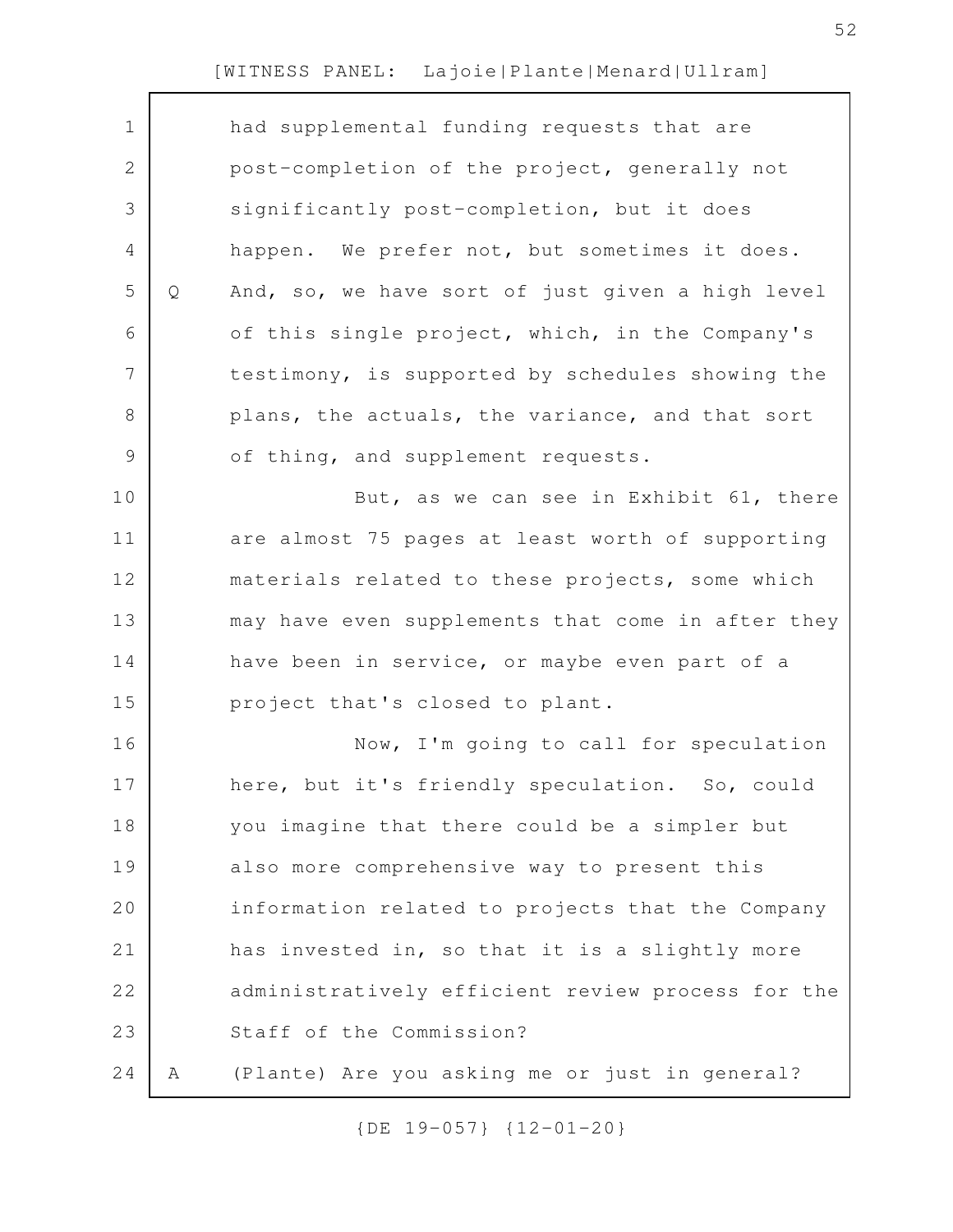had supplemental funding requests that are post-completion of the project, generally not significantly post-completion, but it does happen. We prefer not, but sometimes it does.

Q And, so, we have sort of just given a high level of this single project, which, in the Company's testimony, is supported by schedules showing the plans, the actuals, the variance, and that sort of thing, and supplement requests.

But, as we can see in Exhibit 61, there are almost 75 pages at least worth of supporting materials related to these projects, some which may have even supplements that come in after they have been in service, or maybe even part of a project that's closed to plant.

Now, I'm going to call for speculation here, but it's friendly speculation. So, could you imagine that there could be a simpler but also more comprehensive way to present this information related to projects that the Company has invested in, so that it is a slightly more administratively efficient review process for the Staff of the Commission?

A (Plante) Are you asking me or just in general?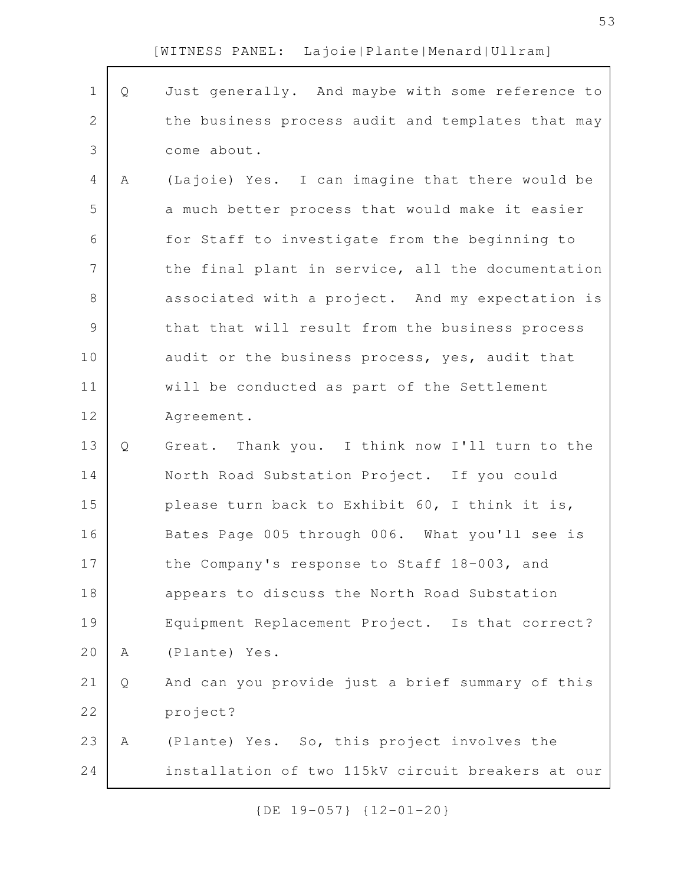[WITNESS PANEL: Lajoie|Plante|Menard|Ullram]

Q Just generally. And maybe with some reference to the business process audit and templates that may come about.

A (Lajoie) Yes. I can imagine that there would be a much better process that would make it easier for Staff to investigate from the beginning to the final plant in service, all the documentation associated with a project. And my expectation is that that will result from the business process audit or the business process, yes, audit that will be conducted as part of the Settlement Agreement.

Q Great. Thank you. I think now I'll turn to the North Road Substation Project. If you could please turn back to Exhibit 60, I think it is, Bates Page 005 through 006. What you'll see is the Company's response to Staff 18-003, and appears to discuss the North Road Substation Equipment Replacement Project. Is that correct?

A (Plante) Yes.

Q And can you provide just a brief summary of this project?

A (Plante) Yes. So, this project involves the installation of two 115kV circuit breakers at our

{DE 19-057} {12-01-20}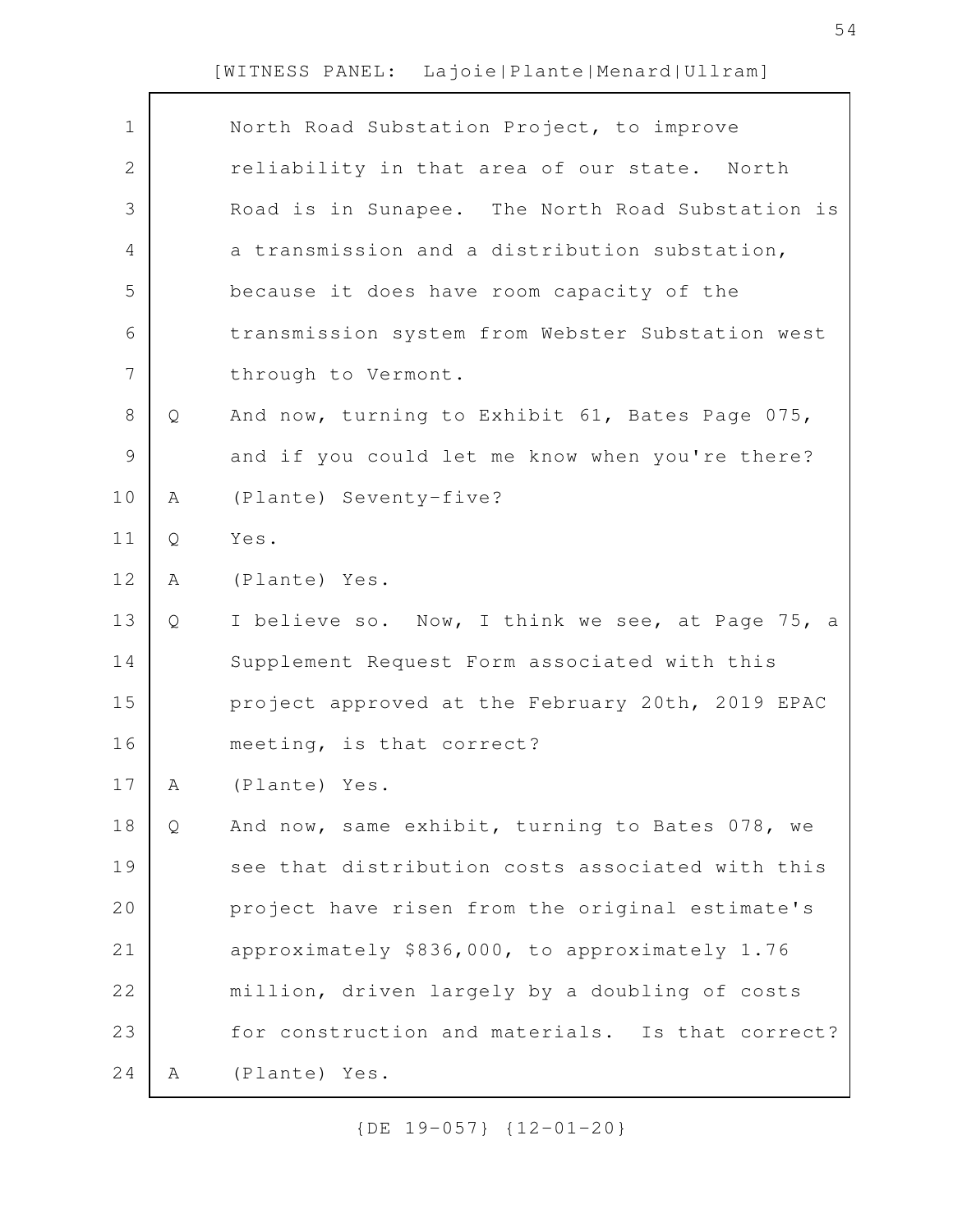North Road Substation Project, to improve reliability in that area of our state. North Road is in Sunapee. The North Road Substation is a transmission and a distribution substation, because it does have room capacity of the transmission system from Webster Substation west through to Vermont.

Q And now, turning to Exhibit 61, Bates Page 075, and if you could let me know when you're there?

A (Plante) Seventy-five?

Q Yes.

A (Plante) Yes.

Q I believe so. Now, I think we see, at Page 75, a Supplement Request Form associated with this project approved at the February 20th, 2019 EPAC meeting, is that correct?

A (Plante) Yes.

Q And now, same exhibit, turning to Bates 078, we see that distribution costs associated with this project have risen from the original estimate's approximately $836,000, to approximately 1.76 million, driven largely by a doubling of costs for construction and materials. Is that correct?

A (Plante) Yes.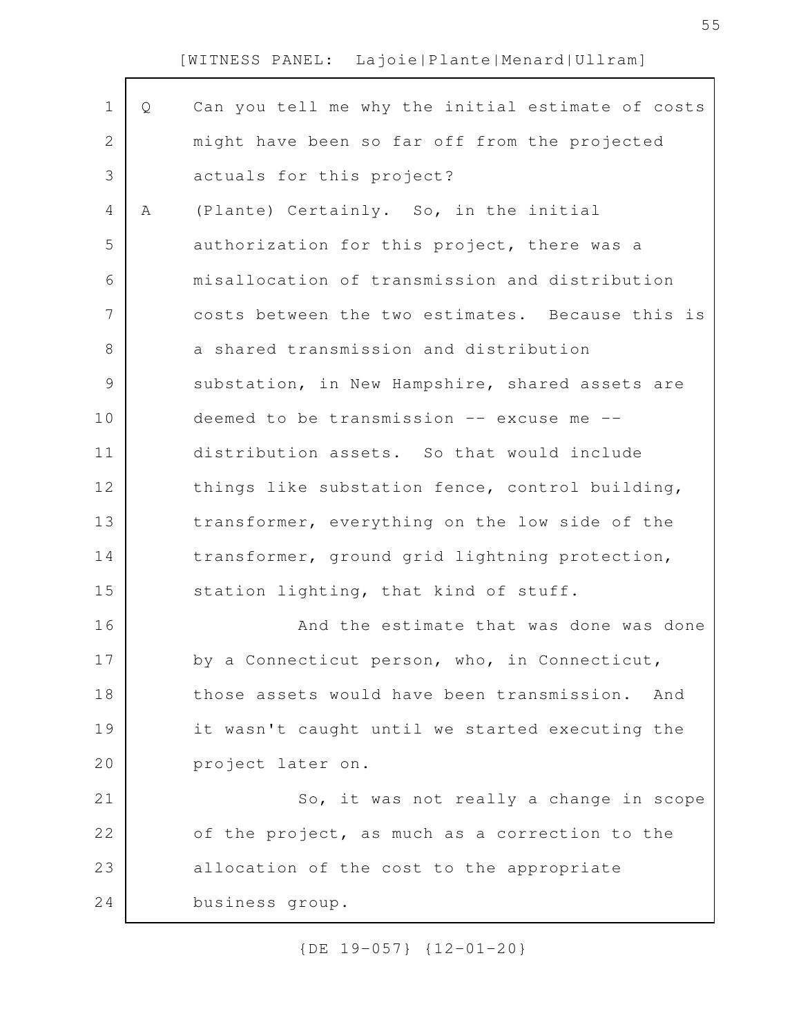Q Can you tell me why the initial estimate of costs might have been so far off from the projected actuals for this project?

A (Plante) Certainly. So, in the initial authorization for this project, there was a misallocation of transmission and distribution costs between the two estimates. Because this is a shared transmission and distribution substation, in New Hampshire, shared assets are deemed to be transmission -- excuse me -- distribution assets. So that would include things like substation fence, control building, transformer, everything on the low side of the transformer, ground grid lightning protection, station lighting, that kind of stuff.

And the estimate that was done was done by a Connecticut person, who, in Connecticut, those assets would have been transmission. And it wasn't caught until we started executing the project later on.

So, it was not really a change in scope of the project, as much as a correction to the allocation of the cost to the appropriate business group.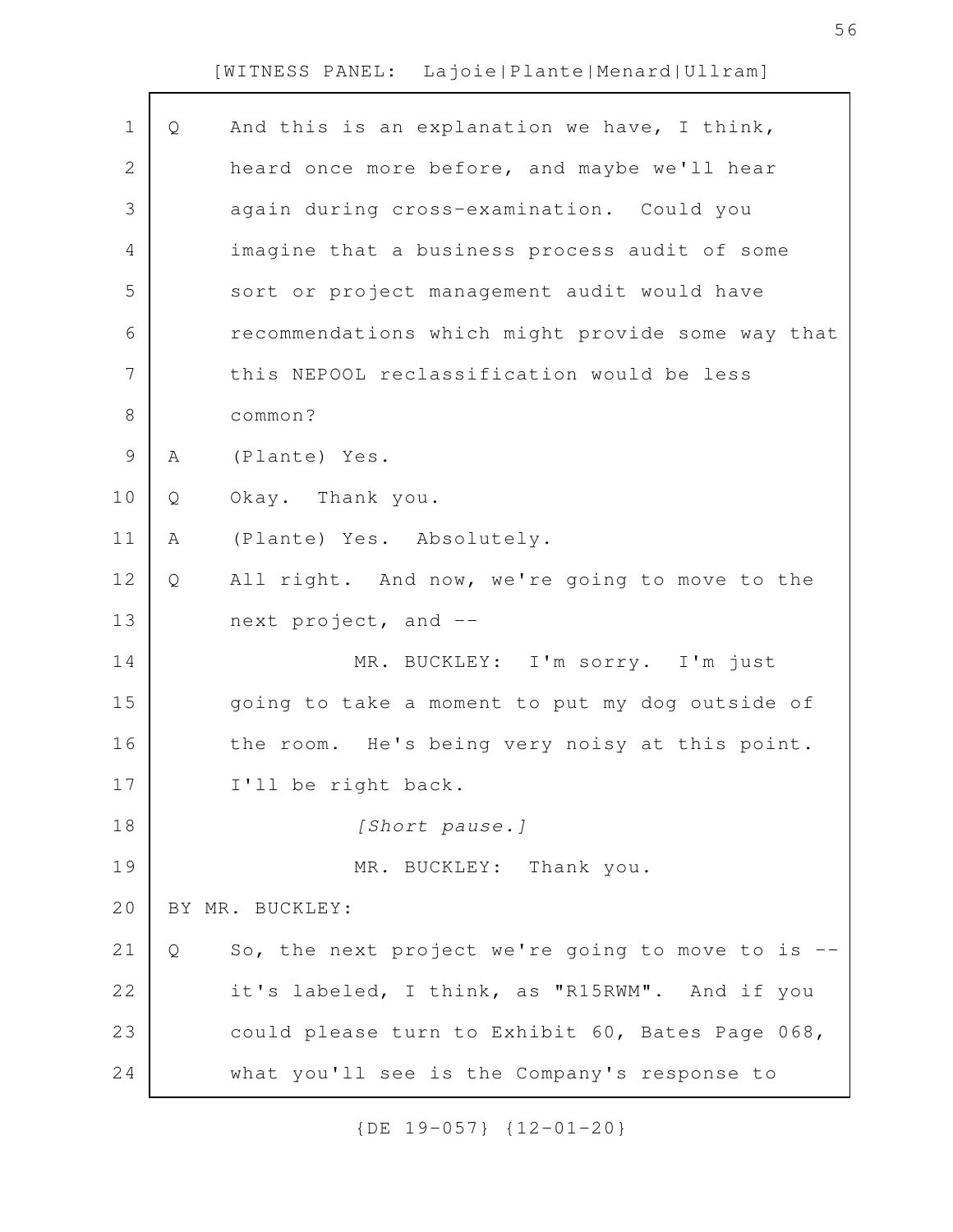Q And this is an explanation we have, I think, heard once more before, and maybe we'll hear again during cross-examination. Could you imagine that a business process audit of some sort or project management audit would have recommendations which might provide some way that this NEPOOL reclassification would be less common?

A (Plante) Yes.

Q Okay. Thank you.

A (Plante) Yes. Absolutely.

Q All right. And now, we're going to move to the next project, and --

MR. BUCKLEY: I'm sorry. I'm just going to take a moment to put my dog outside of the room. He's being very noisy at this point. I'll be right back.

*[Short pause.]*

MR. BUCKLEY: Thank you.

BY MR. BUCKLEY:

Q So, the next project we're going to move to is -- it's labeled, I think, as "R15RWM". And if you could please turn to Exhibit 60, Bates Page 068, what you'll see is the Company's response to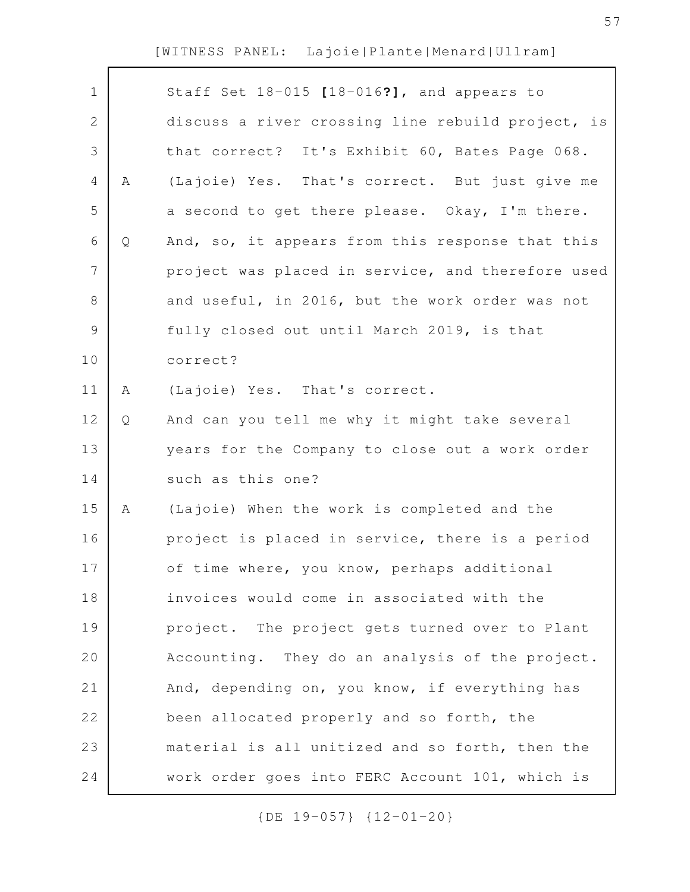Staff Set 18-015 **[**18-016**?]**, and appears to discuss a river crossing line rebuild project, is that correct? It's Exhibit 60, Bates Page 068.

A (Lajoie) Yes. That's correct. But just give me a second to get there please. Okay, I'm there.

Q And, so, it appears from this response that this project was placed in service, and therefore used and useful, in 2016, but the work order was not fully closed out until March 2019, is that correct?

A (Lajoie) Yes. That's correct.

Q And can you tell me why it might take several years for the Company to close out a work order such as this one?

A (Lajoie) When the work is completed and the project is placed in service, there is a period of time where, you know, perhaps additional invoices would come in associated with the project. The project gets turned over to Plant Accounting. They do an analysis of the project. And, depending on, you know, if everything has been allocated properly and so forth, the material is all unitized and so forth, then the work order goes into FERC Account 101, which is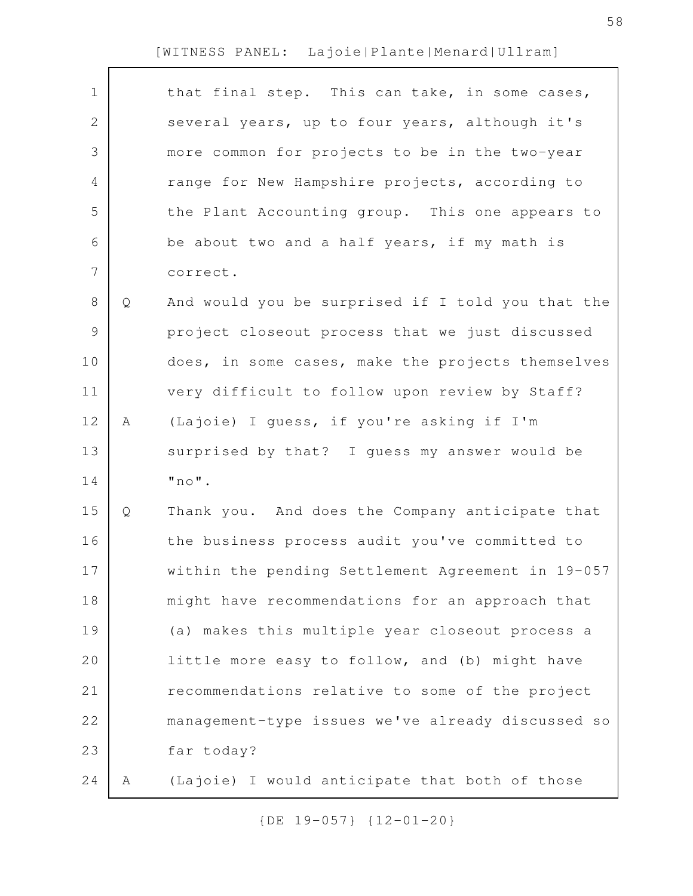that final step. This can take, in some cases, several years, up to four years, although it's more common for projects to be in the two-year range for New Hampshire projects, according to the Plant Accounting group. This one appears to be about two and a half years, if my math is correct.

Q And would you be surprised if I told you that the project closeout process that we just discussed does, in some cases, make the projects themselves very difficult to follow upon review by Staff?

A (Lajoie) I guess, if you're asking if I'm surprised by that? I guess my answer would be "no".

Q Thank you. And does the Company anticipate that the business process audit you've committed to within the pending Settlement Agreement in 19-057 might have recommendations for an approach that (a) makes this multiple year closeout process a little more easy to follow, and (b) might have recommendations relative to some of the project management-type issues we've already discussed so far today?

A (Lajoie) I would anticipate that both of those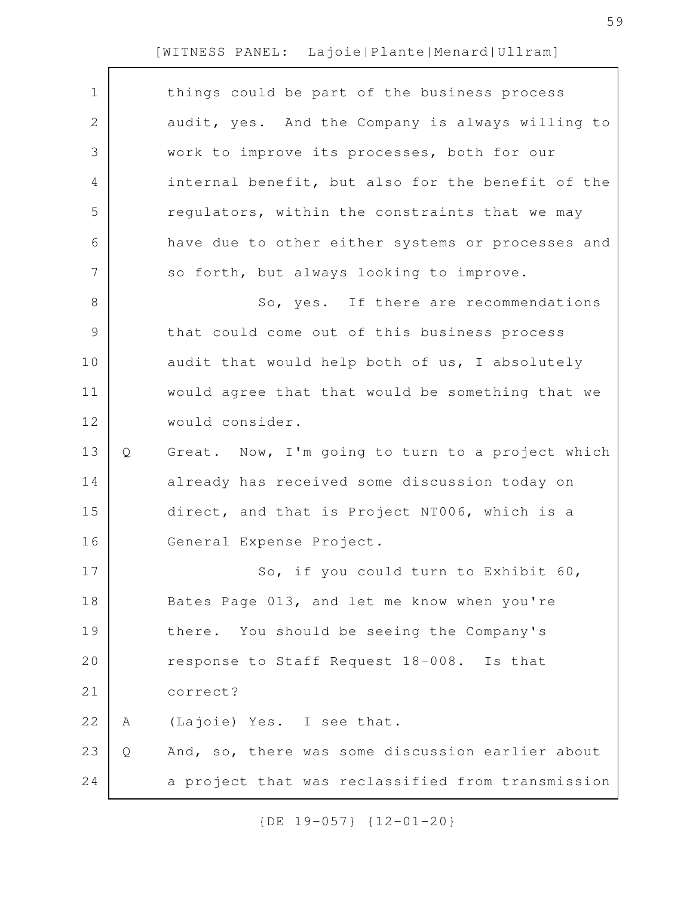things could be part of the business process audit, yes. And the Company is always willing to work to improve its processes, both for our internal benefit, but also for the benefit of the regulators, within the constraints that we may have due to other either systems or processes and so forth, but always looking to improve.

So, yes. If there are recommendations that could come out of this business process audit that would help both of us, I absolutely would agree that that would be something that we would consider.

Q Great. Now, I'm going to turn to a project which already has received some discussion today on direct, and that is Project NT006, which is a General Expense Project.

So, if you could turn to Exhibit 60, Bates Page 013, and let me know when you're there. You should be seeing the Company's response to Staff Request 18-008. Is that correct?

A (Lajoie) Yes. I see that.

Q And, so, there was some discussion earlier about a project that was reclassified from transmission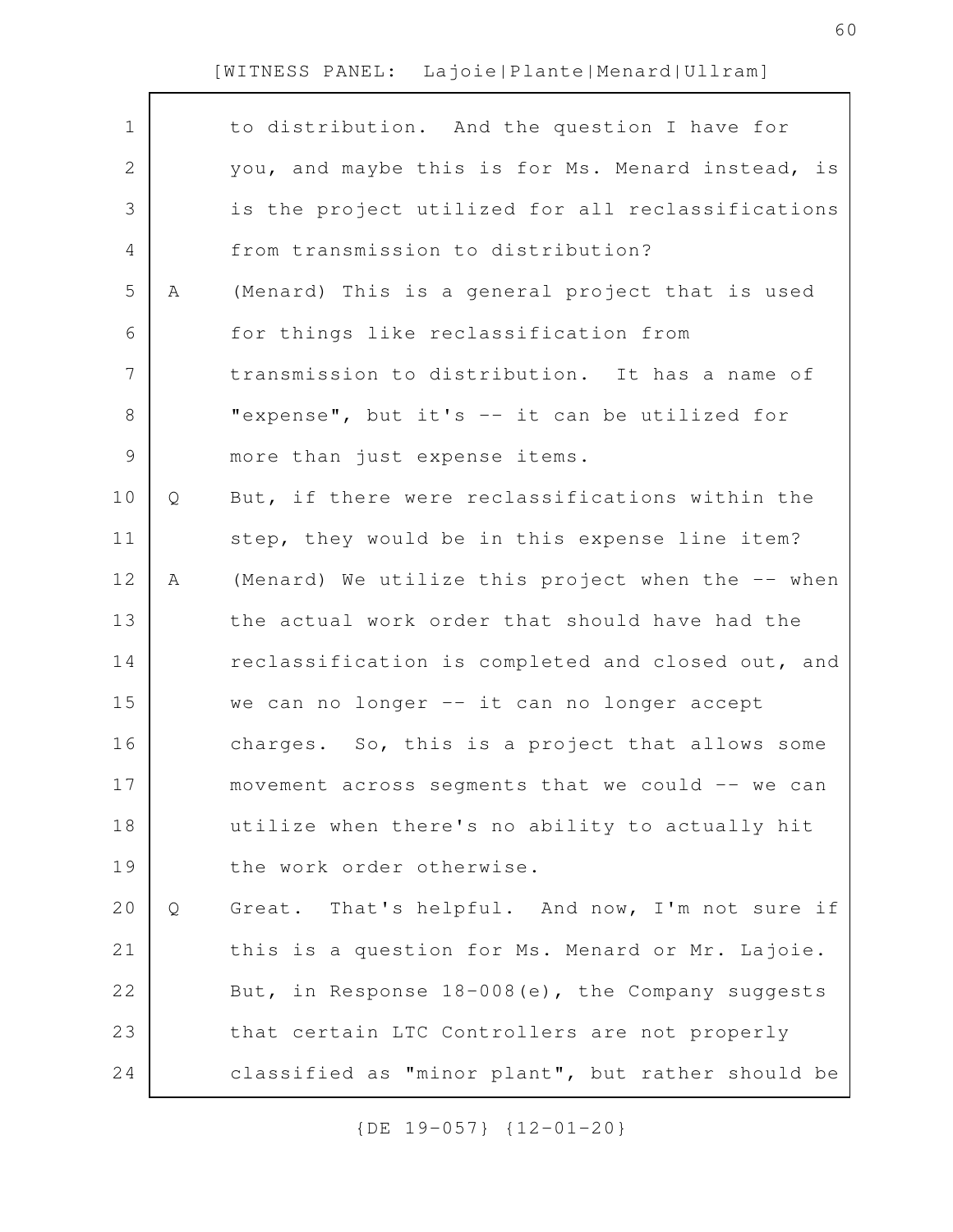to distribution. And the question I have for you, and maybe this is for Ms. Menard instead, is is the project utilized for all reclassifications from transmission to distribution?

A (Menard) This is a general project that is used for things like reclassification from transmission to distribution. It has a name of "expense", but it's -- it can be utilized for more than just expense items.

Q But, if there were reclassifications within the step, they would be in this expense line item?

A (Menard) We utilize this project when the -- when the actual work order that should have had the reclassification is completed and closed out, and we can no longer -- it can no longer accept charges. So, this is a project that allows some movement across segments that we could -- we can utilize when there's no ability to actually hit the work order otherwise.

Q Great. That's helpful. And now, I'm not sure if this is a question for Ms. Menard or Mr. Lajoie. But, in Response 18-008(e), the Company suggests that certain LTC Controllers are not properly classified as "minor plant", but rather should be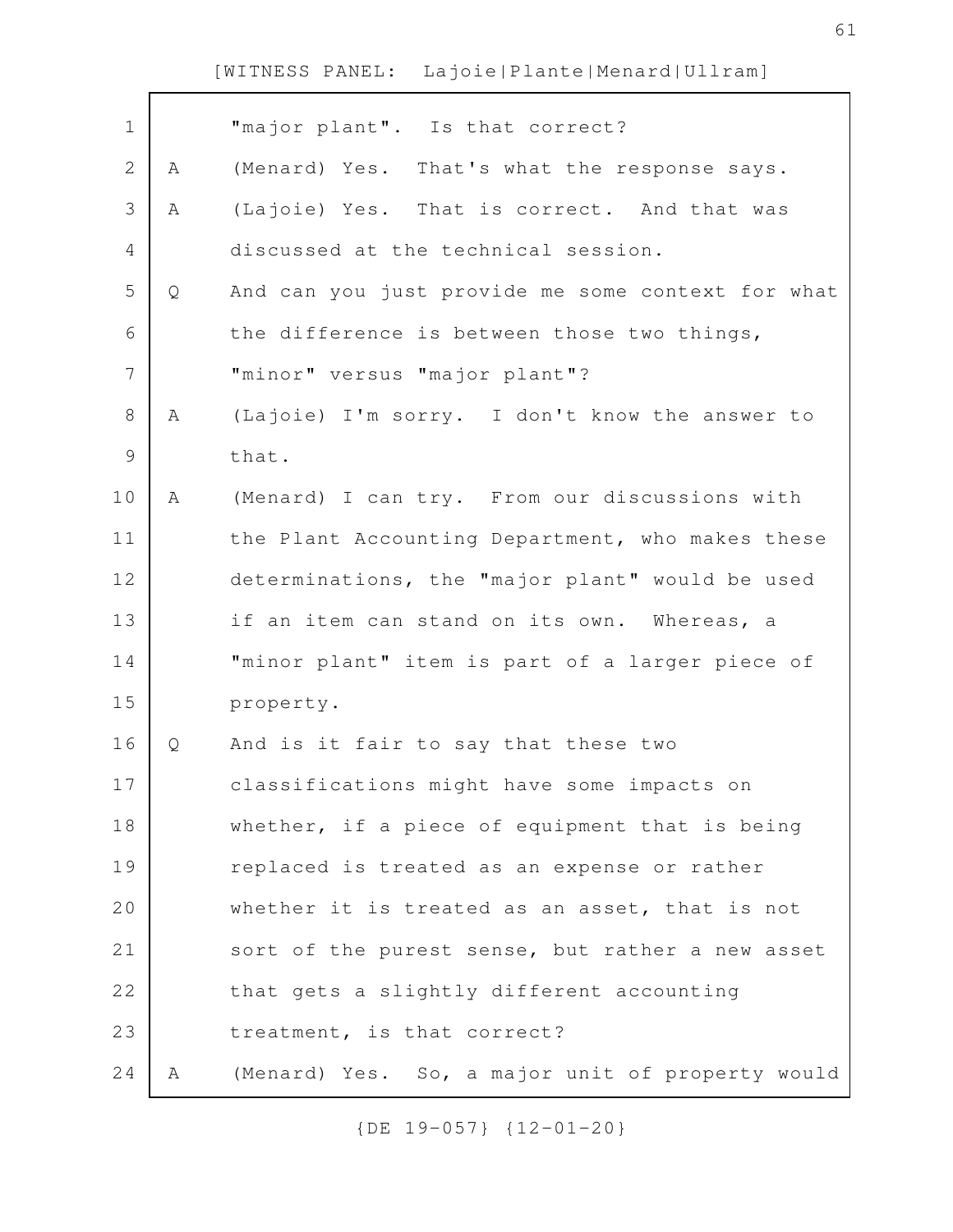"major plant". Is that correct?

A (Menard) Yes. That's what the response says.

A (Lajoie) Yes. That is correct. And that was discussed at the technical session.

Q And can you just provide me some context for what the difference is between those two things, "minor" versus "major plant"?

A (Lajoie) I'm sorry. I don't know the answer to that.

A (Menard) I can try. From our discussions with the Plant Accounting Department, who makes these determinations, the "major plant" would be used if an item can stand on its own. Whereas, a "minor plant" item is part of a larger piece of property.

Q And is it fair to say that these two classifications might have some impacts on whether, if a piece of equipment that is being replaced is treated as an expense or rather whether it is treated as an asset, that is not sort of the purest sense, but rather a new asset that gets a slightly different accounting treatment, is that correct?

A (Menard) Yes. So, a major unit of property would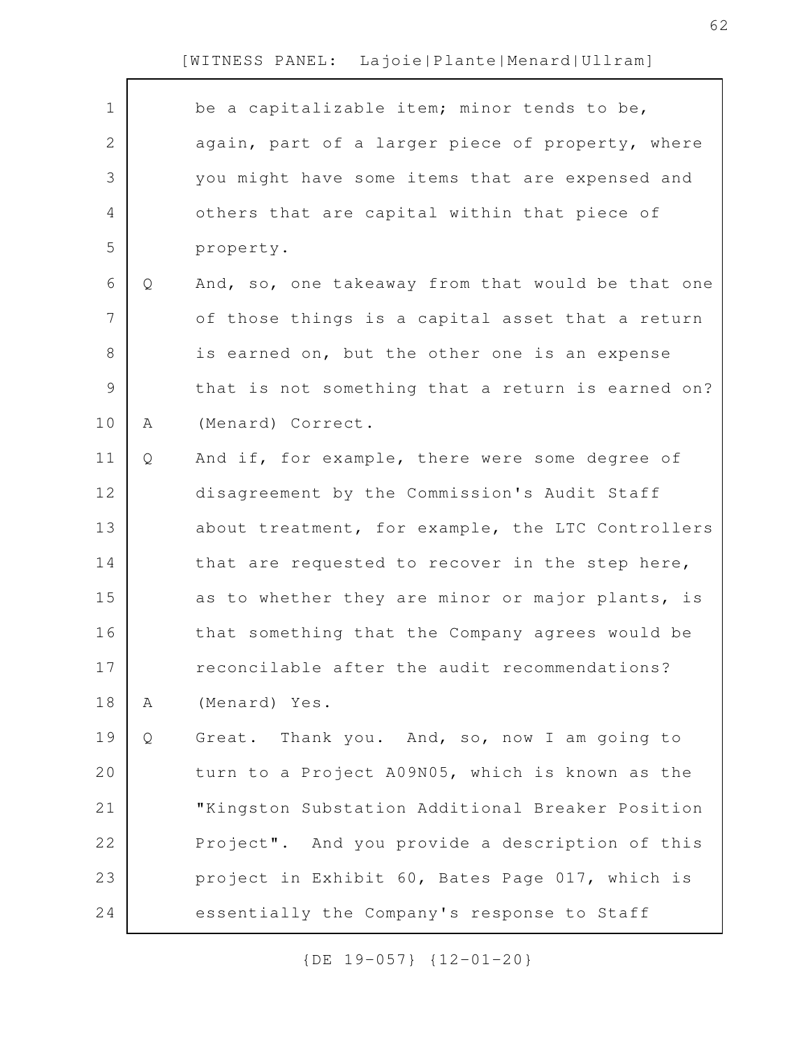be a capitalizable item; minor tends to be, again, part of a larger piece of property, where you might have some items that are expensed and others that are capital within that piece of property.

Q And, so, one takeaway from that would be that one of those things is a capital asset that a return is earned on, but the other one is an expense that is not something that a return is earned on?

A (Menard) Correct.

Q And if, for example, there were some degree of disagreement by the Commission's Audit Staff about treatment, for example, the LTC Controllers that are requested to recover in the step here, as to whether they are minor or major plants, is that something that the Company agrees would be reconcilable after the audit recommendations?

A (Menard) Yes.

Q Great. Thank you. And, so, now I am going to turn to a Project A09N05, which is known as the "Kingston Substation Additional Breaker Position Project". And you provide a description of this project in Exhibit 60, Bates Page 017, which is essentially the Company's response to Staff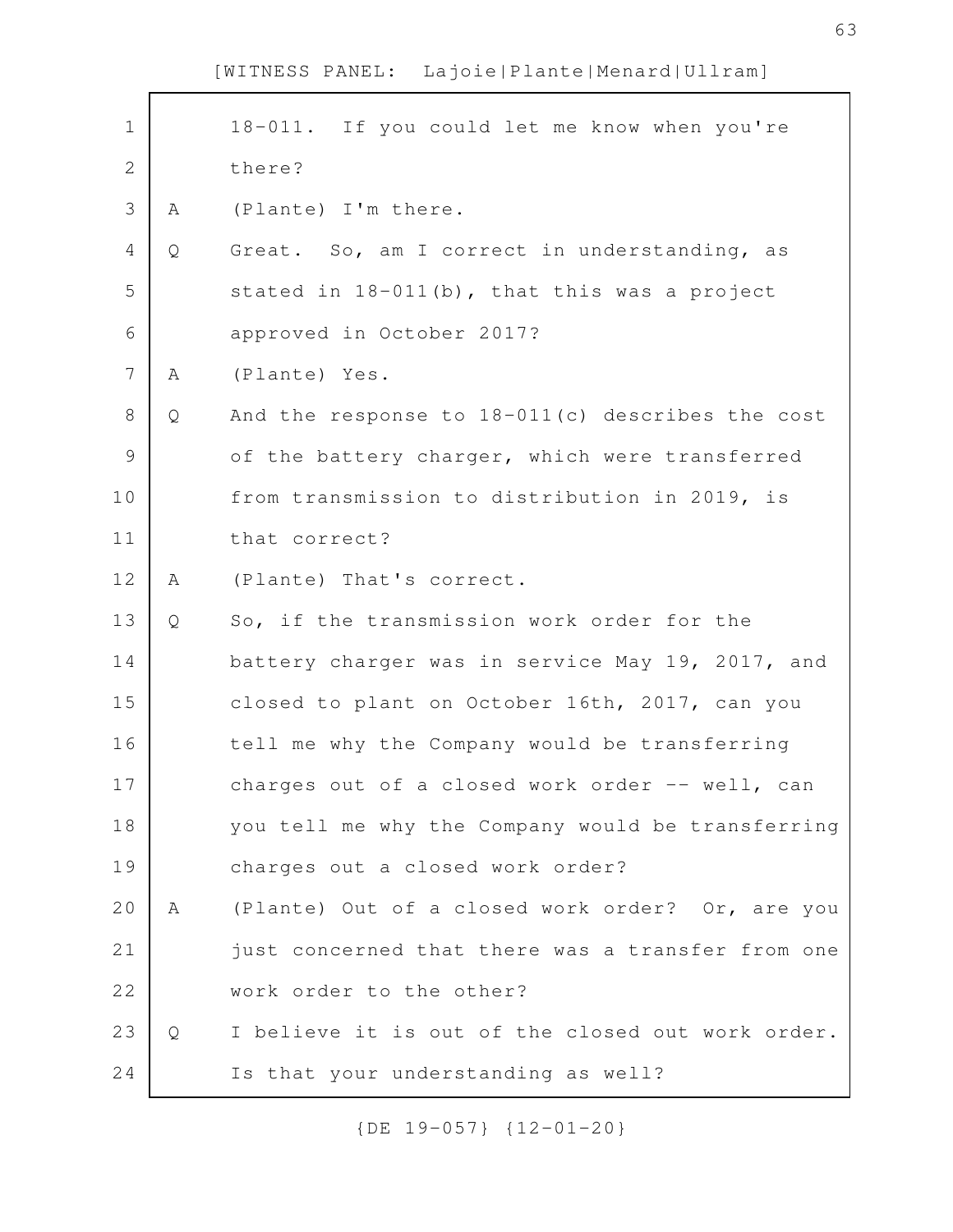18-011. If you could let me know when you're there?

A (Plante) I'm there.

Q Great. So, am I correct in understanding, as stated in 18-011(b), that this was a project approved in October 2017?

A (Plante) Yes.

Q And the response to 18-011(c) describes the cost of the battery charger, which were transferred from transmission to distribution in 2019, is that correct?

A (Plante) That's correct.

Q So, if the transmission work order for the battery charger was in service May 19, 2017, and closed to plant on October 16th, 2017, can you tell me why the Company would be transferring charges out of a closed work order -- well, can you tell me why the Company would be transferring charges out a closed work order?

A (Plante) Out of a closed work order? Or, are you just concerned that there was a transfer from one work order to the other?

Q I believe it is out of the closed out work order. Is that your understanding as well?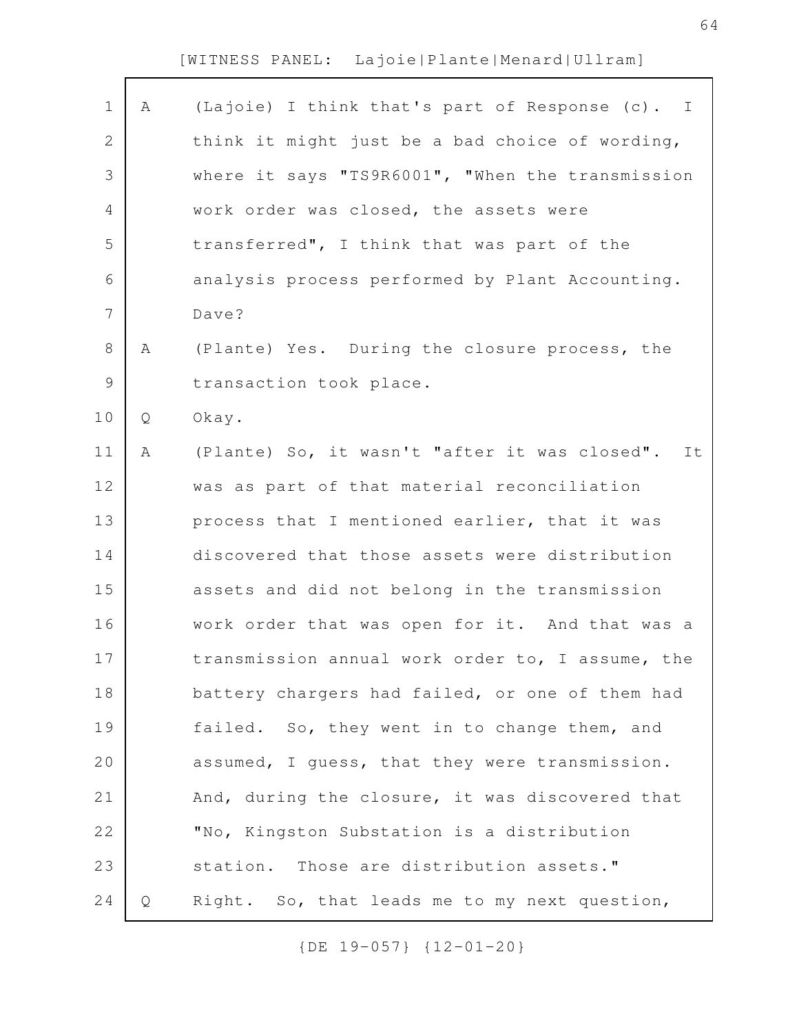A (Lajoie) I think that's part of Response (c). I think it might just be a bad choice of wording, where it says "TS9R6001", "When the transmission work order was closed, the assets were transferred", I think that was part of the analysis process performed by Plant Accounting. Dave?

A (Plante) Yes. During the closure process, the transaction took place.

Q Okay.

A (Plante) So, it wasn't "after it was closed". It was as part of that material reconciliation process that I mentioned earlier, that it was discovered that those assets were distribution assets and did not belong in the transmission work order that was open for it. And that was a transmission annual work order to, I assume, the battery chargers had failed, or one of them had failed. So, they went in to change them, and assumed, I guess, that they were transmission. And, during the closure, it was discovered that "No, Kingston Substation is a distribution station. Those are distribution assets."

Q Right. So, that leads me to my next question,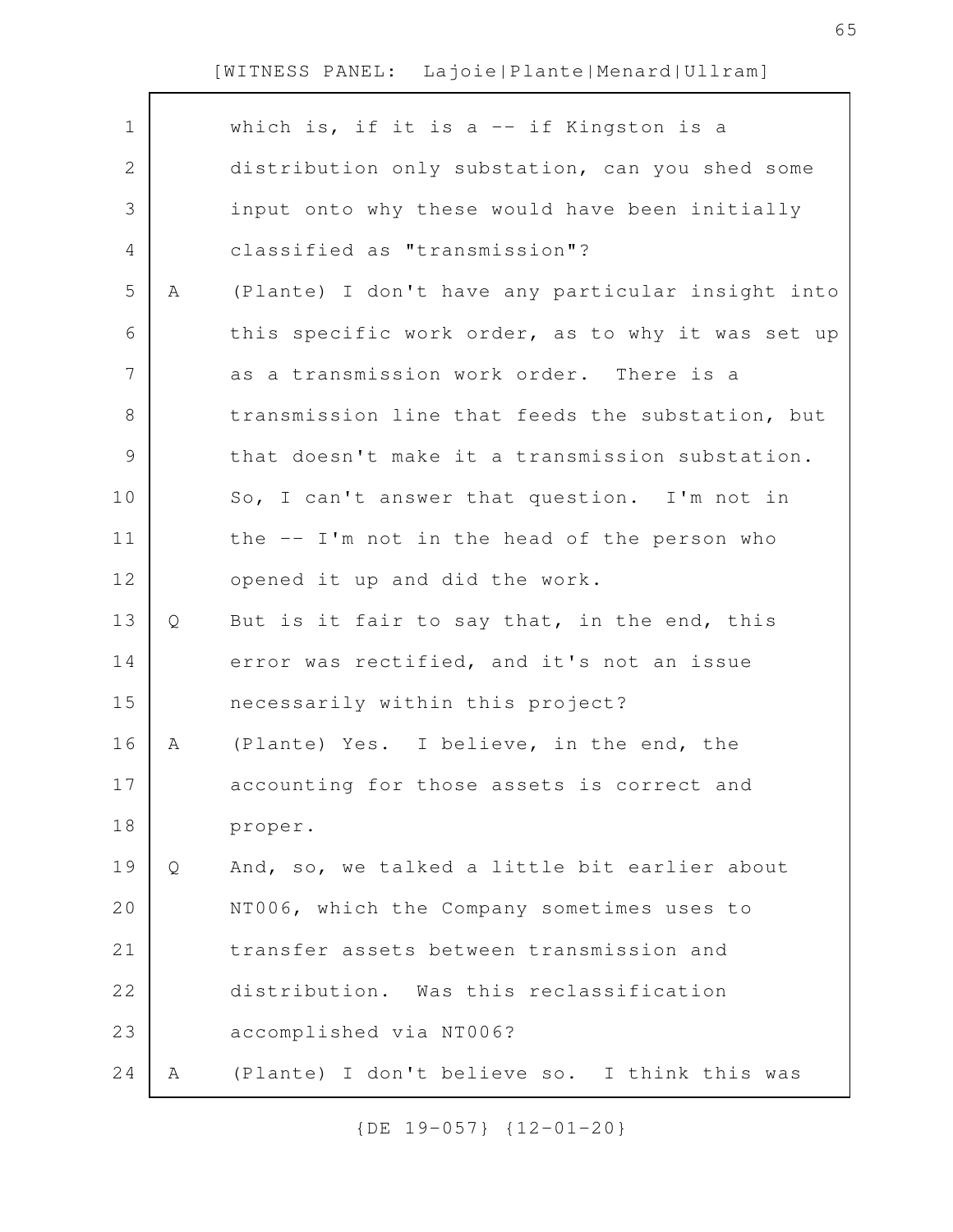which is, if it is a -- if Kingston is a distribution only substation, can you shed some input onto why these would have been initially classified as "transmission"?

A (Plante) I don't have any particular insight into this specific work order, as to why it was set up as a transmission work order. There is a transmission line that feeds the substation, but that doesn't make it a transmission substation. So, I can't answer that question. I'm not in the -- I'm not in the head of the person who opened it up and did the work.

Q But is it fair to say that, in the end, this error was rectified, and it's not an issue necessarily within this project?

A (Plante) Yes. I believe, in the end, the accounting for those assets is correct and proper.

Q And, so, we talked a little bit earlier about NT006, which the Company sometimes uses to transfer assets between transmission and distribution. Was this reclassification accomplished via NT006?

A (Plante) I don't believe so. I think this was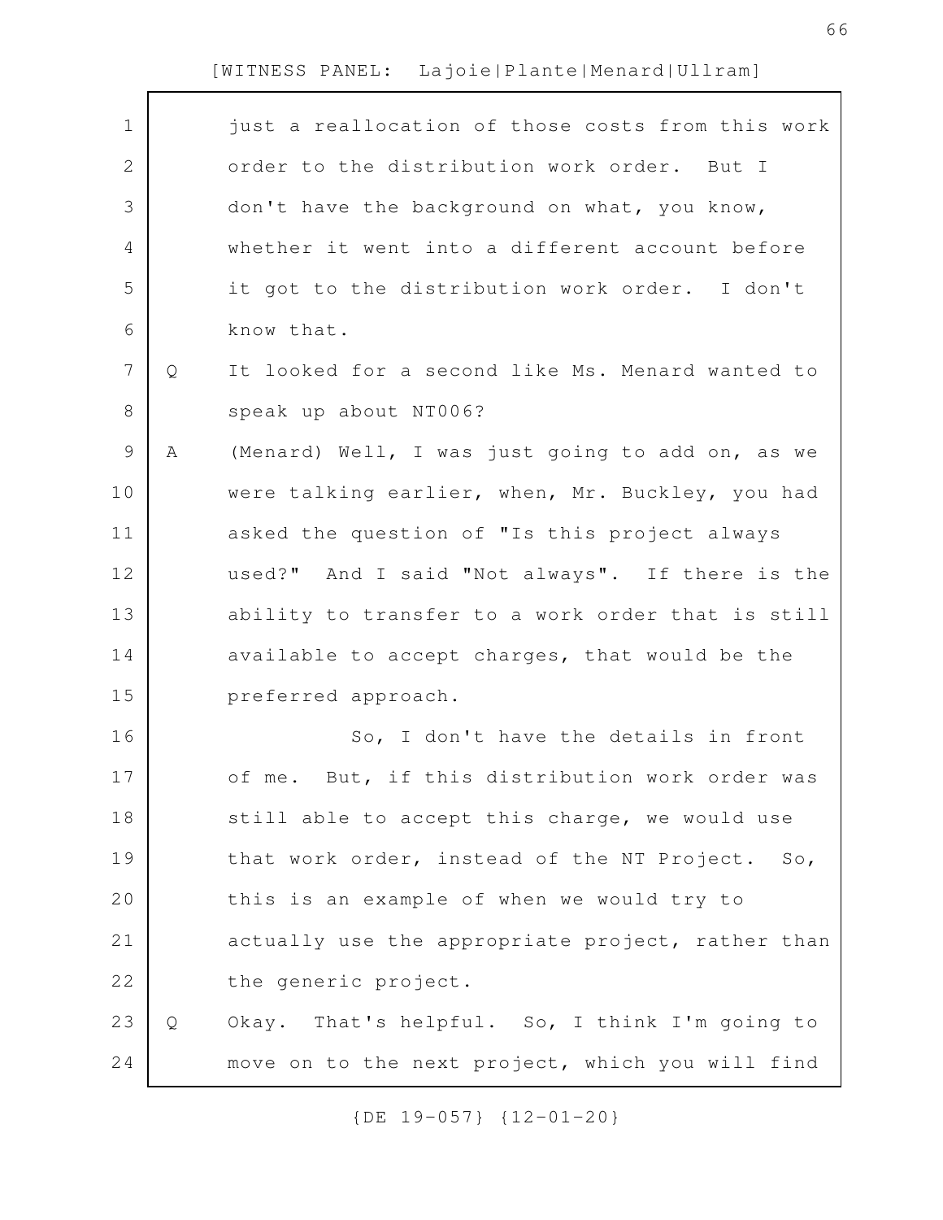just a reallocation of those costs from this work order to the distribution work order. But I don't have the background on what, you know, whether it went into a different account before it got to the distribution work order. I don't know that.

Q It looked for a second like Ms. Menard wanted to speak up about NT006?

A (Menard) Well, I was just going to add on, as we were talking earlier, when, Mr. Buckley, you had asked the question of "Is this project always used?" And I said "Not always". If there is the ability to transfer to a work order that is still available to accept charges, that would be the preferred approach.

So, I don't have the details in front of me. But, if this distribution work order was still able to accept this charge, we would use that work order, instead of the NT Project. So, this is an example of when we would try to actually use the appropriate project, rather than the generic project.

Q Okay. That's helpful. So, I think I'm going to move on to the next project, which you will find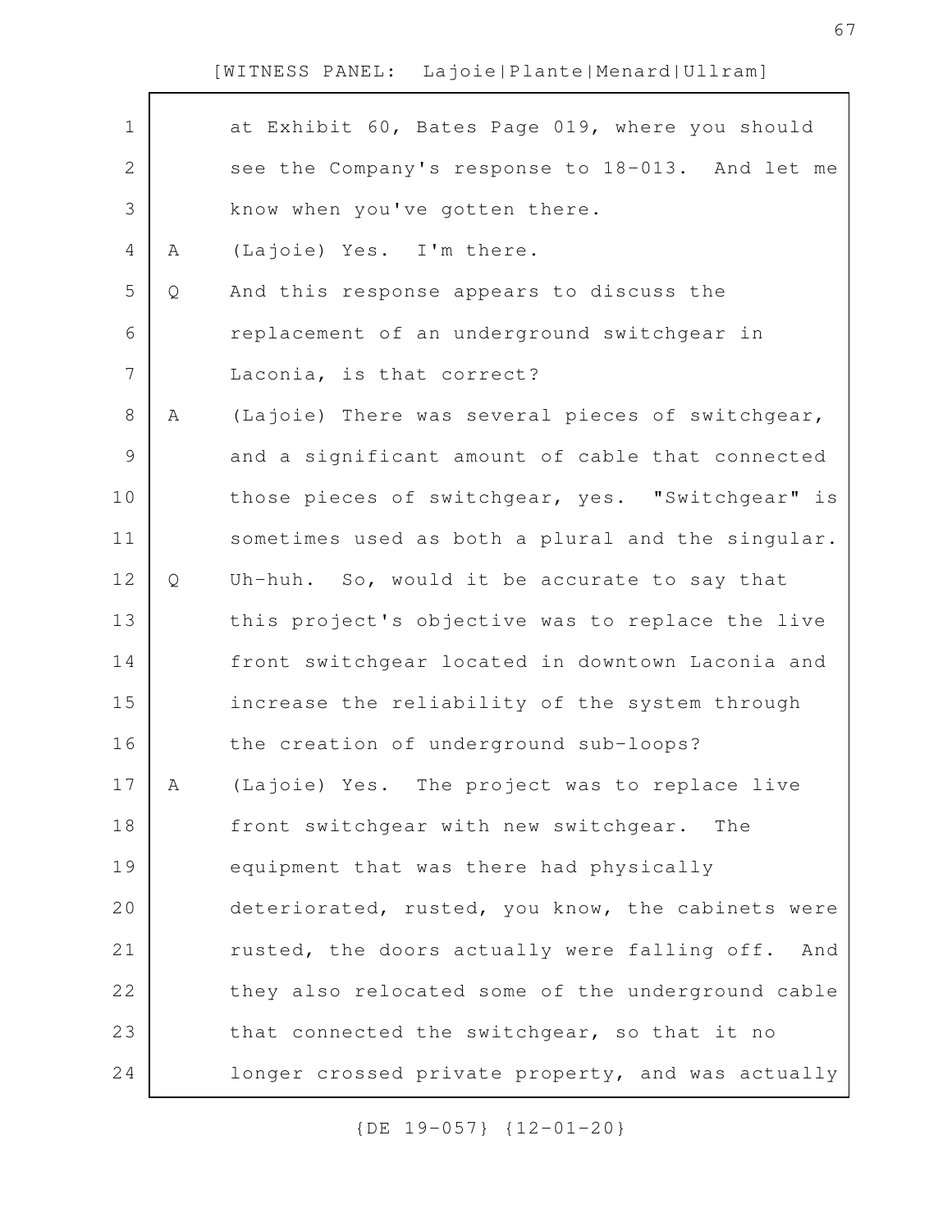at Exhibit 60, Bates Page 019, where you should see the Company's response to 18-013. And let me know when you've gotten there.

A (Lajoie) Yes. I'm there.

Q And this response appears to discuss the replacement of an underground switchgear in Laconia, is that correct?

A (Lajoie) There was several pieces of switchgear, and a significant amount of cable that connected those pieces of switchgear, yes. "Switchgear" is sometimes used as both a plural and the singular.

Q Uh-huh. So, would it be accurate to say that this project's objective was to replace the live front switchgear located in downtown Laconia and increase the reliability of the system through the creation of underground sub-loops?

A (Lajoie) Yes. The project was to replace live front switchgear with new switchgear. The equipment that was there had physically deteriorated, rusted, you know, the cabinets were rusted, the doors actually were falling off. And they also relocated some of the underground cable that connected the switchgear, so that it no longer crossed private property, and was actually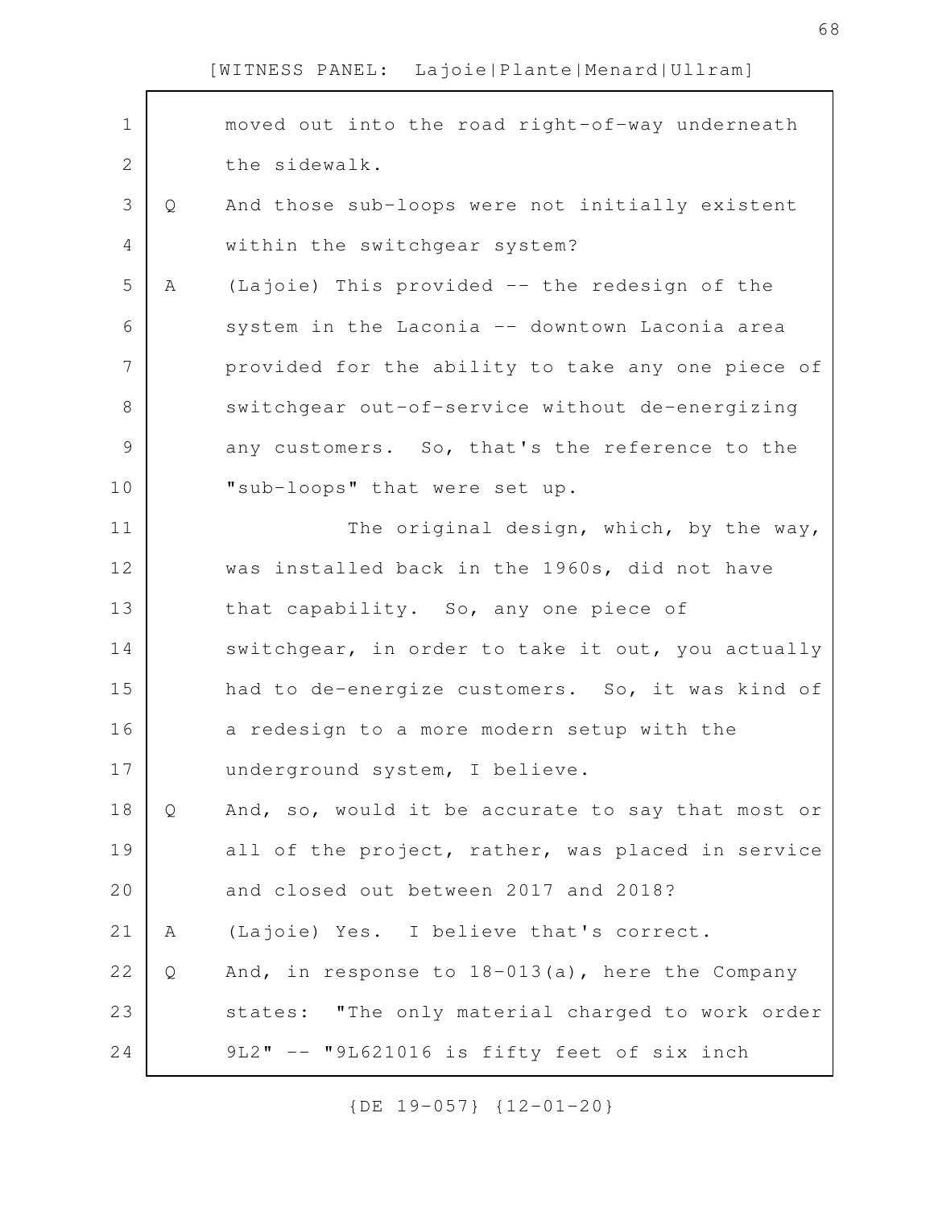moved out into the road right-of-way underneath the sidewalk.

Q And those sub-loops were not initially existent within the switchgear system?

A (Lajoie) This provided -- the redesign of the system in the Laconia -- downtown Laconia area provided for the ability to take any one piece of switchgear out-of-service without de-energizing any customers. So, that's the reference to the "sub-loops" that were set up.

The original design, which, by the way, was installed back in the 1960s, did not have that capability. So, any one piece of switchgear, in order to take it out, you actually had to de-energize customers. So, it was kind of a redesign to a more modern setup with the underground system, I believe.

Q And, so, would it be accurate to say that most or all of the project, rather, was placed in service and closed out between 2017 and 2018?

A (Lajoie) Yes. I believe that's correct.

Q And, in response to 18-013(a), here the Company states: "The only material charged to work order 9L2" -- "9L621016 is fifty feet of six inch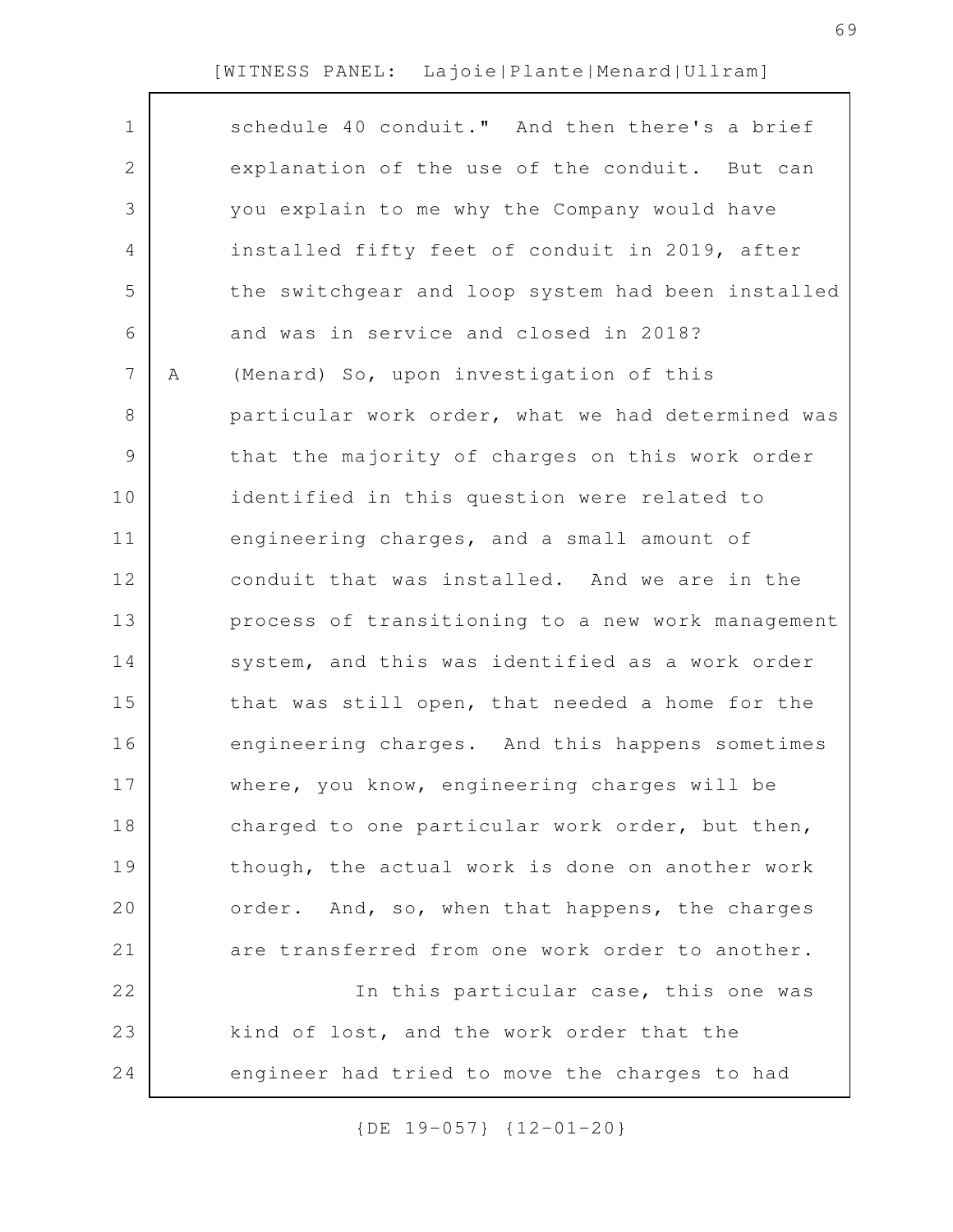schedule 40 conduit." And then there's a brief explanation of the use of the conduit. But can you explain to me why the Company would have installed fifty feet of conduit in 2019, after the switchgear and loop system had been installed and was in service and closed in 2018?

A (Menard) So, upon investigation of this particular work order, what we had determined was that the majority of charges on this work order identified in this question were related to engineering charges, and a small amount of conduit that was installed. And we are in the process of transitioning to a new work management system, and this was identified as a work order that was still open, that needed a home for the engineering charges. And this happens sometimes where, you know, engineering charges will be charged to one particular work order, but then, though, the actual work is done on another work order. And, so, when that happens, the charges are transferred from one work order to another.

In this particular case, this one was kind of lost, and the work order that the engineer had tried to move the charges to had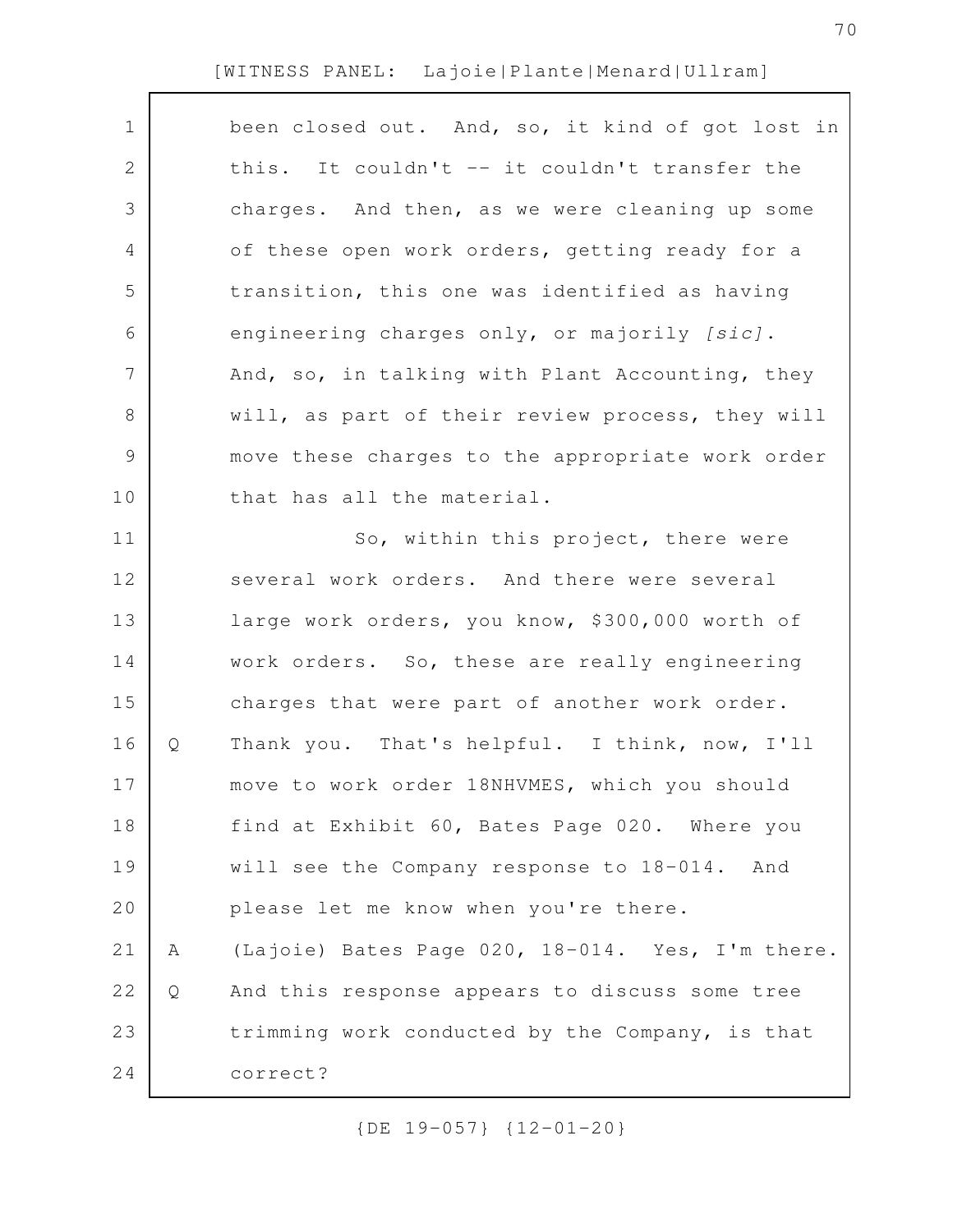been closed out. And, so, it kind of got lost in this. It couldn't -- it couldn't transfer the charges. And then, as we were cleaning up some of these open work orders, getting ready for a transition, this one was identified as having engineering charges only, or majorily *[sic]*. And, so, in talking with Plant Accounting, they will, as part of their review process, they will move these charges to the appropriate work order that has all the material.

So, within this project, there were several work orders. And there were several large work orders, you know, $300,000 worth of work orders. So, these are really engineering charges that were part of another work order.

Q Thank you. That's helpful. I think, now, I'll move to work order 18NHVMES, which you should find at Exhibit 60, Bates Page 020. Where you will see the Company response to 18-014. And please let me know when you're there.

A (Lajoie) Bates Page 020, 18-014. Yes, I'm there.

Q And this response appears to discuss some tree trimming work conducted by the Company, is that correct?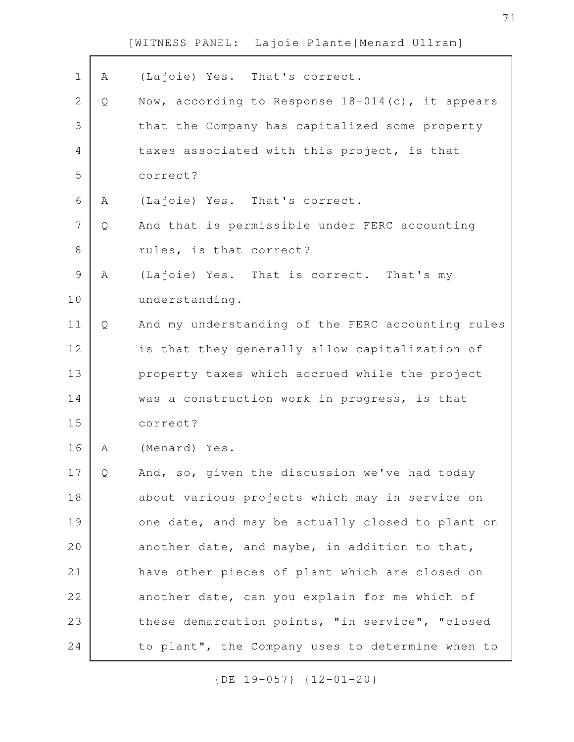A (Lajoie) Yes. That's correct.

Q Now, according to Response 18-014(c), it appears that the Company has capitalized some property taxes associated with this project, is that correct?

A (Lajoie) Yes. That's correct.

Q And that is permissible under FERC accounting rules, is that correct?

A (Lajoie) Yes. That is correct. That's my understanding.

Q And my understanding of the FERC accounting rules is that they generally allow capitalization of property taxes which accrued while the project was a construction work in progress, is that correct?

A (Menard) Yes.

Q And, so, given the discussion we've had today about various projects which may in service on one date, and may be actually closed to plant on another date, and maybe, in addition to that, have other pieces of plant which are closed on another date, can you explain for me which of these demarcation points, "in service", "closed to plant", the Company uses to determine when to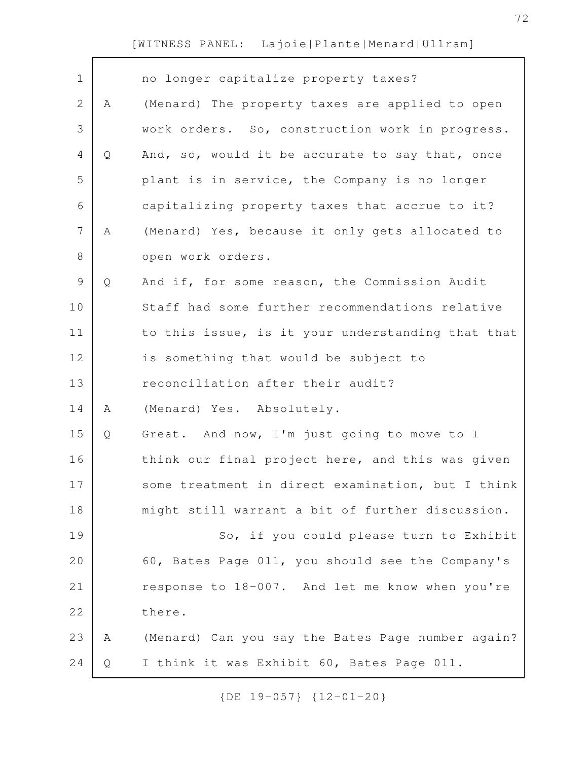no longer capitalize property taxes?

A (Menard) The property taxes are applied to open work orders. So, construction work in progress.

Q And, so, would it be accurate to say that, once plant is in service, the Company is no longer capitalizing property taxes that accrue to it?

A (Menard) Yes, because it only gets allocated to open work orders.

Q And if, for some reason, the Commission Audit Staff had some further recommendations relative to this issue, is it your understanding that that is something that would be subject to reconciliation after their audit?

A (Menard) Yes. Absolutely.

Q Great. And now, I'm just going to move to I think our final project here, and this was given some treatment in direct examination, but I think might still warrant a bit of further discussion.

So, if you could please turn to Exhibit 60, Bates Page 011, you should see the Company's response to 18-007. And let me know when you're there.

A (Menard) Can you say the Bates Page number again?

Q I think it was Exhibit 60, Bates Page 011.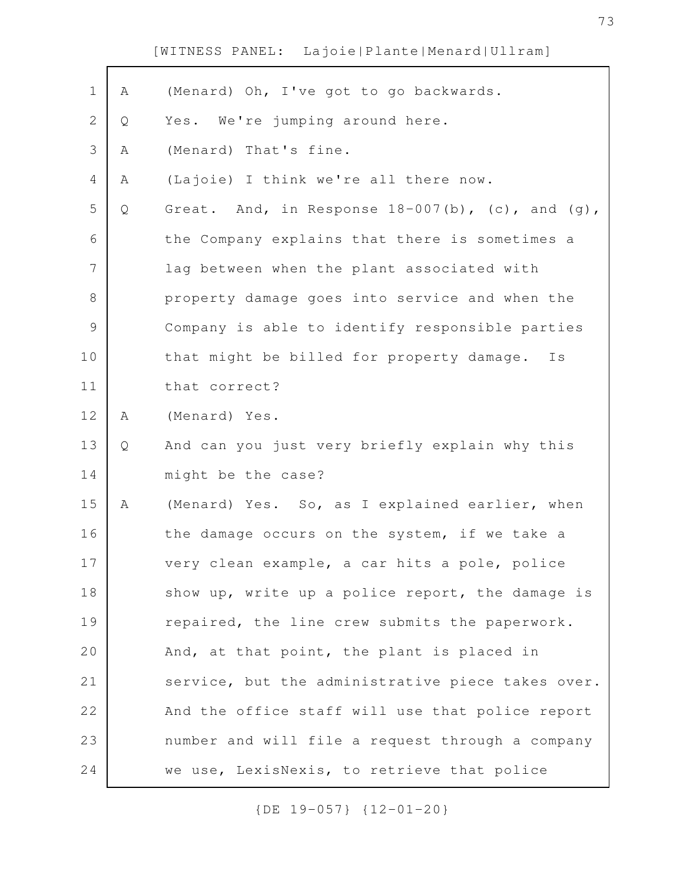A (Menard) Oh, I've got to go backwards.

Q Yes. We're jumping around here.

A (Menard) That's fine.

A (Lajoie) I think we're all there now.

Q Great. And, in Response 18-007(b), (c), and (g), the Company explains that there is sometimes a lag between when the plant associated with property damage goes into service and when the Company is able to identify responsible parties that might be billed for property damage. Is that correct?

A (Menard) Yes.

Q And can you just very briefly explain why this might be the case?

A (Menard) Yes. So, as I explained earlier, when the damage occurs on the system, if we take a very clean example, a car hits a pole, police show up, write up a police report, the damage is repaired, the line crew submits the paperwork. And, at that point, the plant is placed in service, but the administrative piece takes over. And the office staff will use that police report number and will file a request through a company we use, LexisNexis, to retrieve that police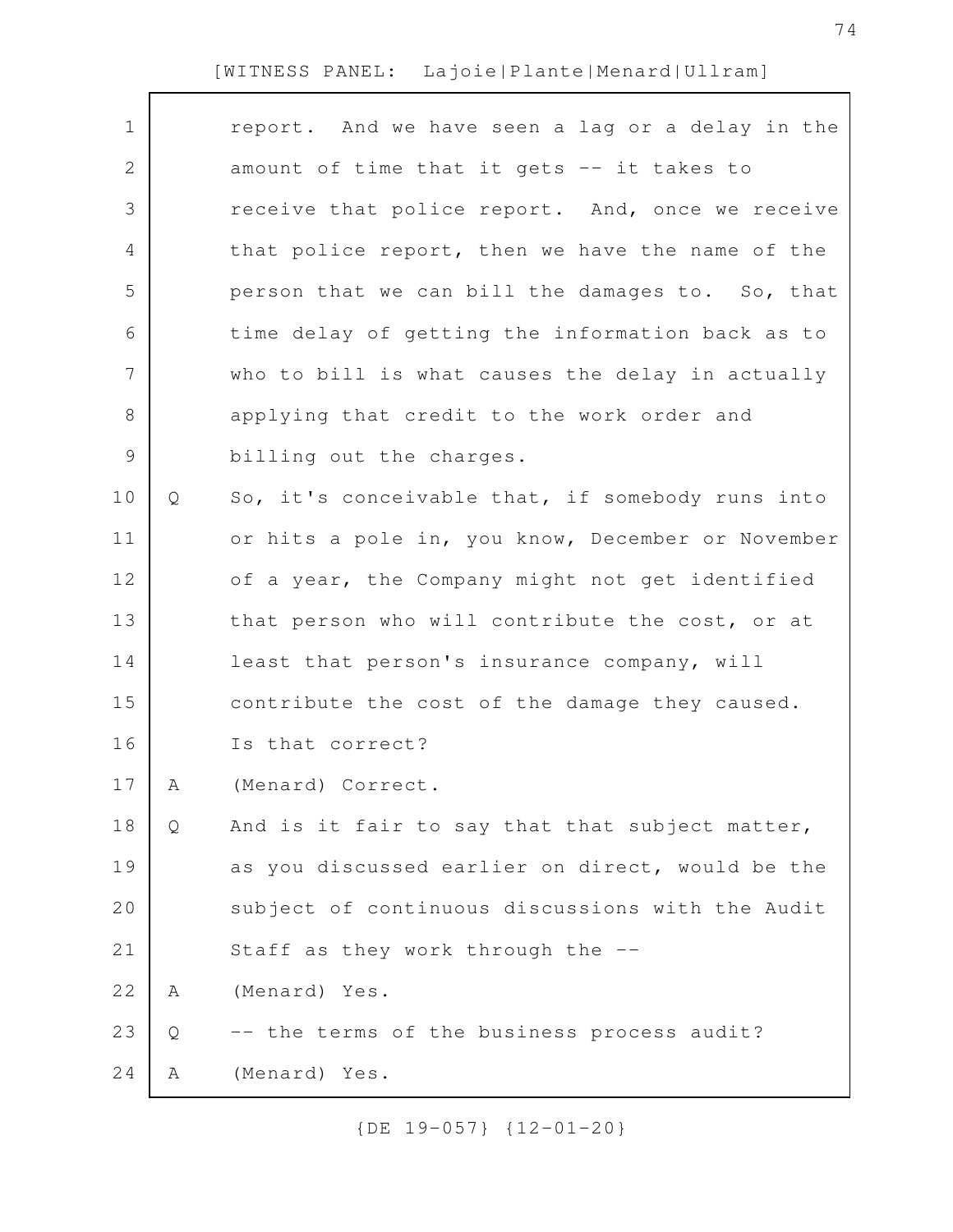report. And we have seen a lag or a delay in the amount of time that it gets -- it takes to receive that police report. And, once we receive that police report, then we have the name of the person that we can bill the damages to. So, that time delay of getting the information back as to who to bill is what causes the delay in actually applying that credit to the work order and billing out the charges.

Q So, it's conceivable that, if somebody runs into or hits a pole in, you know, December or November of a year, the Company might not get identified that person who will contribute the cost, or at least that person's insurance company, will contribute the cost of the damage they caused. Is that correct?

A (Menard) Correct.

Q And is it fair to say that that subject matter, as you discussed earlier on direct, would be the subject of continuous discussions with the Audit Staff as they work through the --

A (Menard) Yes.

Q -- the terms of the business process audit?

A (Menard) Yes.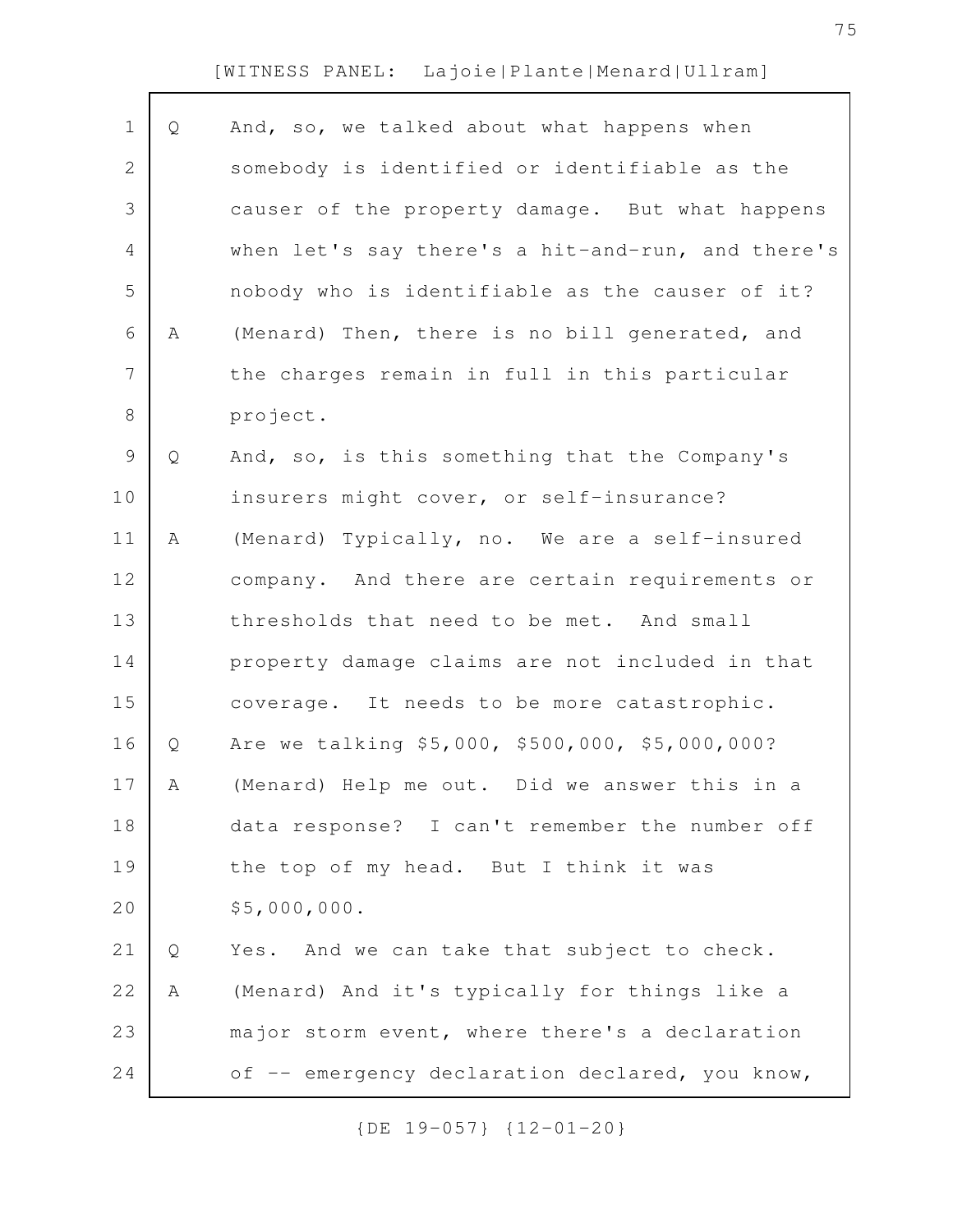Q And, so, we talked about what happens when somebody is identified or identifiable as the causer of the property damage. But what happens when let's say there's a hit-and-run, and there's nobody who is identifiable as the causer of it?

A (Menard) Then, there is no bill generated, and the charges remain in full in this particular project.

Q And, so, is this something that the Company's insurers might cover, or self-insurance?

A (Menard) Typically, no. We are a self-insured company. And there are certain requirements or thresholds that need to be met. And small property damage claims are not included in that coverage. It needs to be more catastrophic.

Q Are we talking $5,000, $500,000, $5,000,000?

A (Menard) Help me out. Did we answer this in a data response? I can't remember the number off the top of my head. But I think it was $5,000,000.

Q Yes. And we can take that subject to check.

A (Menard) And it's typically for things like a major storm event, where there's a declaration of -- emergency declaration declared, you know,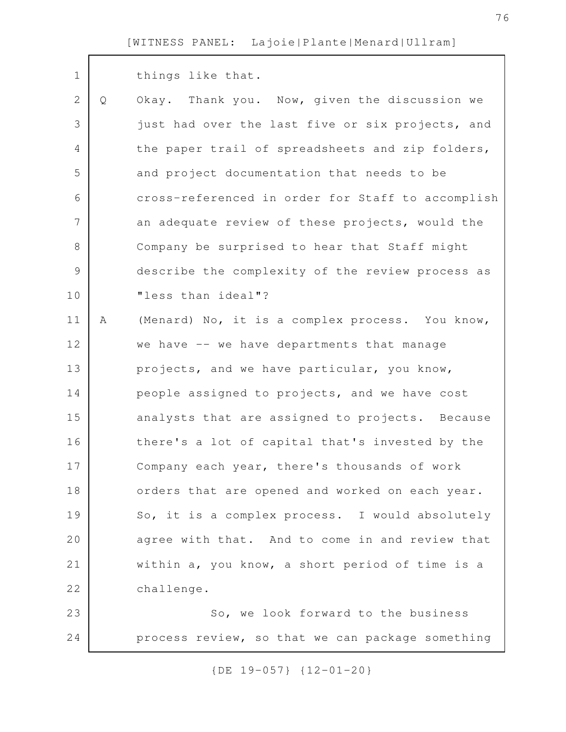things like that.

Q Okay. Thank you. Now, given the discussion we just had over the last five or six projects, and the paper trail of spreadsheets and zip folders, and project documentation that needs to be cross-referenced in order for Staff to accomplish an adequate review of these projects, would the Company be surprised to hear that Staff might describe the complexity of the review process as "less than ideal"?

A (Menard) No, it is a complex process. You know, we have -- we have departments that manage projects, and we have particular, you know, people assigned to projects, and we have cost analysts that are assigned to projects. Because there's a lot of capital that's invested by the Company each year, there's thousands of work orders that are opened and worked on each year. So, it is a complex process. I would absolutely agree with that. And to come in and review that within a, you know, a short period of time is a challenge.

So, we look forward to the business process review, so that we can package something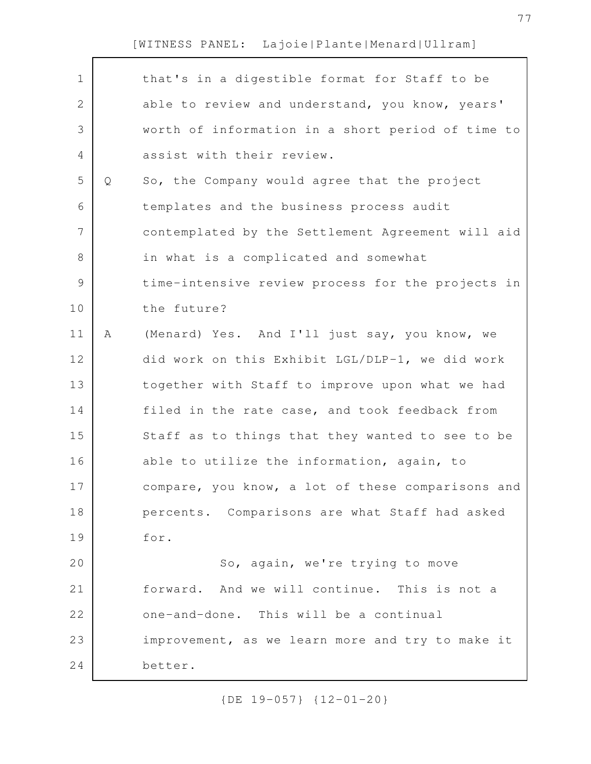that's in a digestible format for Staff to be able to review and understand, you know, years' worth of information in a short period of time to assist with their review.

Q So, the Company would agree that the project templates and the business process audit contemplated by the Settlement Agreement will aid in what is a complicated and somewhat time-intensive review process for the projects in the future?

A (Menard) Yes. And I'll just say, you know, we did work on this Exhibit LGL/DLP-1, we did work together with Staff to improve upon what we had filed in the rate case, and took feedback from Staff as to things that they wanted to see to be able to utilize the information, again, to compare, you know, a lot of these comparisons and percents. Comparisons are what Staff had asked for.

So, again, we're trying to move forward. And we will continue. This is not a one-and-done. This will be a continual improvement, as we learn more and try to make it better.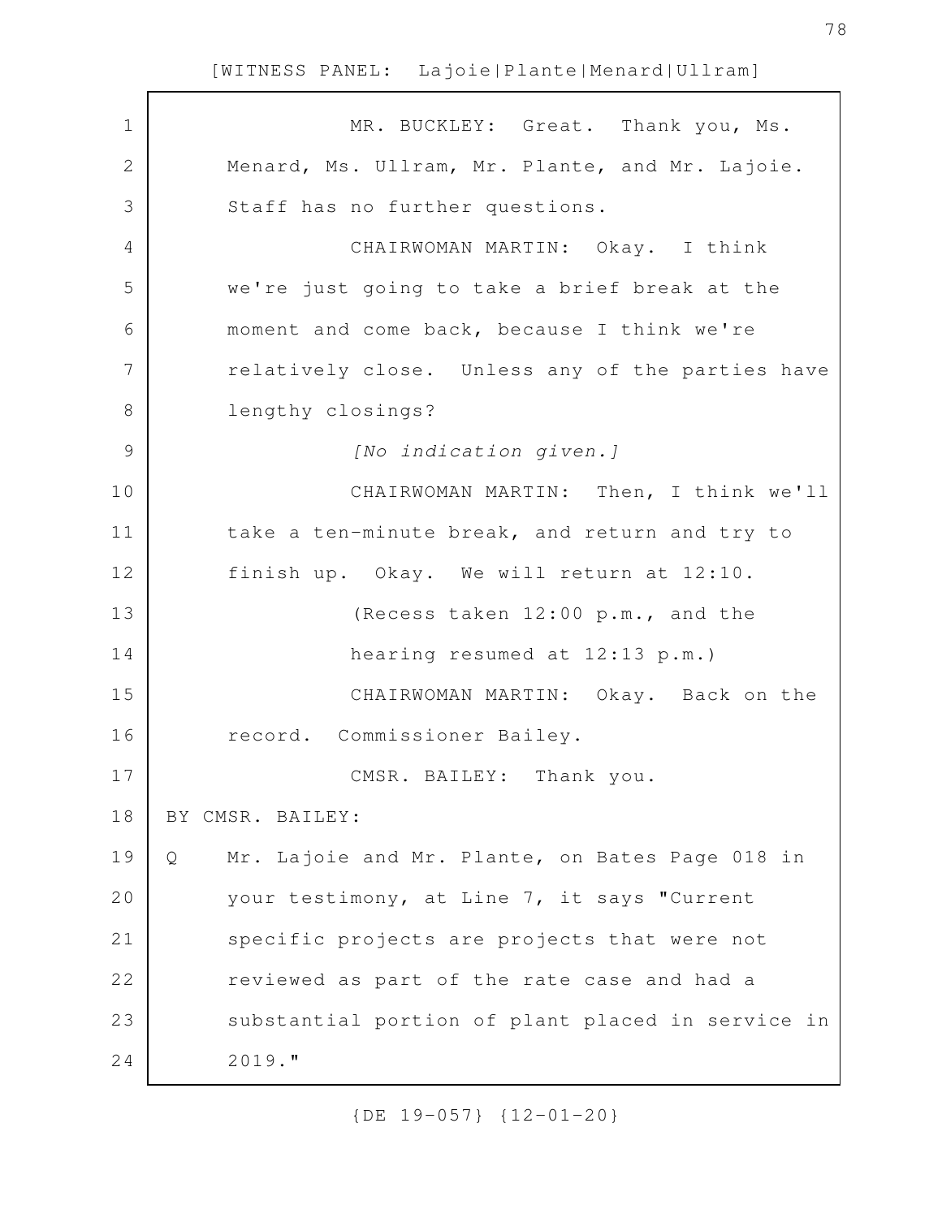MR. BUCKLEY: Great. Thank you, Ms. Menard, Ms. Ullram, Mr. Plante, and Mr. Lajoie. Staff has no further questions.

CHAIRWOMAN MARTIN: Okay. I think we're just going to take a brief break at the moment and come back, because I think we're relatively close. Unless any of the parties have lengthy closings?

*[No indication given.]*

CHAIRWOMAN MARTIN: Then, I think we'll take a ten-minute break, and return and try to finish up. Okay. We will return at 12:10.

(Recess taken 12:00 p.m., and the hearing resumed at 12:13 p.m.)

CHAIRWOMAN MARTIN: Okay. Back on the record. Commissioner Bailey.

CMSR. BAILEY: Thank you.

BY CMSR. BAILEY:

Q Mr. Lajoie and Mr. Plante, on Bates Page 018 in your testimony, at Line 7, it says "Current specific projects are projects that were not reviewed as part of the rate case and had a substantial portion of plant placed in service in 2019."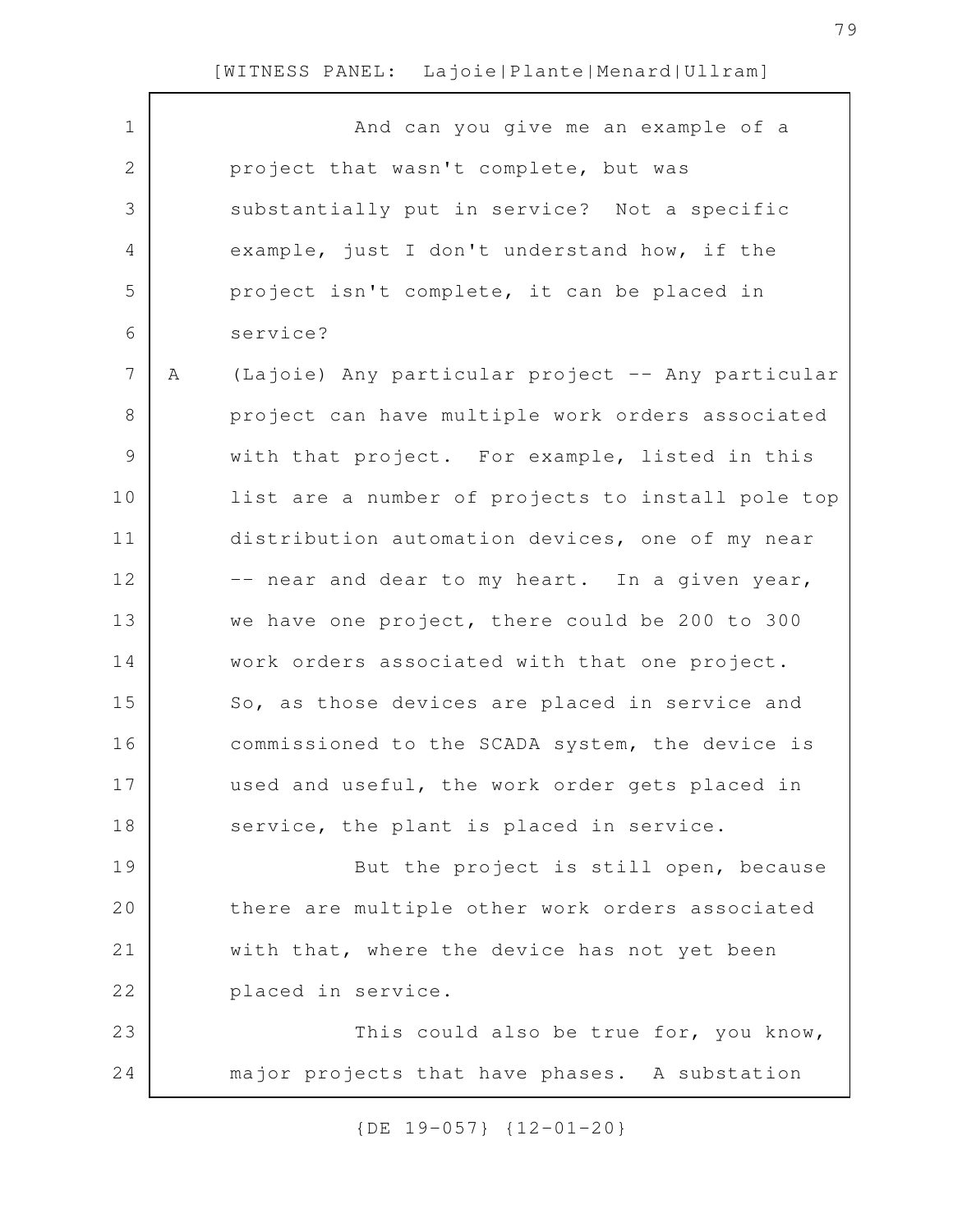And can you give me an example of a project that wasn't complete, but was substantially put in service? Not a specific example, just I don't understand how, if the project isn't complete, it can be placed in service?

A (Lajoie) Any particular project -- Any particular project can have multiple work orders associated with that project. For example, listed in this list are a number of projects to install pole top distribution automation devices, one of my near -- near and dear to my heart. In a given year, we have one project, there could be 200 to 300 work orders associated with that one project. So, as those devices are placed in service and commissioned to the SCADA system, the device is used and useful, the work order gets placed in service, the plant is placed in service.

But the project is still open, because there are multiple other work orders associated with that, where the device has not yet been placed in service.

This could also be true for, you know, major projects that have phases. A substation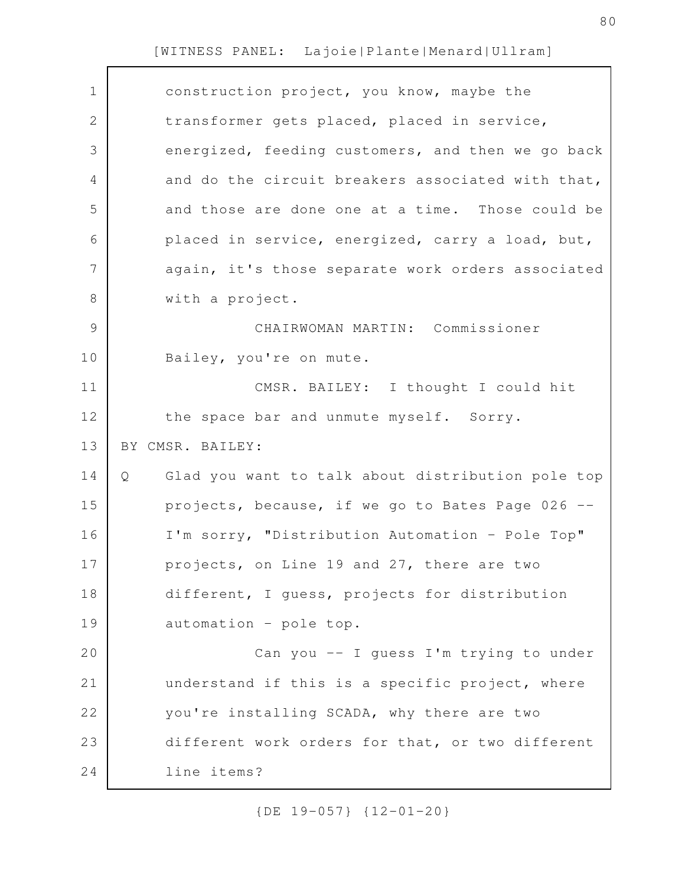construction project, you know, maybe the transformer gets placed, placed in service, energized, feeding customers, and then we go back and do the circuit breakers associated with that, and those are done one at a time. Those could be placed in service, energized, carry a load, but, again, it's those separate work orders associated with a project.

CHAIRWOMAN MARTIN: Commissioner Bailey, you're on mute.

CMSR. BAILEY: I thought I could hit the space bar and unmute myself. Sorry.

BY CMSR. BAILEY:

Q Glad you want to talk about distribution pole top projects, because, if we go to Bates Page 026 -- I'm sorry, "Distribution Automation - Pole Top" projects, on Line 19 and 27, there are two different, I guess, projects for distribution automation - pole top.

Can you -- I guess I'm trying to under understand if this is a specific project, where you're installing SCADA, why there are two different work orders for that, or two different line items?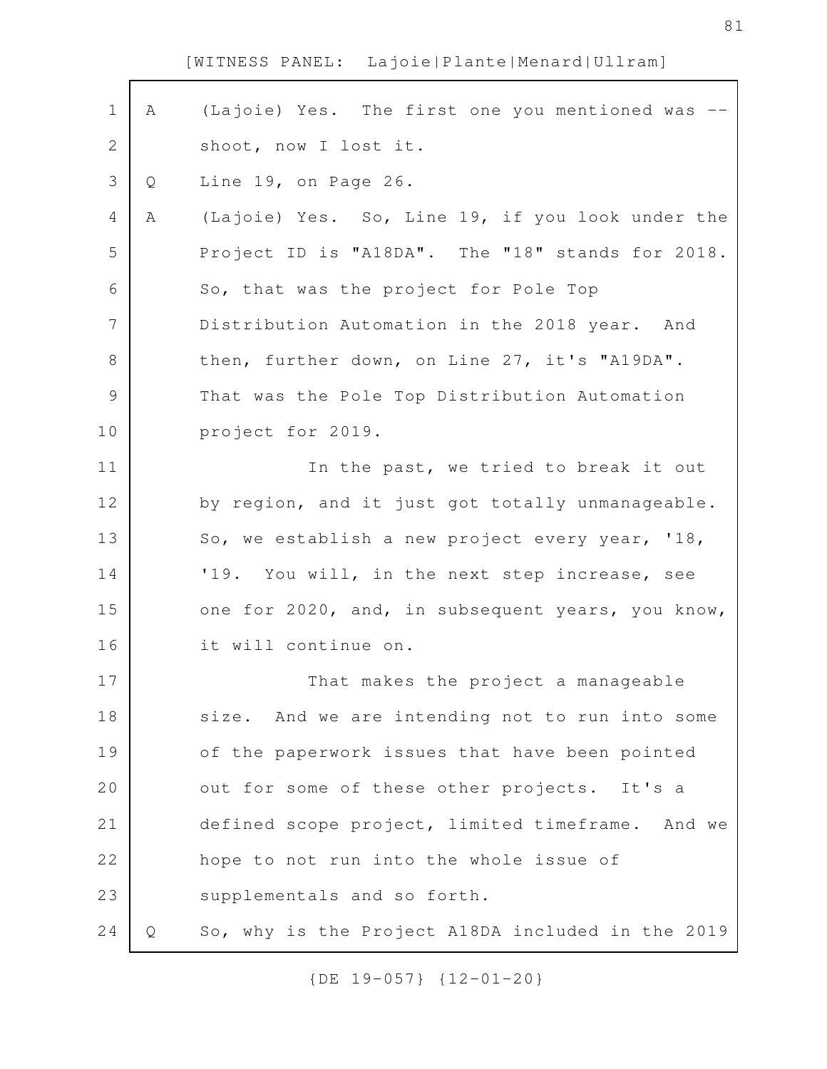A (Lajoie) Yes. The first one you mentioned was -- shoot, now I lost it.

Q Line 19, on Page 26.

A (Lajoie) Yes. So, Line 19, if you look under the Project ID is "A18DA". The "18" stands for 2018. So, that was the project for Pole Top Distribution Automation in the 2018 year. And then, further down, on Line 27, it's "A19DA". That was the Pole Top Distribution Automation project for 2019.

In the past, we tried to break it out by region, and it just got totally unmanageable. So, we establish a new project every year, '18, '19. You will, in the next step increase, see one for 2020, and, in subsequent years, you know, it will continue on.

That makes the project a manageable size. And we are intending not to run into some of the paperwork issues that have been pointed out for some of these other projects. It's a defined scope project, limited timeframe. And we hope to not run into the whole issue of supplementals and so forth.

Q So, why is the Project A18DA included in the 2019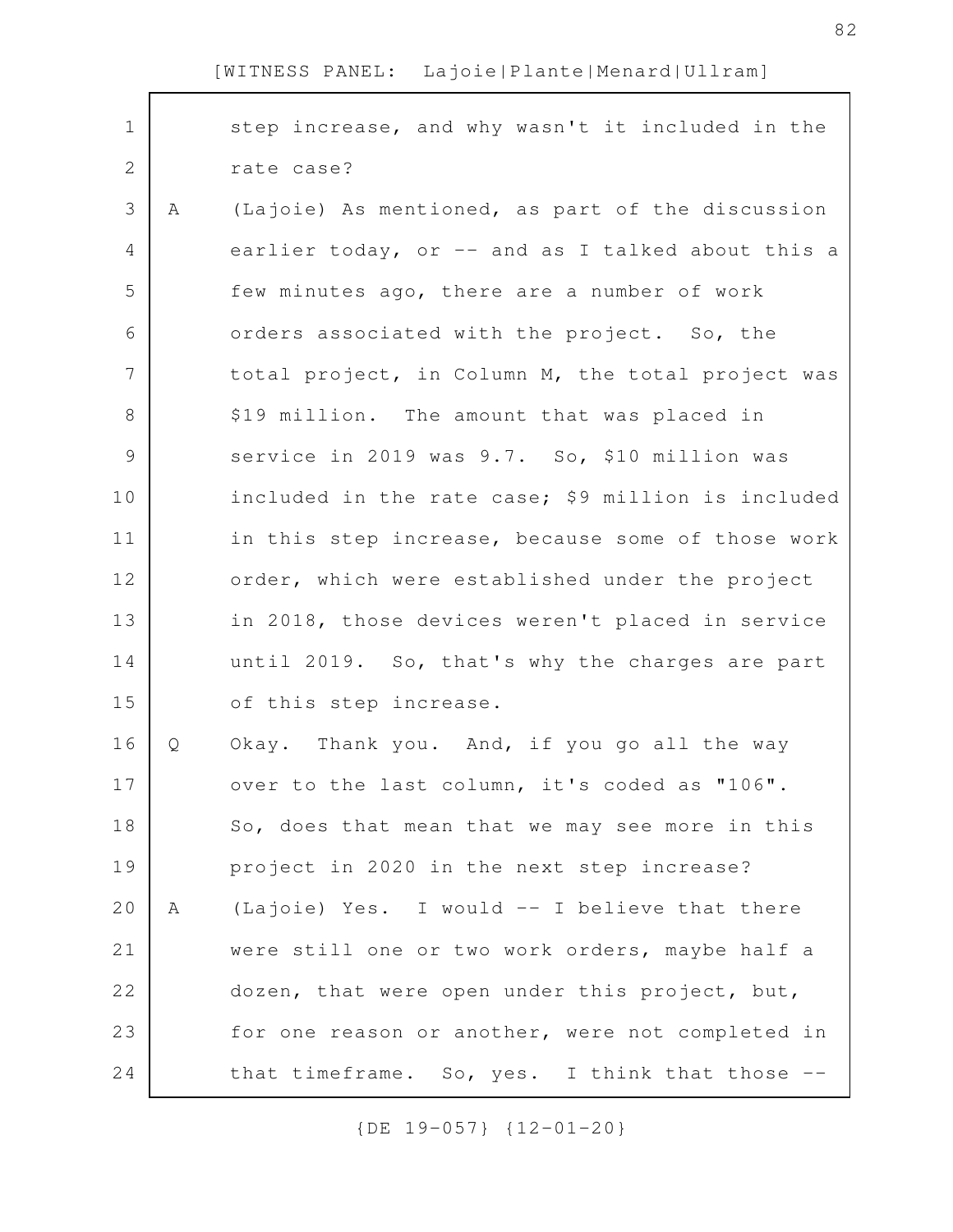step increase, and why wasn't it included in the rate case?

A (Lajoie) As mentioned, as part of the discussion earlier today, or -- and as I talked about this a few minutes ago, there are a number of work orders associated with the project. So, the total project, in Column M, the total project was $19 million. The amount that was placed in service in 2019 was 9.7. So, $10 million was included in the rate case; $9 million is included in this step increase, because some of those work order, which were established under the project in 2018, those devices weren't placed in service until 2019. So, that's why the charges are part of this step increase.

Q Okay. Thank you. And, if you go all the way over to the last column, it's coded as "106". So, does that mean that we may see more in this project in 2020 in the next step increase?

A (Lajoie) Yes. I would -- I believe that there were still one or two work orders, maybe half a dozen, that were open under this project, but, for one reason or another, were not completed in that timeframe. So, yes. I think that those --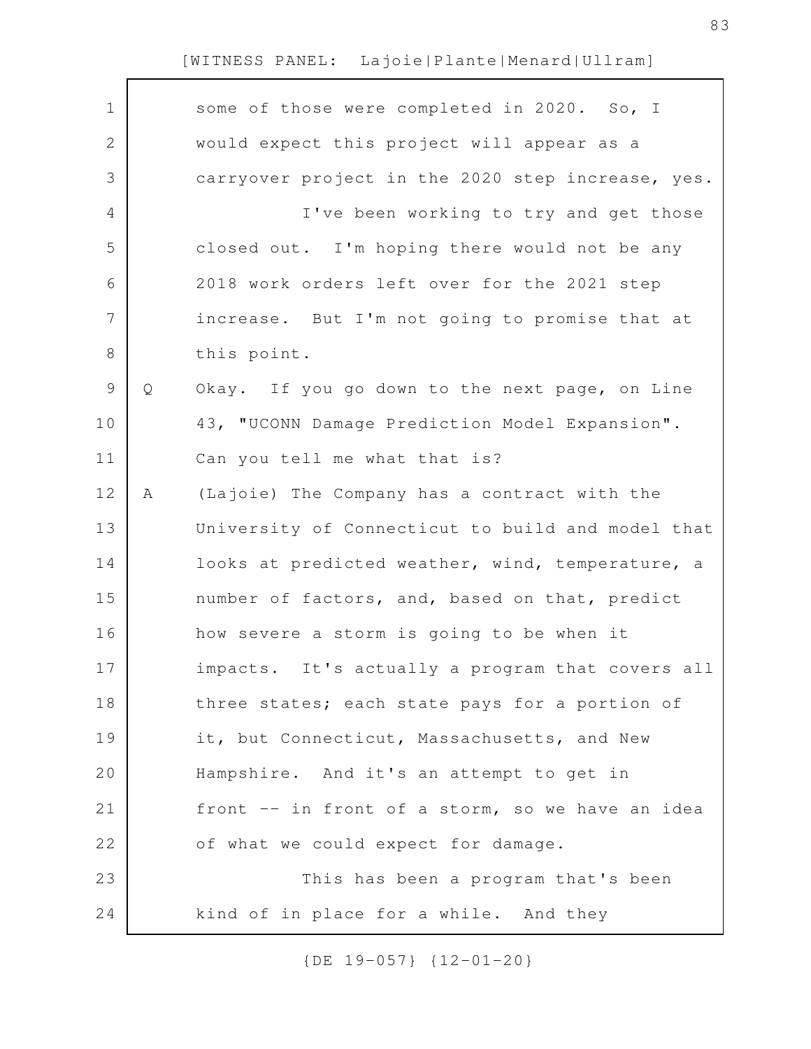some of those were completed in 2020. So, I would expect this project will appear as a carryover project in the 2020 step increase, yes.

I've been working to try and get those closed out. I'm hoping there would not be any 2018 work orders left over for the 2021 step increase. But I'm not going to promise that at this point.

Q Okay. If you go down to the next page, on Line 43, "UCONN Damage Prediction Model Expansion". Can you tell me what that is?

A (Lajoie) The Company has a contract with the University of Connecticut to build and model that looks at predicted weather, wind, temperature, a number of factors, and, based on that, predict how severe a storm is going to be when it impacts. It's actually a program that covers all three states; each state pays for a portion of it, but Connecticut, Massachusetts, and New Hampshire. And it's an attempt to get in front -- in front of a storm, so we have an idea of what we could expect for damage.

This has been a program that's been kind of in place for a while. And they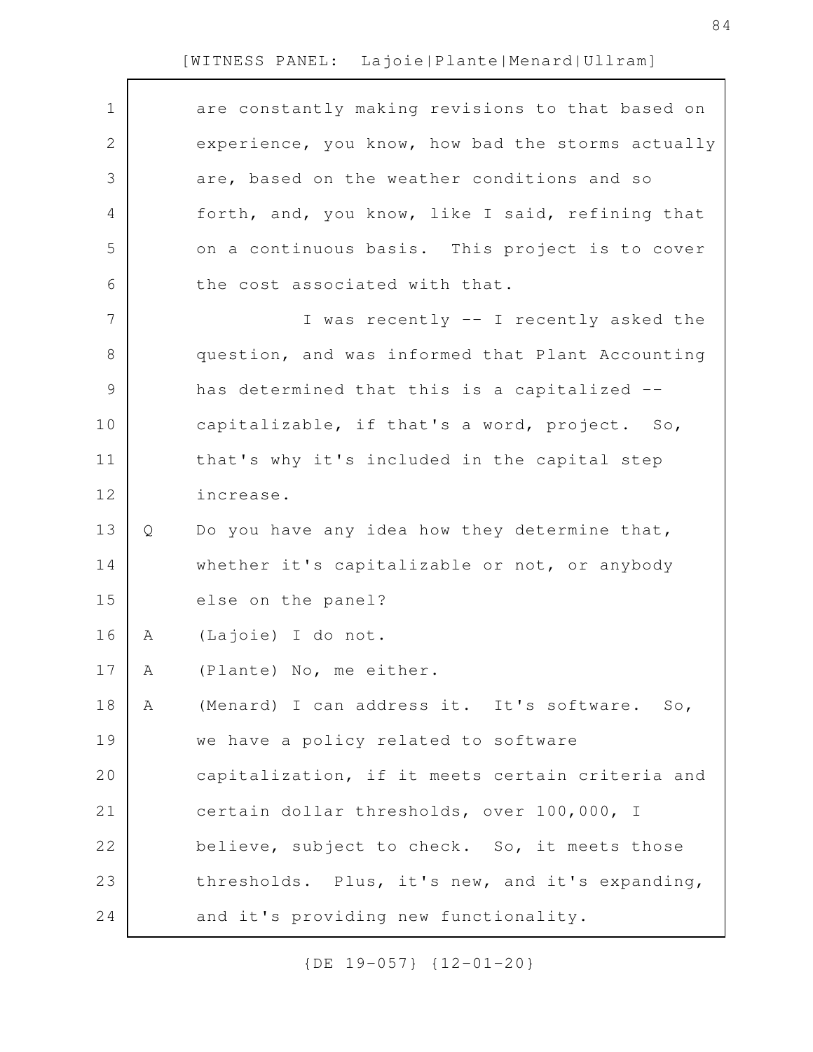are constantly making revisions to that based on experience, you know, how bad the storms actually are, based on the weather conditions and so forth, and, you know, like I said, refining that on a continuous basis. This project is to cover the cost associated with that.

I was recently -- I recently asked the question, and was informed that Plant Accounting has determined that this is a capitalized -- capitalizable, if that's a word, project. So, that's why it's included in the capital step increase.

Q Do you have any idea how they determine that, whether it's capitalizable or not, or anybody else on the panel?

A (Lajoie) I do not.

A (Plante) No, me either.

A (Menard) I can address it. It's software. So, we have a policy related to software capitalization, if it meets certain criteria and certain dollar thresholds, over 100,000, I believe, subject to check. So, it meets those thresholds. Plus, it's new, and it's expanding, and it's providing new functionality.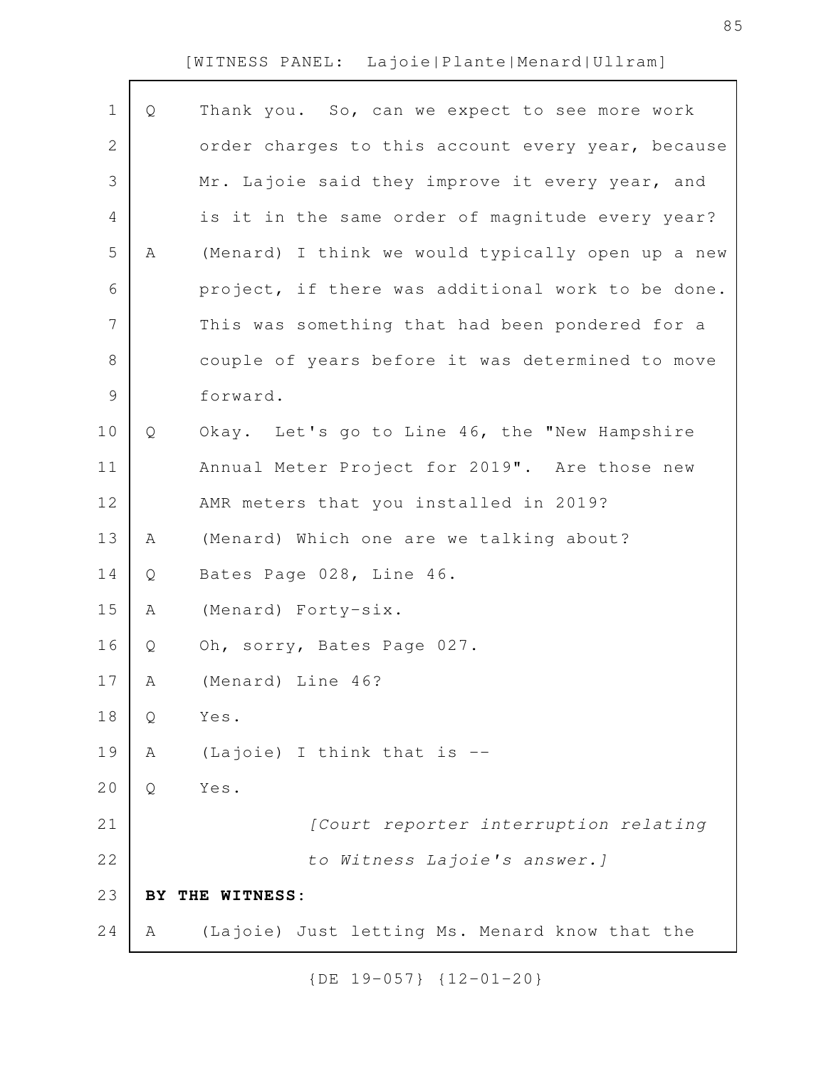Q Thank you. So, can we expect to see more work order charges to this account every year, because Mr. Lajoie said they improve it every year, and is it in the same order of magnitude every year?

A (Menard) I think we would typically open up a new project, if there was additional work to be done. This was something that had been pondered for a couple of years before it was determined to move forward.

Q Okay. Let's go to Line 46, the "New Hampshire Annual Meter Project for 2019". Are those new AMR meters that you installed in 2019?

A (Menard) Which one are we talking about?

Q Bates Page 028, Line 46.

A (Menard) Forty-six.

Q Oh, sorry, Bates Page 027.

A (Menard) Line 46?

Q Yes.

A (Lajoie) I think that is --

Q Yes.

*[Court reporter interruption relating to Witness Lajoie's answer.]*

**BY THE WITNESS:**

A (Lajoie) Just letting Ms. Menard know that the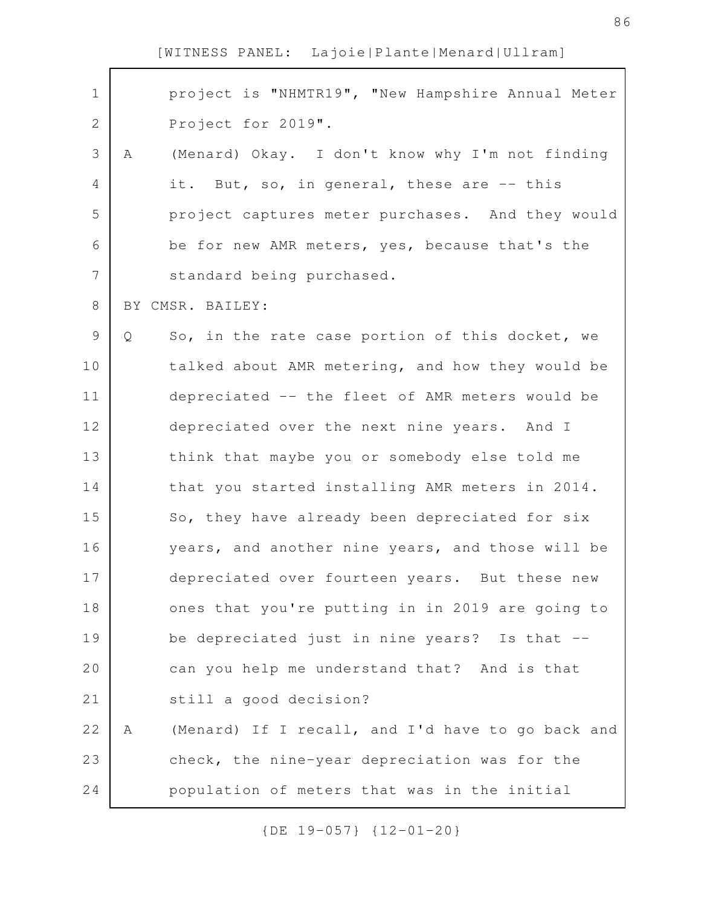project is "NHMTR19", "New Hampshire Annual Meter Project for 2019".

A (Menard) Okay. I don't know why I'm not finding it. But, so, in general, these are -- this project captures meter purchases. And they would be for new AMR meters, yes, because that's the standard being purchased.

BY CMSR. BAILEY:

Q So, in the rate case portion of this docket, we talked about AMR metering, and how they would be depreciated -- the fleet of AMR meters would be depreciated over the next nine years. And I think that maybe you or somebody else told me that you started installing AMR meters in 2014. So, they have already been depreciated for six years, and another nine years, and those will be depreciated over fourteen years. But these new ones that you're putting in in 2019 are going to be depreciated just in nine years? Is that -- can you help me understand that? And is that still a good decision?

A (Menard) If I recall, and I'd have to go back and check, the nine-year depreciation was for the population of meters that was in the initial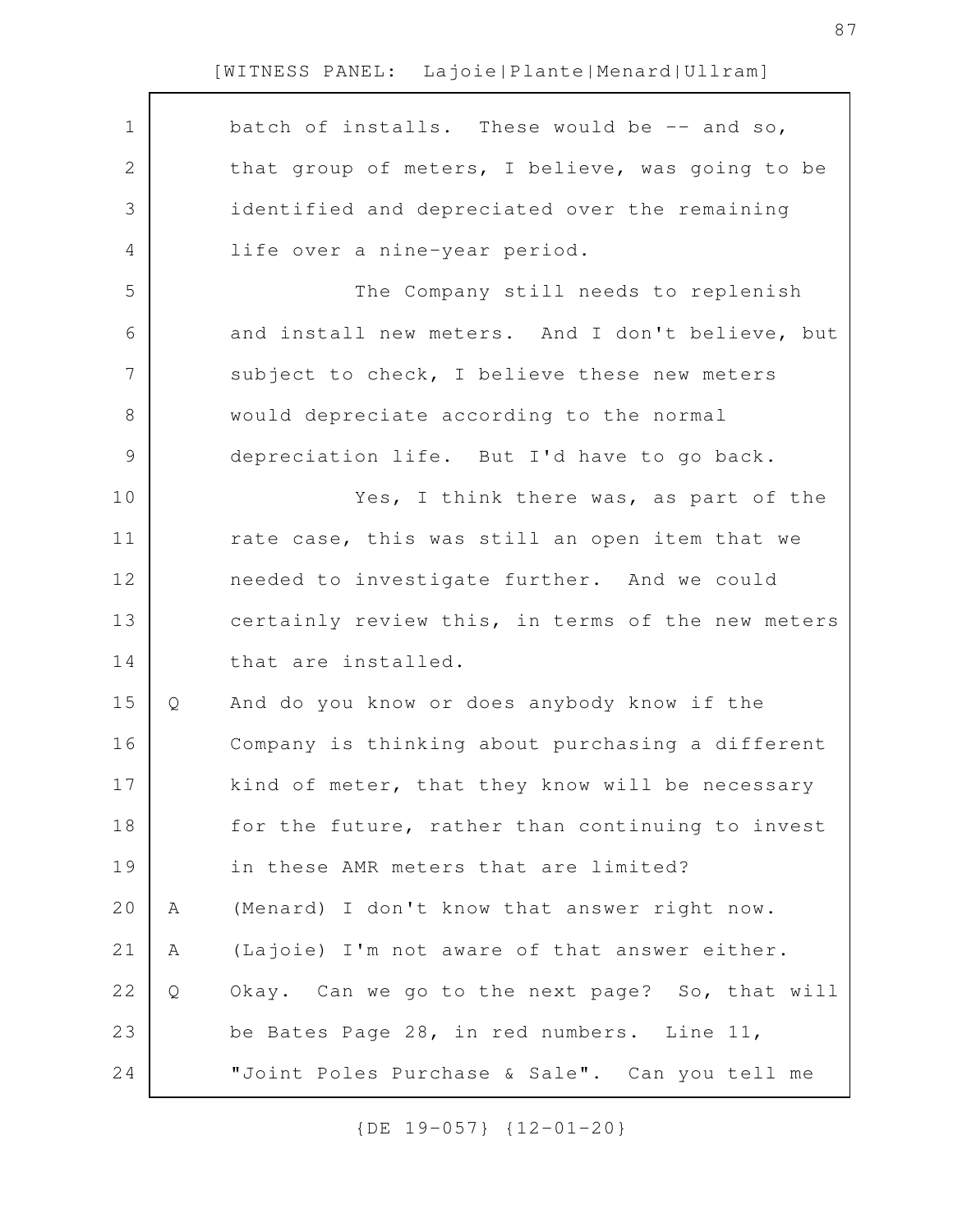batch of installs. These would be -- and so, that group of meters, I believe, was going to be identified and depreciated over the remaining life over a nine-year period.

The Company still needs to replenish and install new meters. And I don't believe, but subject to check, I believe these new meters would depreciate according to the normal depreciation life. But I'd have to go back.

Yes, I think there was, as part of the rate case, this was still an open item that we needed to investigate further. And we could certainly review this, in terms of the new meters that are installed.

Q And do you know or does anybody know if the Company is thinking about purchasing a different kind of meter, that they know will be necessary for the future, rather than continuing to invest in these AMR meters that are limited?

A (Menard) I don't know that answer right now.

A (Lajoie) I'm not aware of that answer either.

Q Okay. Can we go to the next page? So, that will be Bates Page 28, in red numbers. Line 11, "Joint Poles Purchase & Sale". Can you tell me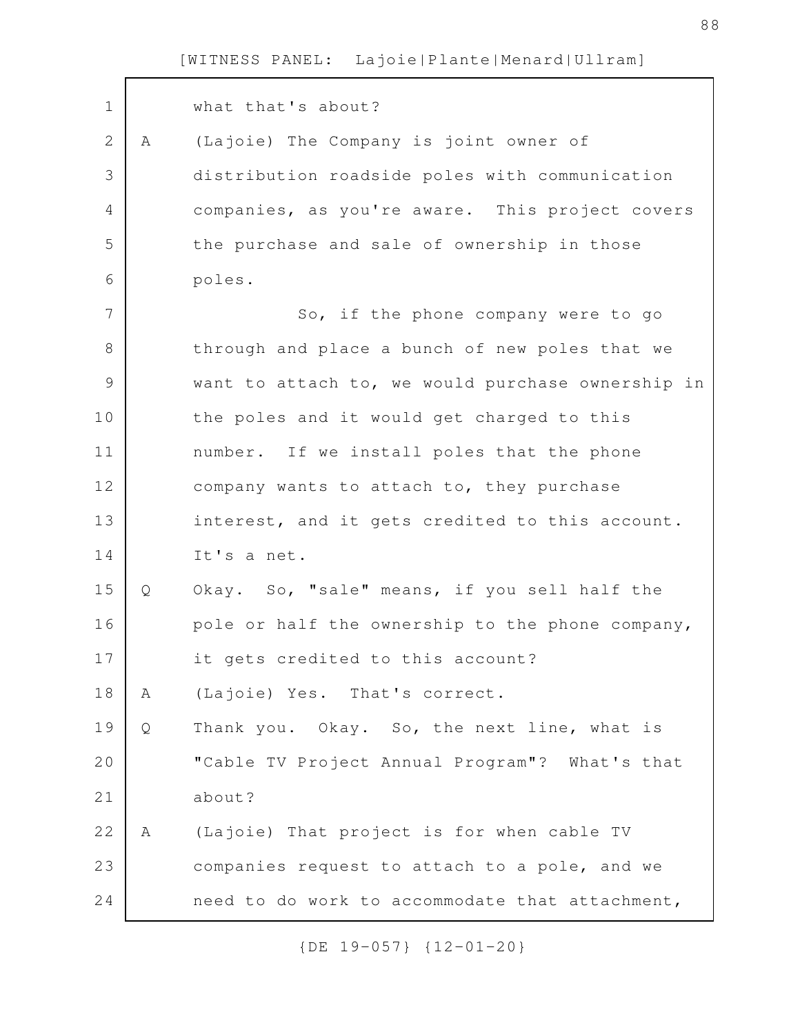what that's about?

A (Lajoie) The Company is joint owner of distribution roadside poles with communication companies, as you're aware. This project covers the purchase and sale of ownership in those poles.

So, if the phone company were to go through and place a bunch of new poles that we want to attach to, we would purchase ownership in the poles and it would get charged to this number. If we install poles that the phone company wants to attach to, they purchase interest, and it gets credited to this account. It's a net.

Q Okay. So, "sale" means, if you sell half the pole or half the ownership to the phone company, it gets credited to this account?

A (Lajoie) Yes. That's correct.

Q Thank you. Okay. So, the next line, what is "Cable TV Project Annual Program"? What's that about?

A (Lajoie) That project is for when cable TV companies request to attach to a pole, and we need to do work to accommodate that attachment,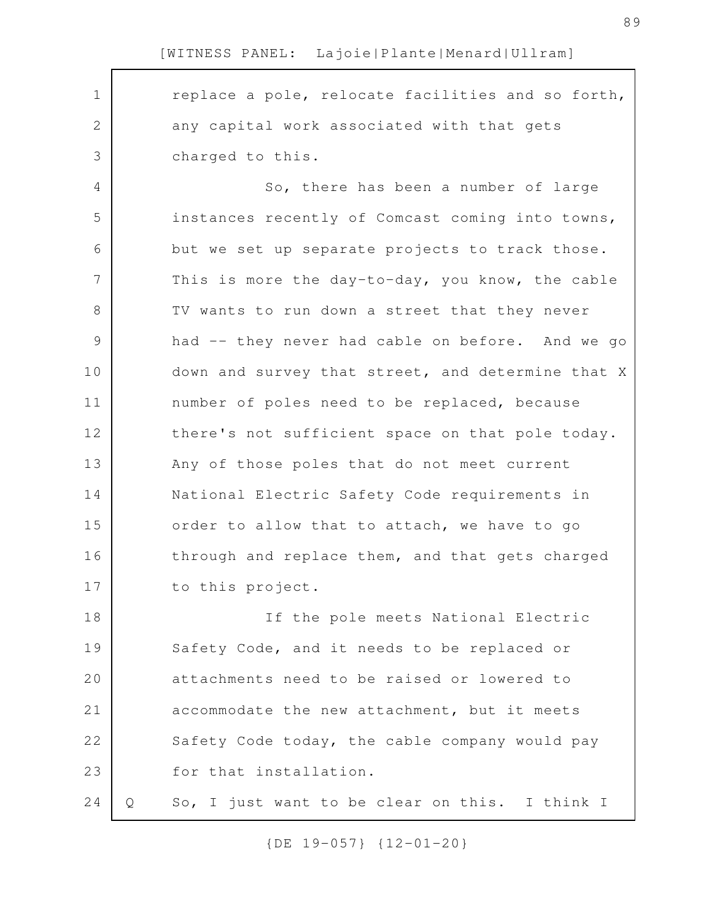replace a pole, relocate facilities and so forth, any capital work associated with that gets charged to this.

So, there has been a number of large instances recently of Comcast coming into towns, but we set up separate projects to track those. This is more the day-to-day, you know, the cable TV wants to run down a street that they never had -- they never had cable on before. And we go down and survey that street, and determine that X number of poles need to be replaced, because there's not sufficient space on that pole today. Any of those poles that do not meet current National Electric Safety Code requirements in order to allow that to attach, we have to go through and replace them, and that gets charged to this project.

If the pole meets National Electric Safety Code, and it needs to be replaced or attachments need to be raised or lowered to accommodate the new attachment, but it meets Safety Code today, the cable company would pay for that installation.

Q So, I just want to be clear on this. I think I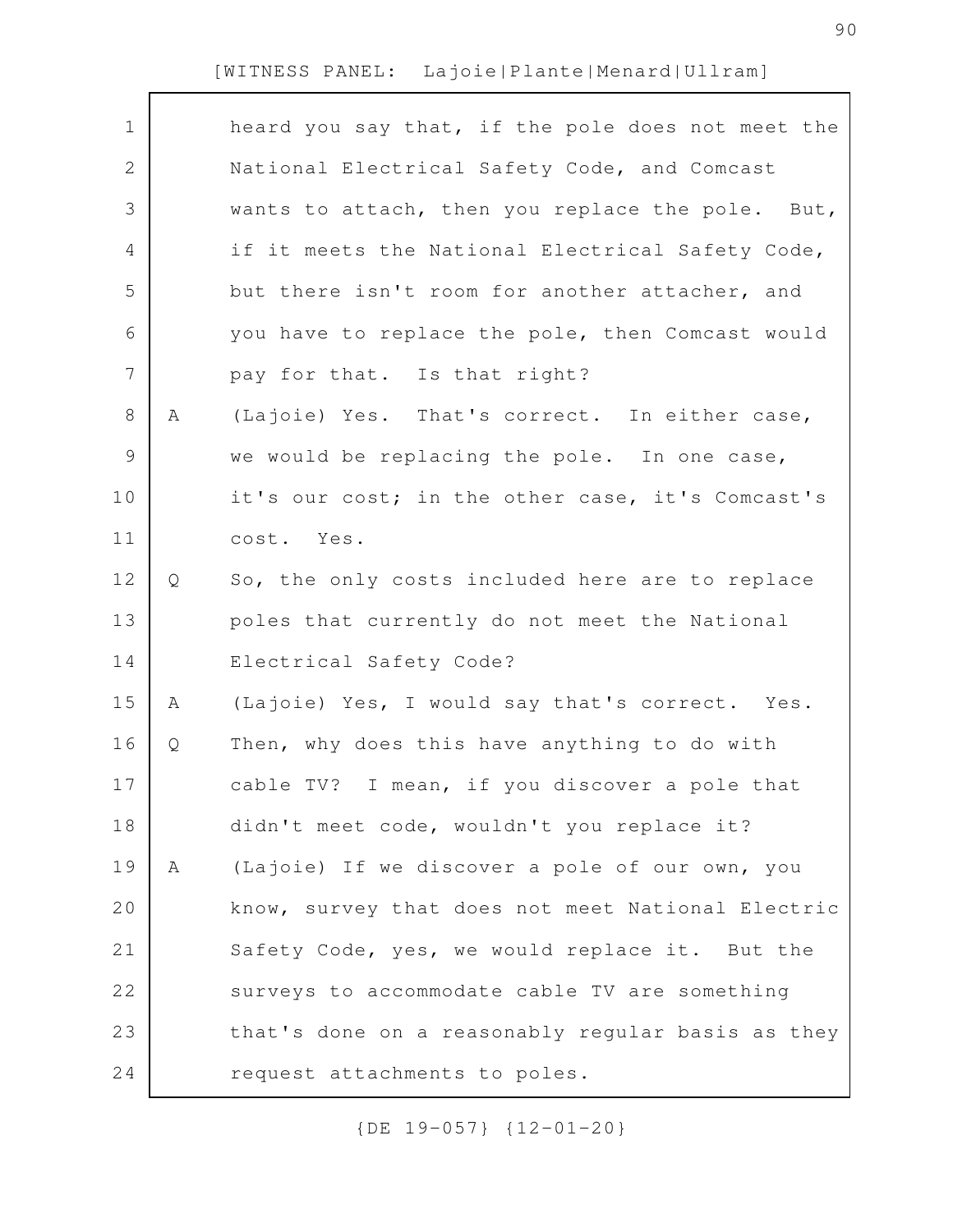heard you say that, if the pole does not meet the National Electrical Safety Code, and Comcast wants to attach, then you replace the pole. But, if it meets the National Electrical Safety Code, but there isn't room for another attacher, and you have to replace the pole, then Comcast would pay for that. Is that right?

A (Lajoie) Yes. That's correct. In either case, we would be replacing the pole. In one case, it's our cost; in the other case, it's Comcast's cost. Yes.

Q So, the only costs included here are to replace poles that currently do not meet the National Electrical Safety Code?

A (Lajoie) Yes, I would say that's correct. Yes.

Q Then, why does this have anything to do with cable TV? I mean, if you discover a pole that didn't meet code, wouldn't you replace it?

A (Lajoie) If we discover a pole of our own, you know, survey that does not meet National Electric Safety Code, yes, we would replace it. But the surveys to accommodate cable TV are something that's done on a reasonably regular basis as they request attachments to poles.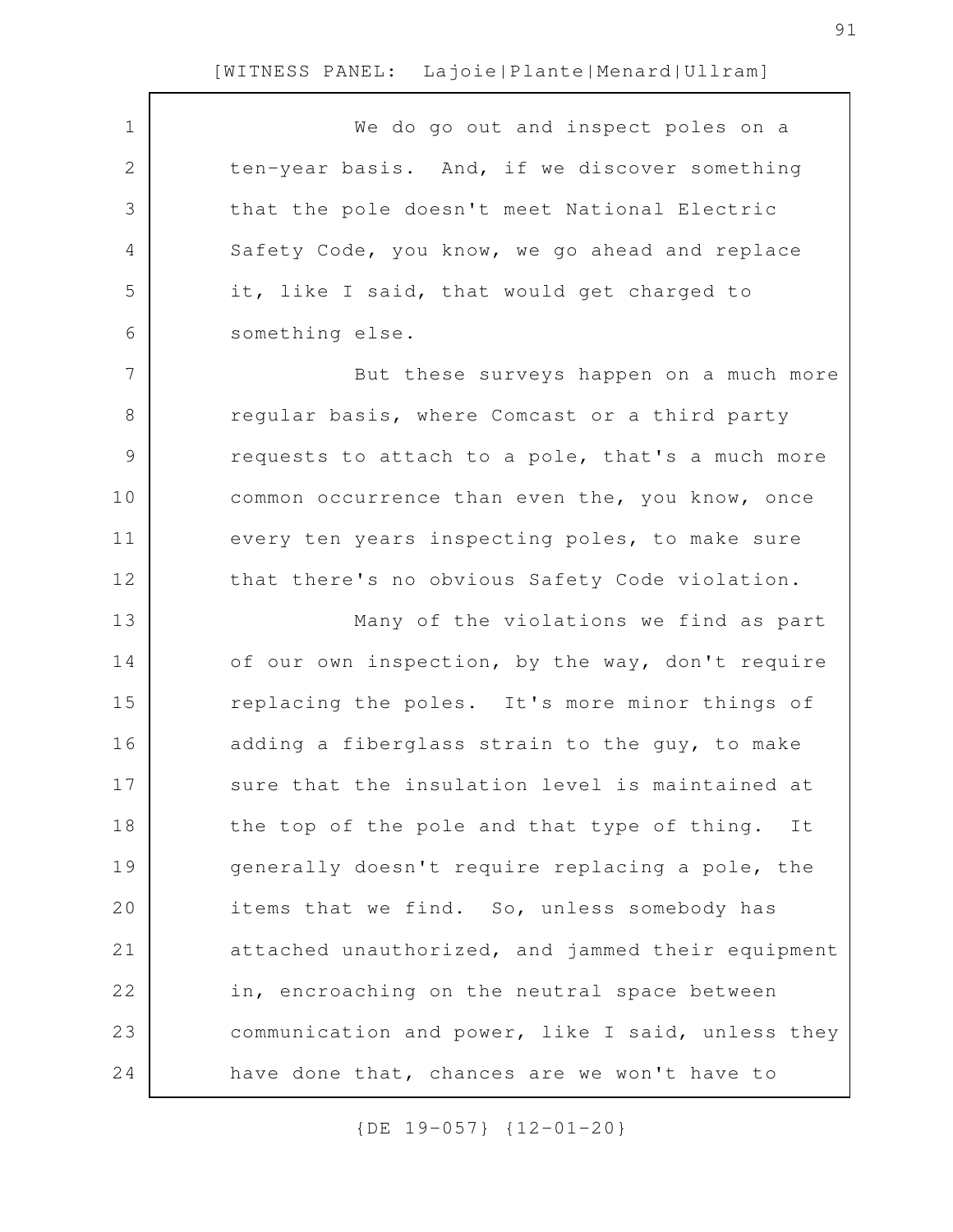We do go out and inspect poles on a ten-year basis. And, if we discover something that the pole doesn't meet National Electric Safety Code, you know, we go ahead and replace it, like I said, that would get charged to something else.

But these surveys happen on a much more regular basis, where Comcast or a third party requests to attach to a pole, that's a much more common occurrence than even the, you know, once every ten years inspecting poles, to make sure that there's no obvious Safety Code violation.

Many of the violations we find as part of our own inspection, by the way, don't require replacing the poles. It's more minor things of adding a fiberglass strain to the guy, to make sure that the insulation level is maintained at the top of the pole and that type of thing. It generally doesn't require replacing a pole, the items that we find. So, unless somebody has attached unauthorized, and jammed their equipment in, encroaching on the neutral space between communication and power, like I said, unless they have done that, chances are we won't have to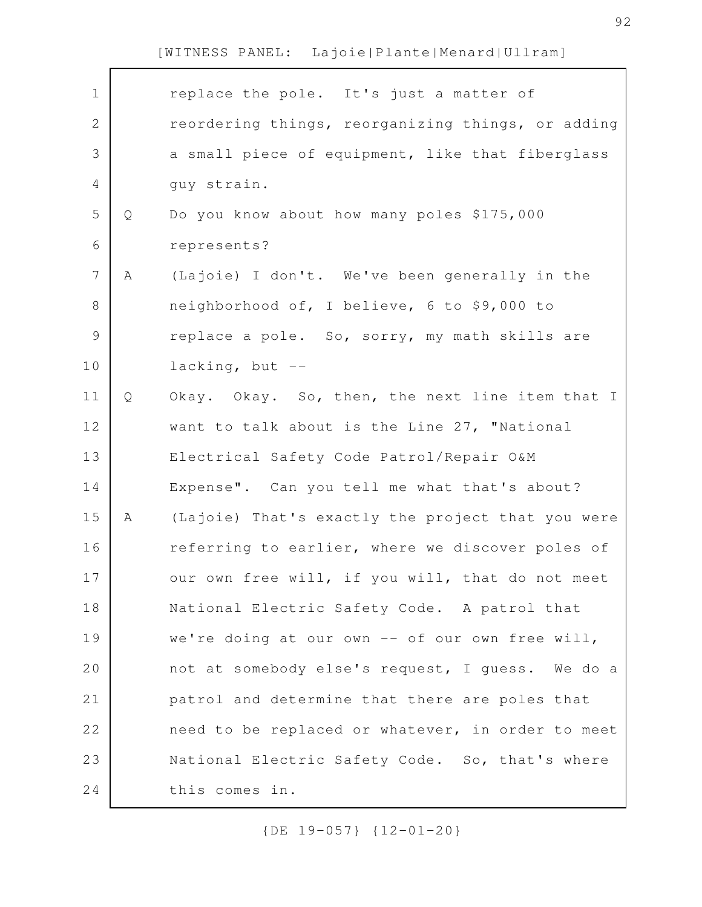replace the pole. It's just a matter of reordering things, reorganizing things, or adding a small piece of equipment, like that fiberglass guy strain.

Q Do you know about how many poles $175,000 represents?

A (Lajoie) I don't. We've been generally in the neighborhood of, I believe, 6 to $9,000 to replace a pole. So, sorry, my math skills are lacking, but --

Q Okay. Okay. So, then, the next line item that I want to talk about is the Line 27, "National Electrical Safety Code Patrol/Repair O&M Expense". Can you tell me what that's about?

A (Lajoie) That's exactly the project that you were referring to earlier, where we discover poles of our own free will, if you will, that do not meet National Electric Safety Code. A patrol that we're doing at our own -- of our own free will, not at somebody else's request, I guess. We do a patrol and determine that there are poles that need to be replaced or whatever, in order to meet National Electric Safety Code. So, that's where this comes in.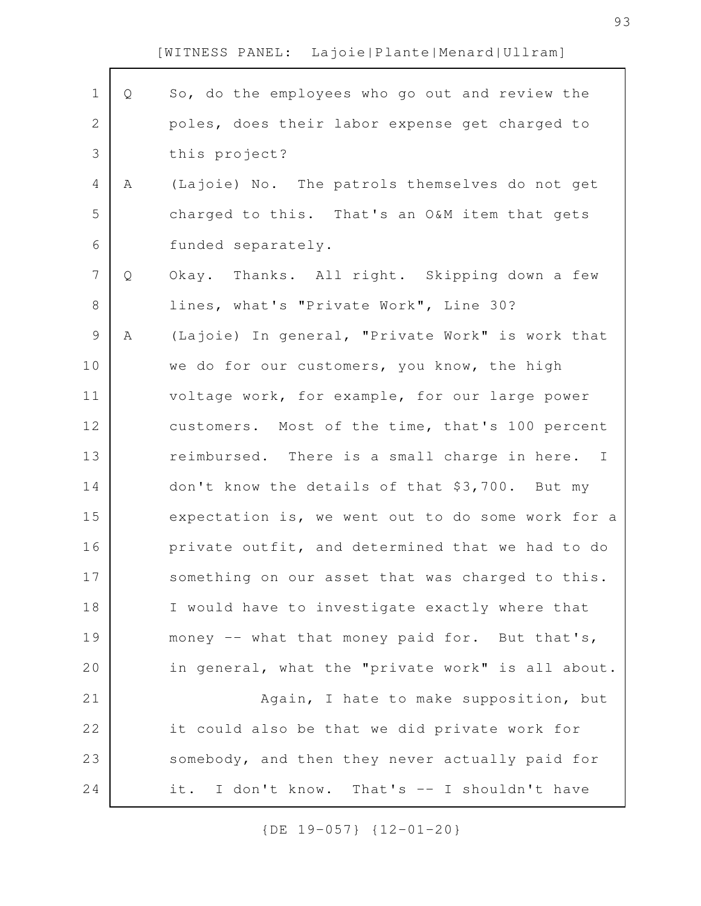[WITNESS PANEL: Lajoie|Plante|Menard|Ullram]

Q So, do the employees who go out and review the poles, does their labor expense get charged to this project?

A (Lajoie) No. The patrols themselves do not get charged to this. That's an O&M item that gets funded separately.

Q Okay. Thanks. All right. Skipping down a few lines, what's "Private Work", Line 30?

A (Lajoie) In general, "Private Work" is work that we do for our customers, you know, the high voltage work, for example, for our large power customers. Most of the time, that's 100 percent reimbursed. There is a small charge in here. I don't know the details of that $3,700. But my expectation is, we went out to do some work for a private outfit, and determined that we had to do something on our asset that was charged to this. I would have to investigate exactly where that money -- what that money paid for. But that's, in general, what the "private work" is all about.

Again, I hate to make supposition, but it could also be that we did private work for somebody, and then they never actually paid for it. I don't know. That's -- I shouldn't have

{DE 19-057} {12-01-20}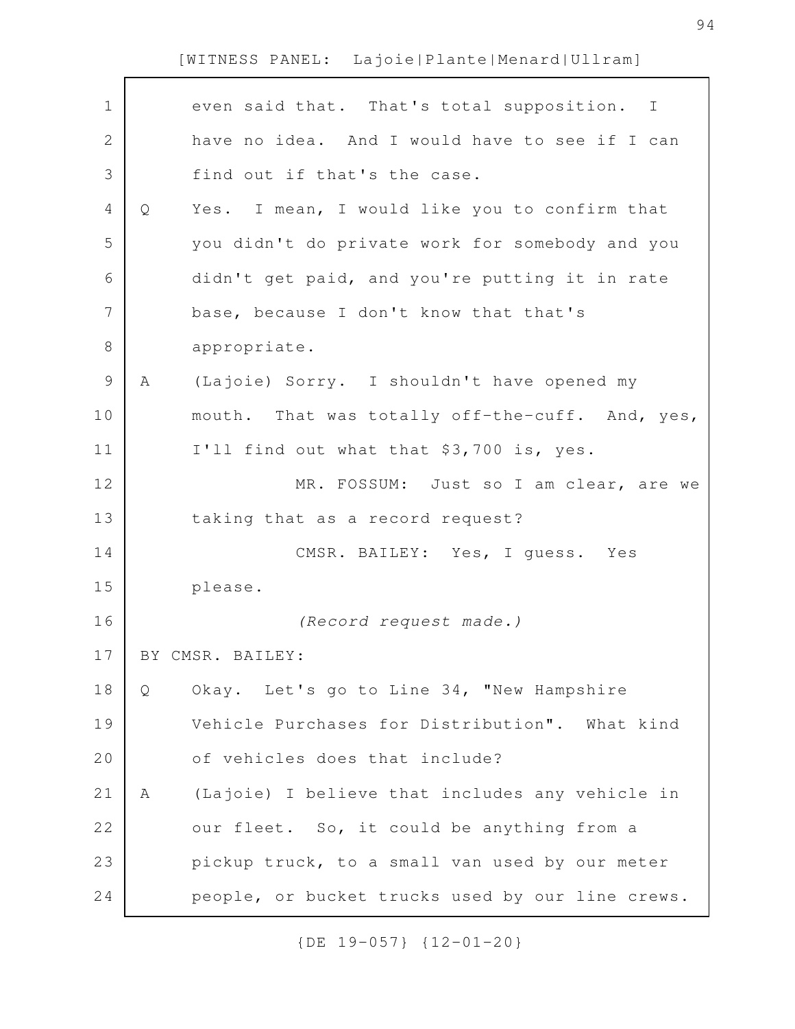even said that. That's total supposition. I have no idea. And I would have to see if I can find out if that's the case.

Q Yes. I mean, I would like you to confirm that you didn't do private work for somebody and you didn't get paid, and you're putting it in rate base, because I don't know that that's appropriate.

A (Lajoie) Sorry. I shouldn't have opened my mouth. That was totally off-the-cuff. And, yes, I'll find out what that $3,700 is, yes.

MR. FOSSUM: Just so I am clear, are we taking that as a record request?

CMSR. BAILEY: Yes, I guess. Yes please.

*(Record request made.)*

BY CMSR. BAILEY:

Q Okay. Let's go to Line 34, "New Hampshire Vehicle Purchases for Distribution". What kind of vehicles does that include?

A (Lajoie) I believe that includes any vehicle in our fleet. So, it could be anything from a pickup truck, to a small van used by our meter people, or bucket trucks used by our line crews.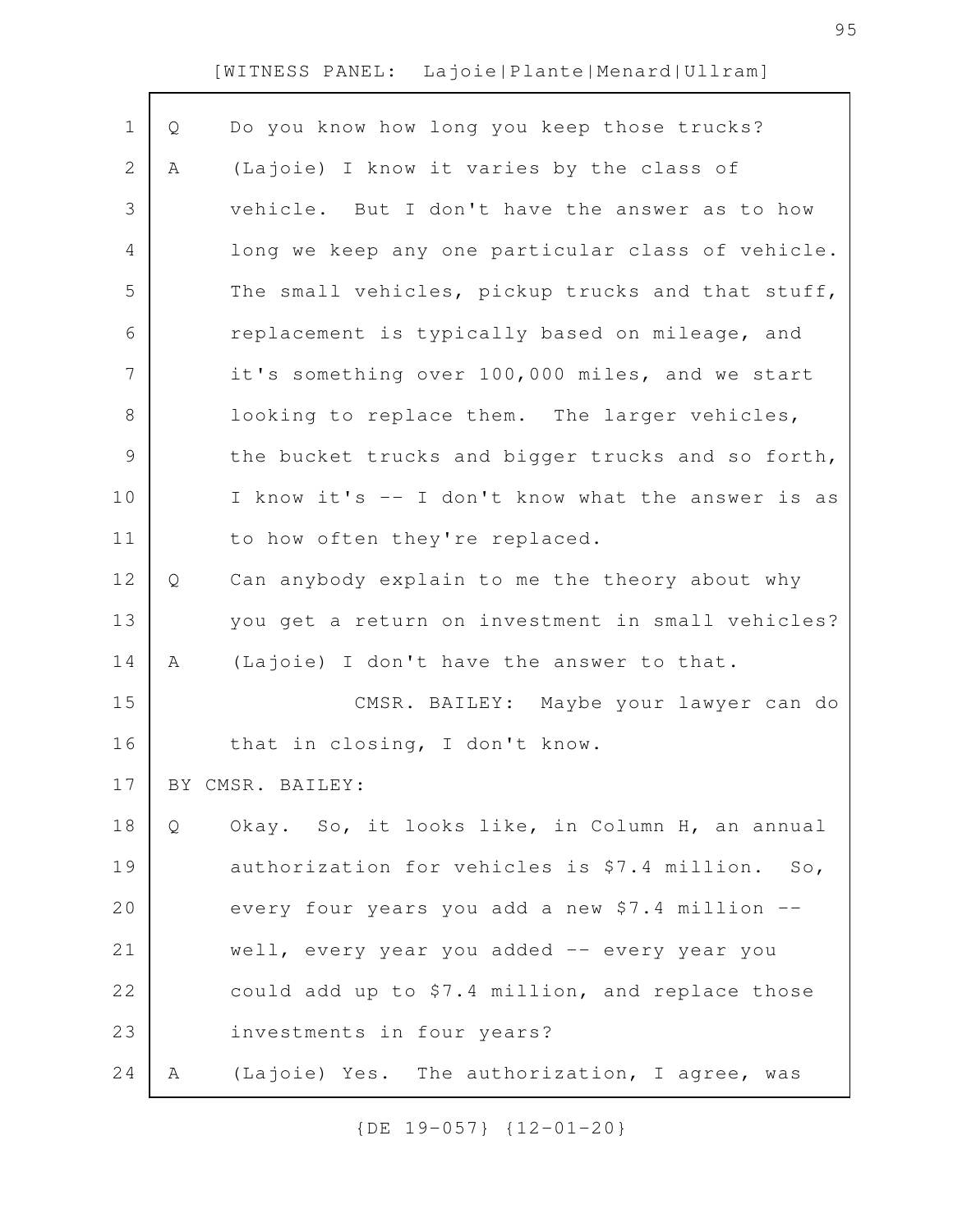Q Do you know how long you keep those trucks?

A (Lajoie) I know it varies by the class of vehicle. But I don't have the answer as to how long we keep any one particular class of vehicle. The small vehicles, pickup trucks and that stuff, replacement is typically based on mileage, and it's something over 100,000 miles, and we start looking to replace them. The larger vehicles, the bucket trucks and bigger trucks and so forth, I know it's -- I don't know what the answer is as to how often they're replaced.

Q Can anybody explain to me the theory about why you get a return on investment in small vehicles?

A (Lajoie) I don't have the answer to that.

CMSR. BAILEY: Maybe your lawyer can do that in closing, I don't know.

BY CMSR. BAILEY:

Q Okay. So, it looks like, in Column H, an annual authorization for vehicles is $7.4 million. So, every four years you add a new $7.4 million -- well, every year you added -- every year you could add up to $7.4 million, and replace those investments in four years?

A (Lajoie) Yes. The authorization, I agree, was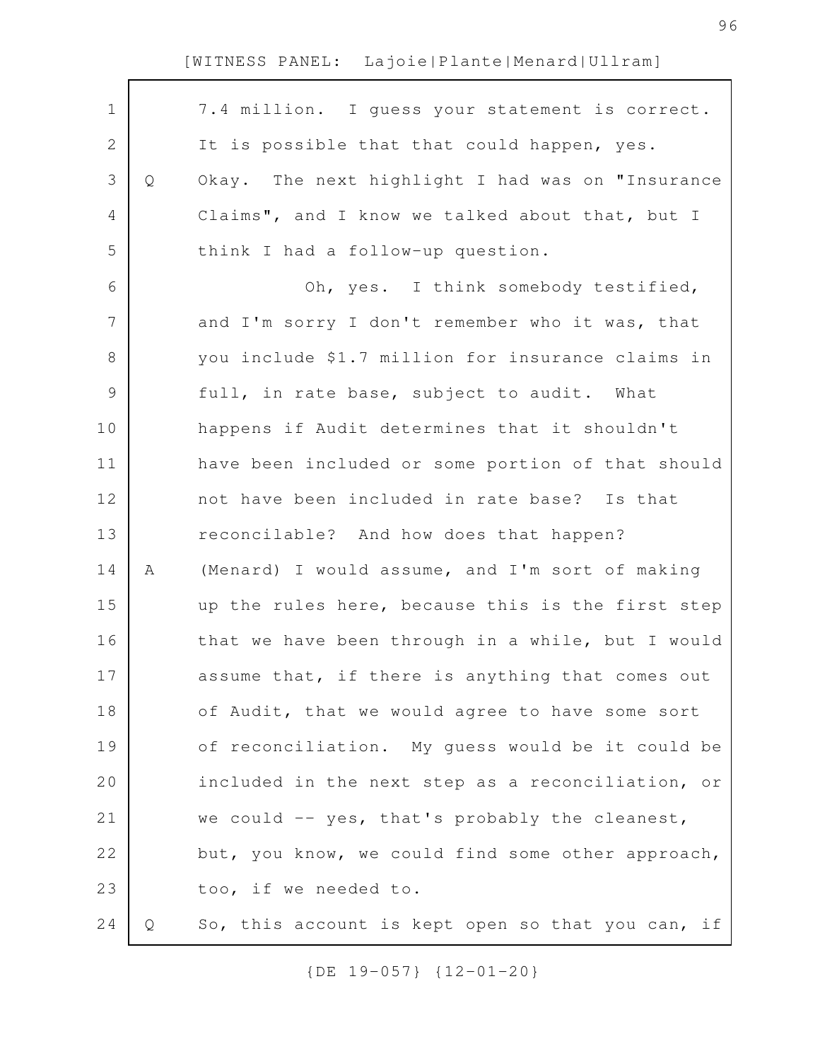7.4 million. I guess your statement is correct. It is possible that that could happen, yes.

Q Okay. The next highlight I had was on "Insurance Claims", and I know we talked about that, but I think I had a follow-up question.

Oh, yes. I think somebody testified, and I'm sorry I don't remember who it was, that you include $1.7 million for insurance claims in full, in rate base, subject to audit. What happens if Audit determines that it shouldn't have been included or some portion of that should not have been included in rate base? Is that reconcilable? And how does that happen?

A (Menard) I would assume, and I'm sort of making up the rules here, because this is the first step that we have been through in a while, but I would assume that, if there is anything that comes out of Audit, that we would agree to have some sort of reconciliation. My guess would be it could be included in the next step as a reconciliation, or we could -- yes, that's probably the cleanest, but, you know, we could find some other approach, too, if we needed to.

Q So, this account is kept open so that you can, if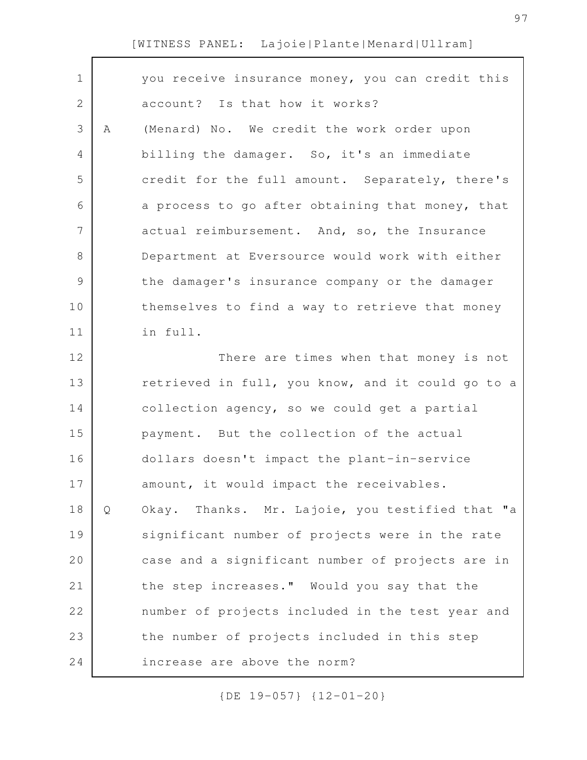you receive insurance money, you can credit this account? Is that how it works?

A (Menard) No. We credit the work order upon billing the damager. So, it's an immediate credit for the full amount. Separately, there's a process to go after obtaining that money, that actual reimbursement. And, so, the Insurance Department at Eversource would work with either the damager's insurance company or the damager themselves to find a way to retrieve that money in full.

There are times when that money is not retrieved in full, you know, and it could go to a collection agency, so we could get a partial payment. But the collection of the actual dollars doesn't impact the plant-in-service amount, it would impact the receivables.

Q Okay. Thanks. Mr. Lajoie, you testified that "a significant number of projects were in the rate case and a significant number of projects are in the step increases." Would you say that the number of projects included in the test year and the number of projects included in this step increase are above the norm?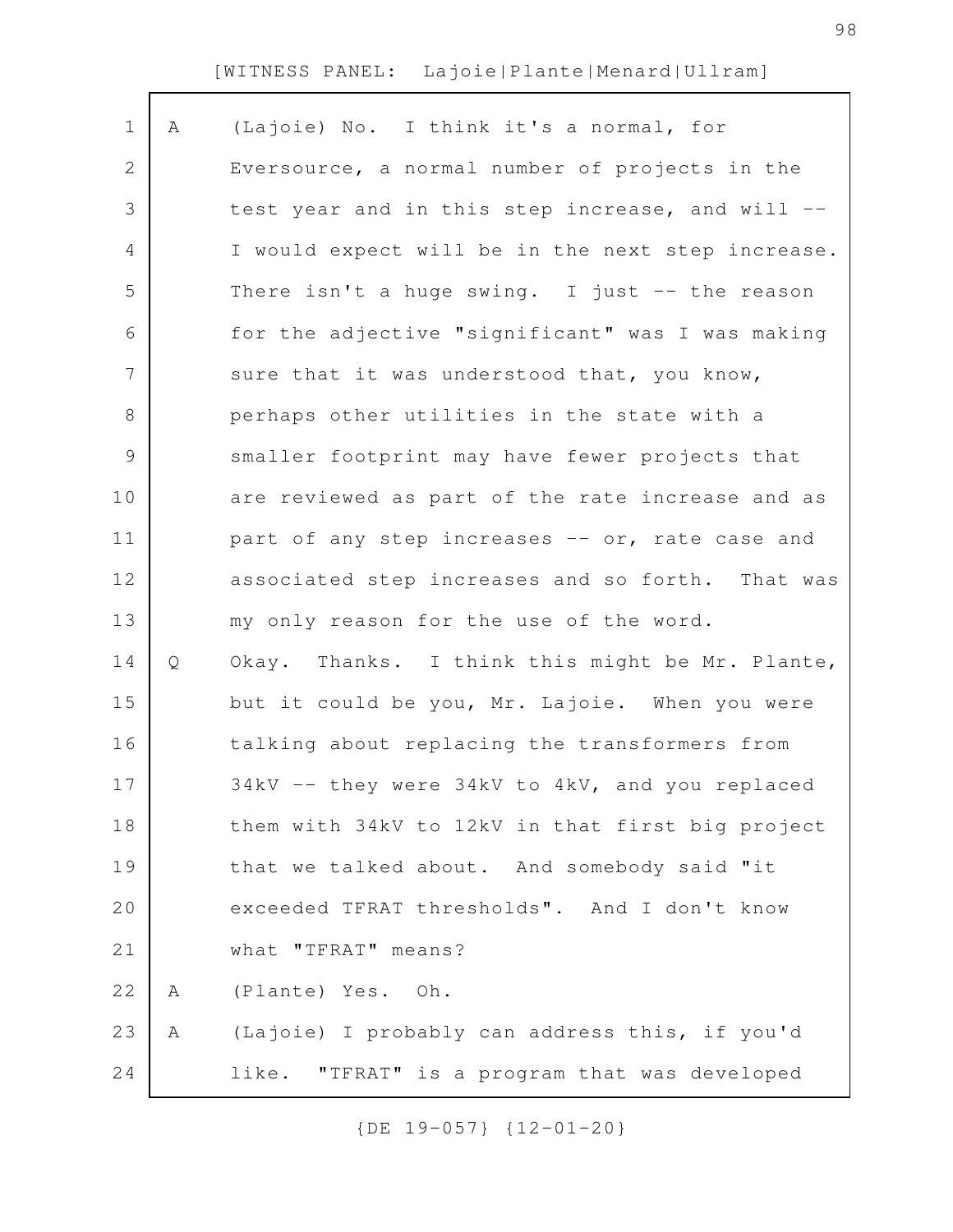A (Lajoie) No. I think it's a normal, for Eversource, a normal number of projects in the test year and in this step increase, and will -- I would expect will be in the next step increase. There isn't a huge swing. I just -- the reason for the adjective "significant" was I was making sure that it was understood that, you know, perhaps other utilities in the state with a smaller footprint may have fewer projects that are reviewed as part of the rate increase and as part of any step increases -- or, rate case and associated step increases and so forth. That was my only reason for the use of the word.

Q Okay. Thanks. I think this might be Mr. Plante, but it could be you, Mr. Lajoie. When you were talking about replacing the transformers from 34kV -- they were 34kV to 4kV, and you replaced them with 34kV to 12kV in that first big project that we talked about. And somebody said "it exceeded TFRAT thresholds". And I don't know what "TFRAT" means?

A (Plante) Yes. Oh.

A (Lajoie) I probably can address this, if you'd like. "TFRAT" is a program that was developed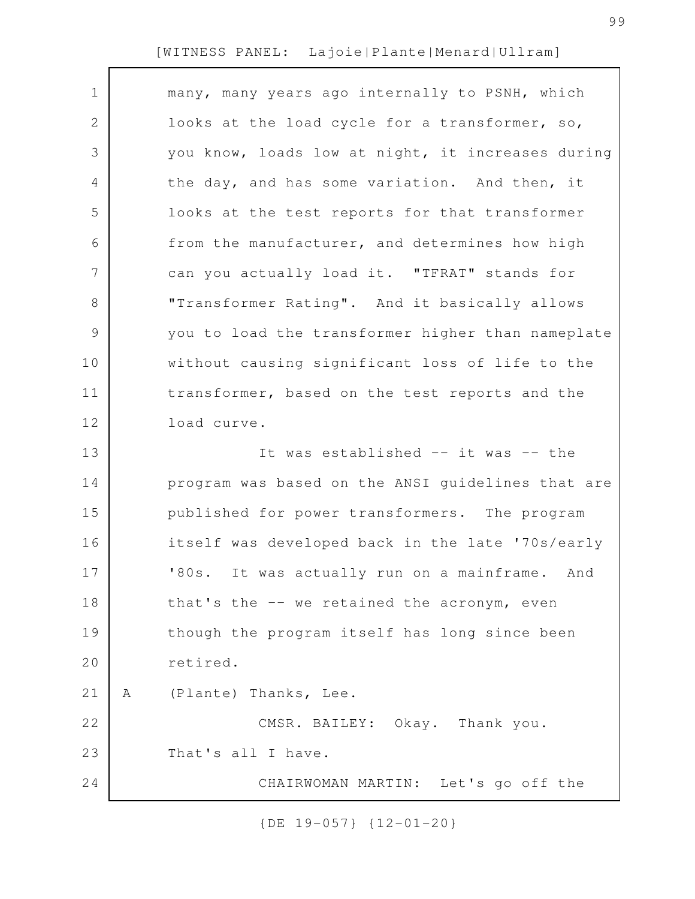many, many years ago internally to PSNH, which looks at the load cycle for a transformer, so, you know, loads low at night, it increases during the day, and has some variation. And then, it looks at the test reports for that transformer from the manufacturer, and determines how high can you actually load it. "TFRAT" stands for "Transformer Rating". And it basically allows you to load the transformer higher than nameplate without causing significant loss of life to the transformer, based on the test reports and the load curve.

It was established -- it was -- the program was based on the ANSI guidelines that are published for power transformers. The program itself was developed back in the late '70s/early '80s. It was actually run on a mainframe. And that's the -- we retained the acronym, even though the program itself has long since been retired.

A (Plante) Thanks, Lee.

CMSR. BAILEY: Okay. Thank you. That's all I have.

CHAIRWOMAN MARTIN: Let's go off the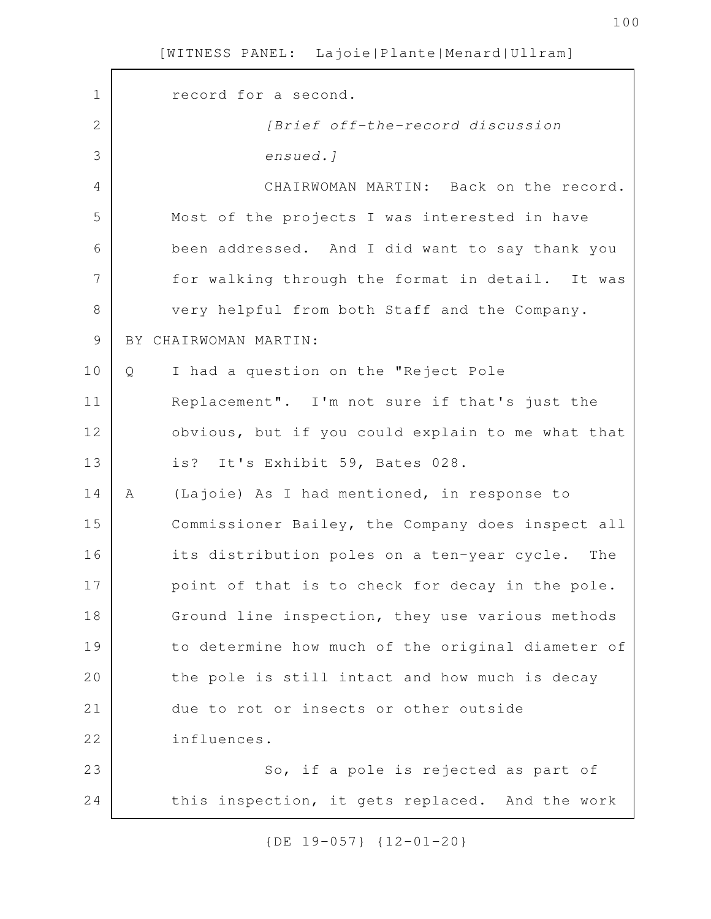record for a second.

*[Brief off-the-record discussion ensued.]*

CHAIRWOMAN MARTIN: Back on the record. Most of the projects I was interested in have been addressed. And I did want to say thank you for walking through the format in detail. It was very helpful from both Staff and the Company.

BY CHAIRWOMAN MARTIN:

Q I had a question on the "Reject Pole Replacement". I'm not sure if that's just the obvious, but if you could explain to me what that is? It's Exhibit 59, Bates 028.

A (Lajoie) As I had mentioned, in response to Commissioner Bailey, the Company does inspect all its distribution poles on a ten-year cycle. The point of that is to check for decay in the pole. Ground line inspection, they use various methods to determine how much of the original diameter of the pole is still intact and how much is decay due to rot or insects or other outside influences.

So, if a pole is rejected as part of this inspection, it gets replaced. And the work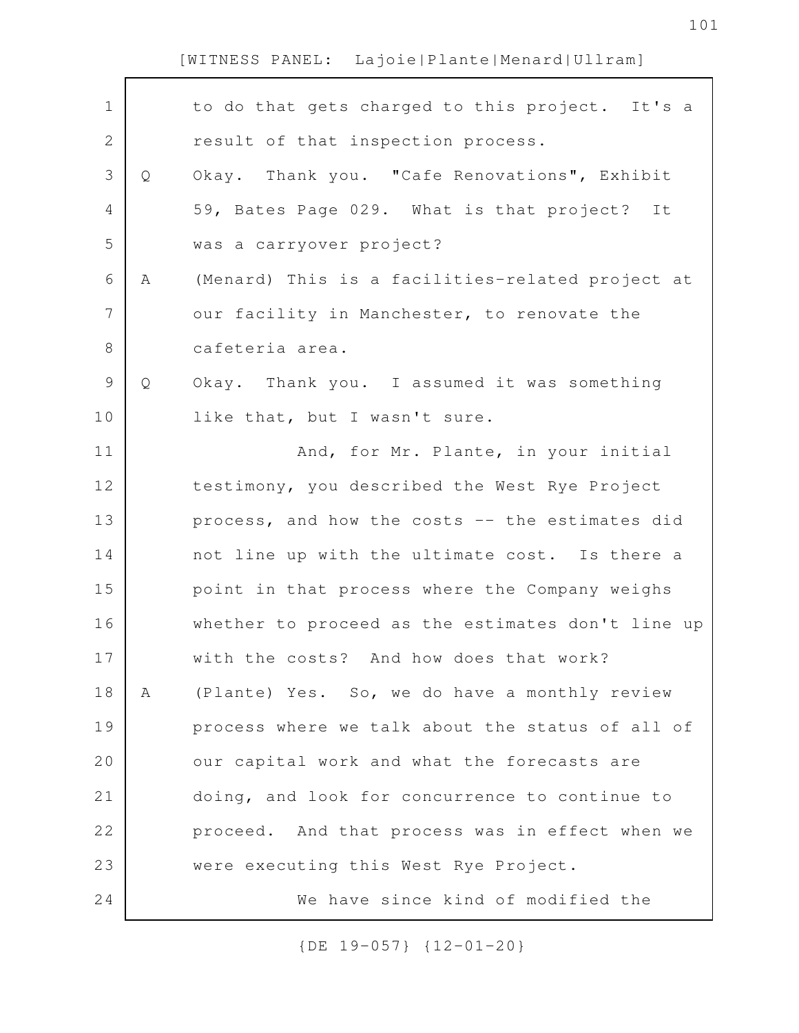to do that gets charged to this project. It's a result of that inspection process.

Q Okay. Thank you. "Cafe Renovations", Exhibit 59, Bates Page 029. What is that project? It was a carryover project?

A (Menard) This is a facilities-related project at our facility in Manchester, to renovate the cafeteria area.

Q Okay. Thank you. I assumed it was something like that, but I wasn't sure.

And, for Mr. Plante, in your initial testimony, you described the West Rye Project process, and how the costs -- the estimates did not line up with the ultimate cost. Is there a point in that process where the Company weighs whether to proceed as the estimates don't line up with the costs? And how does that work?

A (Plante) Yes. So, we do have a monthly review process where we talk about the status of all of our capital work and what the forecasts are doing, and look for concurrence to continue to proceed. And that process was in effect when we were executing this West Rye Project.

We have since kind of modified the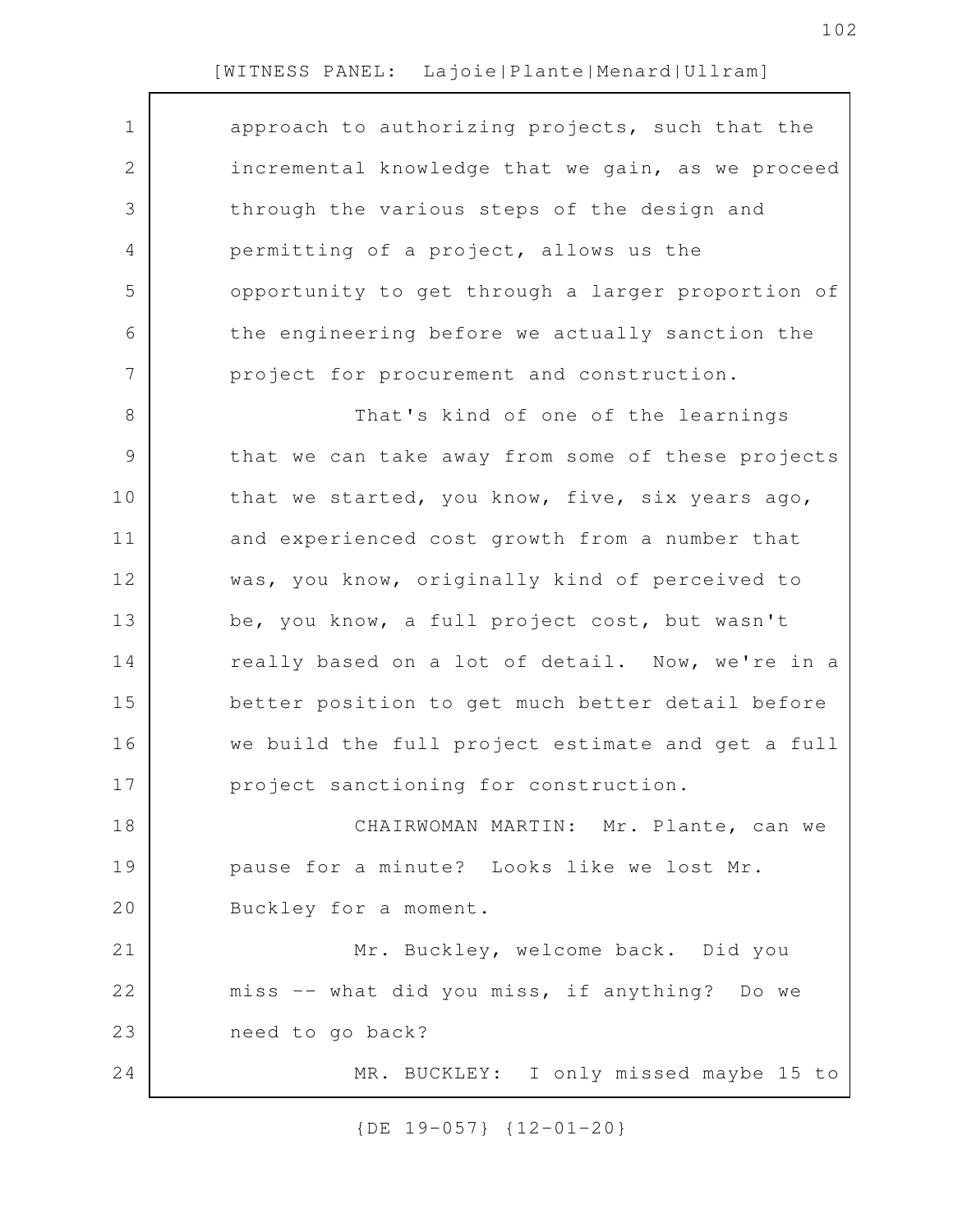approach to authorizing projects, such that the incremental knowledge that we gain, as we proceed through the various steps of the design and permitting of a project, allows us the opportunity to get through a larger proportion of the engineering before we actually sanction the project for procurement and construction.

That's kind of one of the learnings that we can take away from some of these projects that we started, you know, five, six years ago, and experienced cost growth from a number that was, you know, originally kind of perceived to be, you know, a full project cost, but wasn't really based on a lot of detail. Now, we're in a better position to get much better detail before we build the full project estimate and get a full project sanctioning for construction.

CHAIRWOMAN MARTIN: Mr. Plante, can we pause for a minute? Looks like we lost Mr. Buckley for a moment.

Mr. Buckley, welcome back. Did you miss -- what did you miss, if anything? Do we need to go back?

MR. BUCKLEY: I only missed maybe 15 to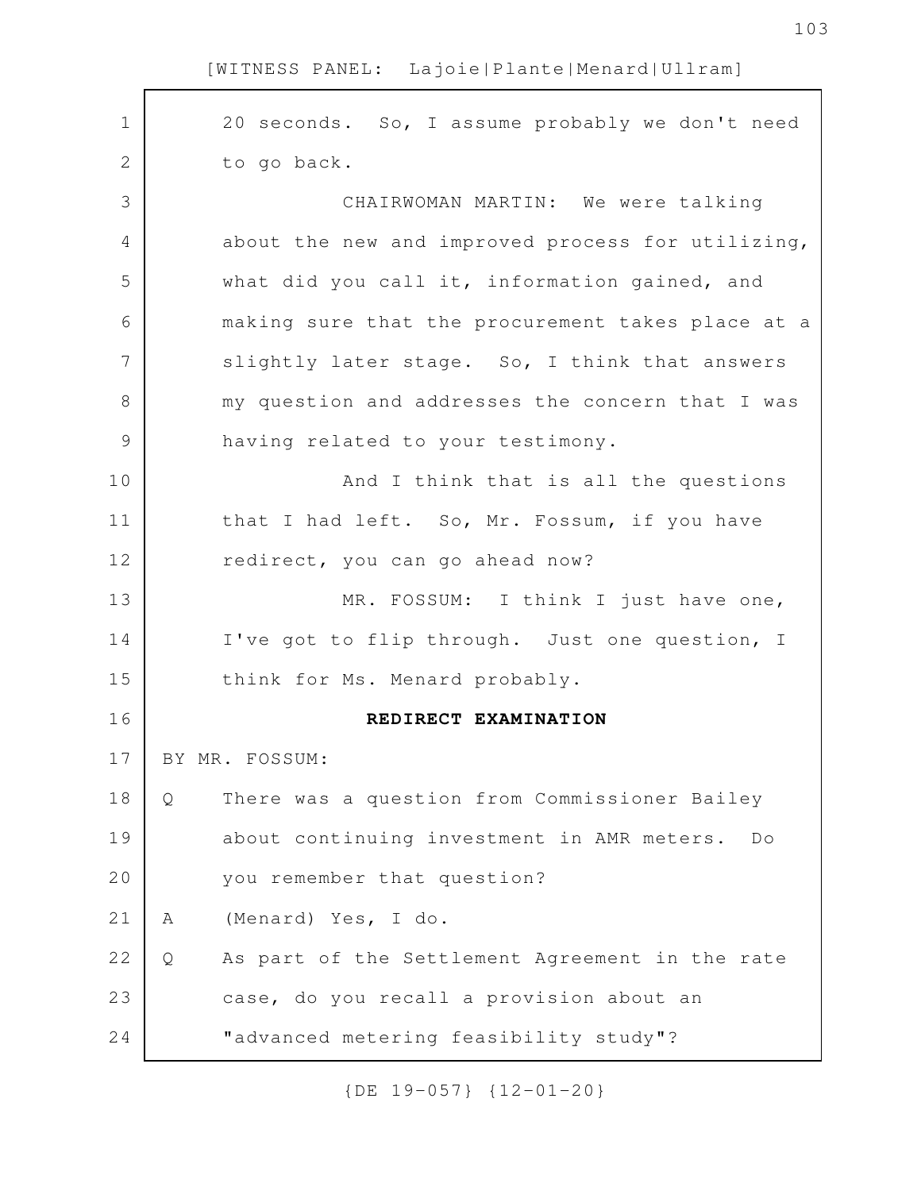20 seconds. So, I assume probably we don't need to go back.

CHAIRWOMAN MARTIN: We were talking about the new and improved process for utilizing, what did you call it, information gained, and making sure that the procurement takes place at a slightly later stage. So, I think that answers my question and addresses the concern that I was having related to your testimony.

And I think that is all the questions that I had left. So, Mr. Fossum, if you have redirect, you can go ahead now?

MR. FOSSUM: I think I just have one, I've got to flip through. Just one question, I think for Ms. Menard probably.

**REDIRECT EXAMINATION**

BY MR. FOSSUM:

Q There was a question from Commissioner Bailey about continuing investment in AMR meters. Do you remember that question?

A (Menard) Yes, I do.

Q As part of the Settlement Agreement in the rate case, do you recall a provision about an "advanced metering feasibility study"?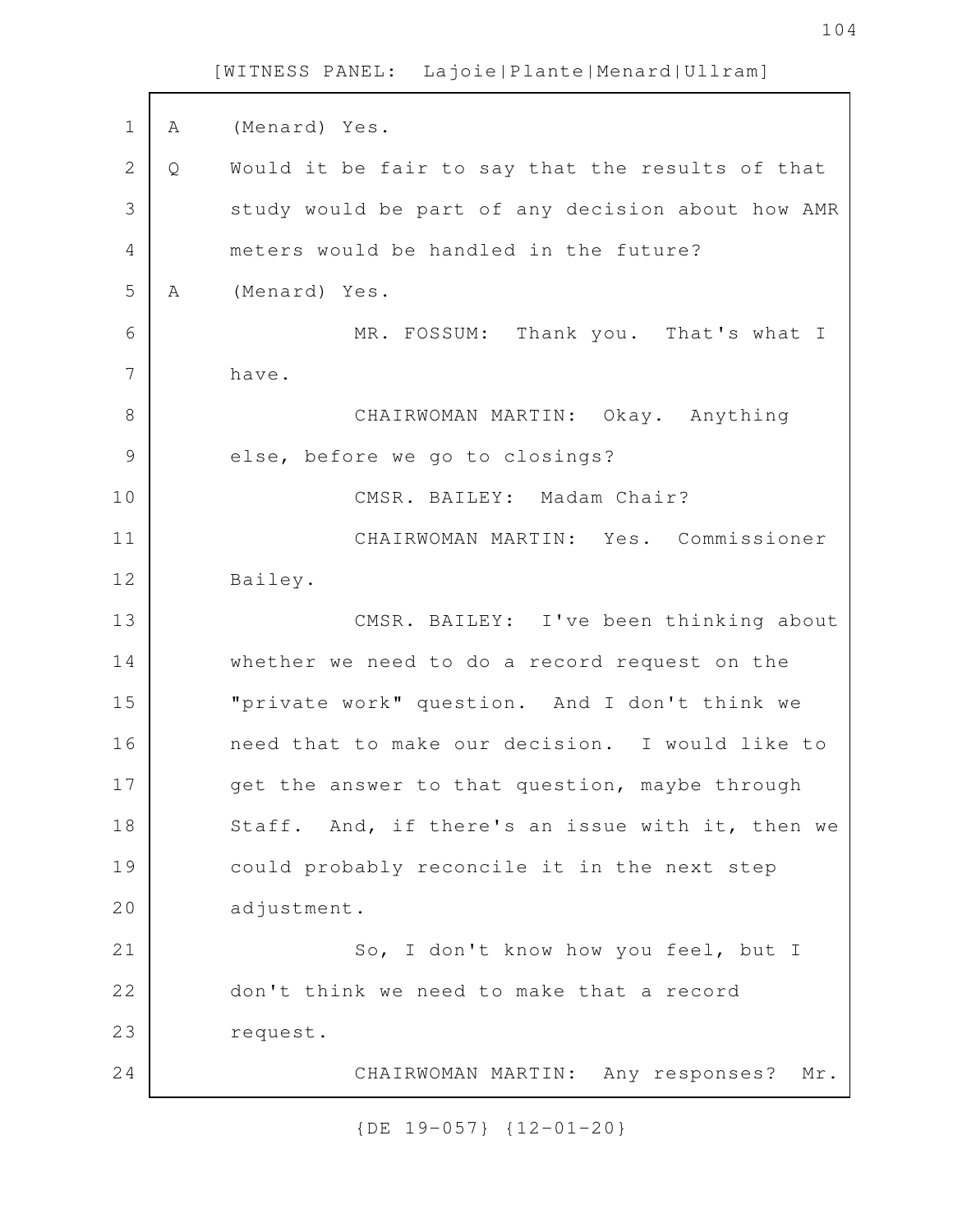A (Menard) Yes.

Q Would it be fair to say that the results of that study would be part of any decision about how AMR meters would be handled in the future?

A (Menard) Yes.

MR. FOSSUM: Thank you. That's what I have.

CHAIRWOMAN MARTIN: Okay. Anything else, before we go to closings?

CMSR. BAILEY: Madam Chair?

CHAIRWOMAN MARTIN: Yes. Commissioner Bailey.

CMSR. BAILEY: I've been thinking about whether we need to do a record request on the "private work" question. And I don't think we need that to make our decision. I would like to get the answer to that question, maybe through Staff. And, if there's an issue with it, then we could probably reconcile it in the next step adjustment.

So, I don't know how you feel, but I don't think we need to make that a record request.

CHAIRWOMAN MARTIN: Any responses? Mr.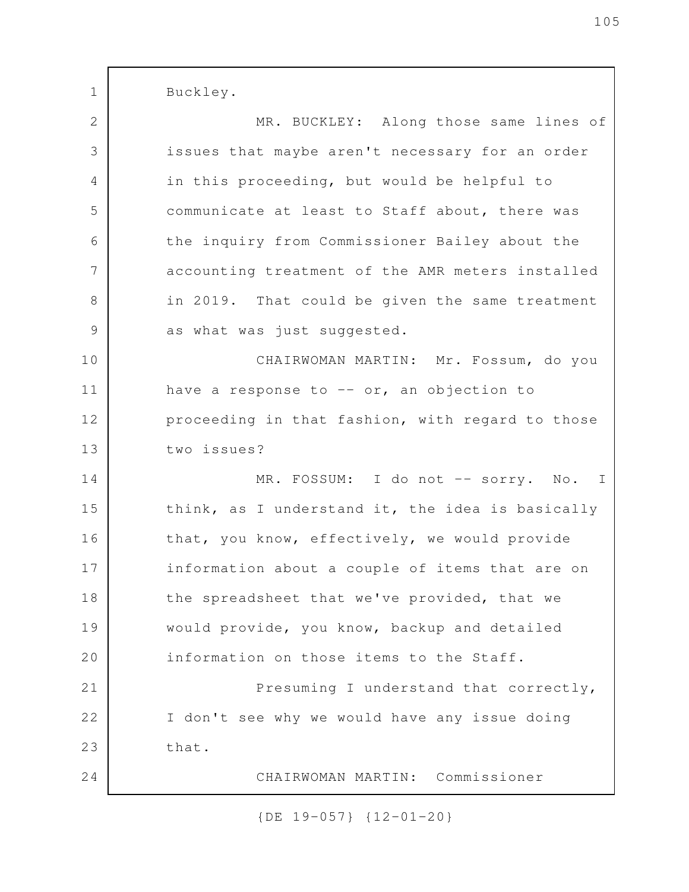Buckley.

MR. BUCKLEY: Along those same lines of issues that maybe aren't necessary for an order in this proceeding, but would be helpful to communicate at least to Staff about, there was the inquiry from Commissioner Bailey about the accounting treatment of the AMR meters installed in 2019. That could be given the same treatment as what was just suggested.

CHAIRWOMAN MARTIN: Mr. Fossum, do you have a response to -- or, an objection to proceeding in that fashion, with regard to those two issues?

MR. FOSSUM: I do not -- sorry. No. I think, as I understand it, the idea is basically that, you know, effectively, we would provide information about a couple of items that are on the spreadsheet that we've provided, that we would provide, you know, backup and detailed information on those items to the Staff.

Presuming I understand that correctly, I don't see why we would have any issue doing that.

CHAIRWOMAN MARTIN: Commissioner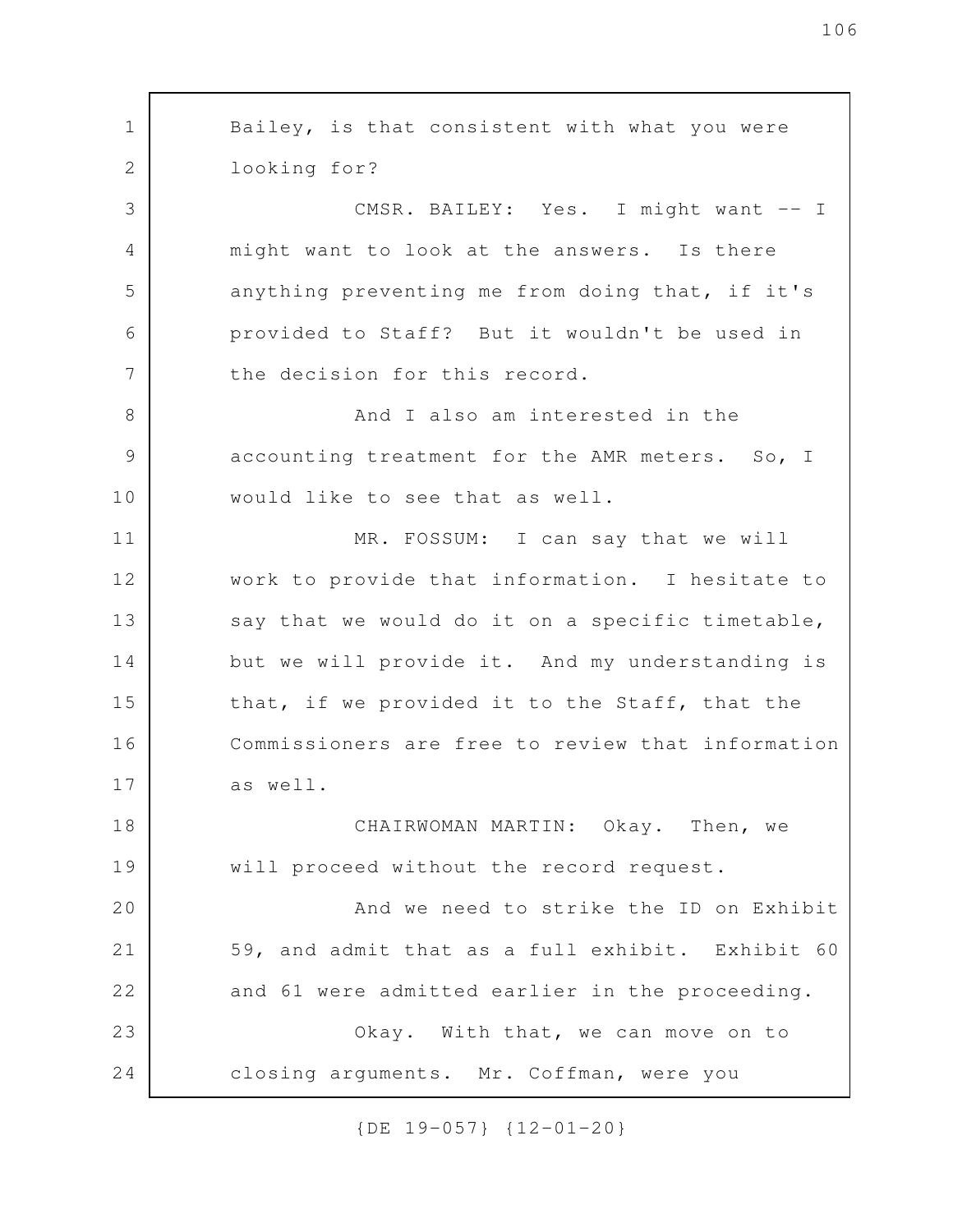Bailey, is that consistent with what you were looking for?

CMSR. BAILEY: Yes. I might want -- I might want to look at the answers. Is there anything preventing me from doing that, if it's provided to Staff? But it wouldn't be used in the decision for this record.

And I also am interested in the accounting treatment for the AMR meters. So, I would like to see that as well.

MR. FOSSUM: I can say that we will work to provide that information. I hesitate to say that we would do it on a specific timetable, but we will provide it. And my understanding is that, if we provided it to the Staff, that the Commissioners are free to review that information as well.

CHAIRWOMAN MARTIN: Okay. Then, we will proceed without the record request.

And we need to strike the ID on Exhibit 59, and admit that as a full exhibit. Exhibit 60 and 61 were admitted earlier in the proceeding.

Okay. With that, we can move on to closing arguments. Mr. Coffman, were you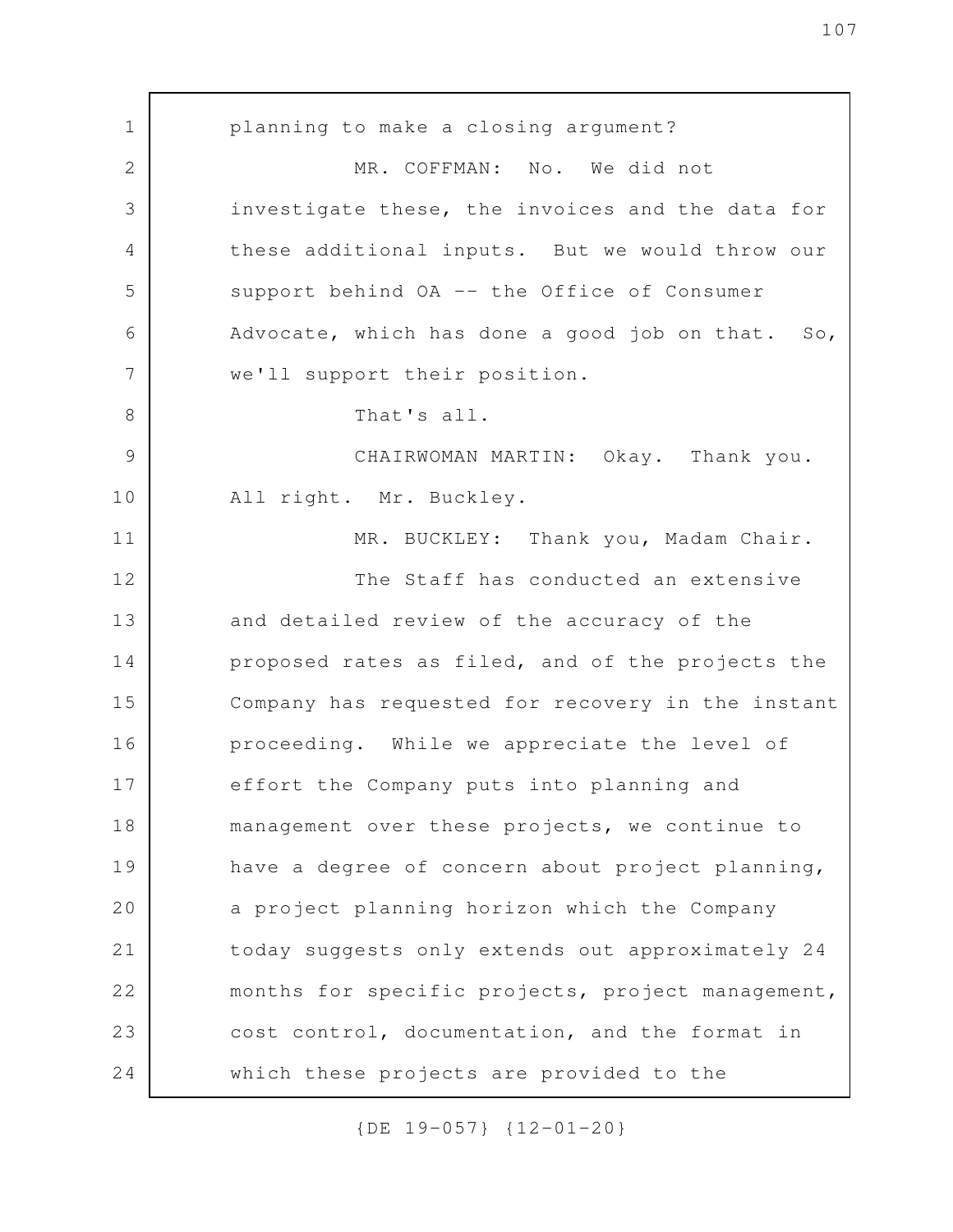planning to make a closing argument?

MR. COFFMAN: No. We did not investigate these, the invoices and the data for these additional inputs. But we would throw our support behind OA -- the Office of Consumer Advocate, which has done a good job on that. So, we'll support their position.

That's all.

CHAIRWOMAN MARTIN: Okay. Thank you. All right. Mr. Buckley.

MR. BUCKLEY: Thank you, Madam Chair.

The Staff has conducted an extensive and detailed review of the accuracy of the proposed rates as filed, and of the projects the Company has requested for recovery in the instant proceeding. While we appreciate the level of effort the Company puts into planning and management over these projects, we continue to have a degree of concern about project planning, a project planning horizon which the Company today suggests only extends out approximately 24 months for specific projects, project management, cost control, documentation, and the format in which these projects are provided to the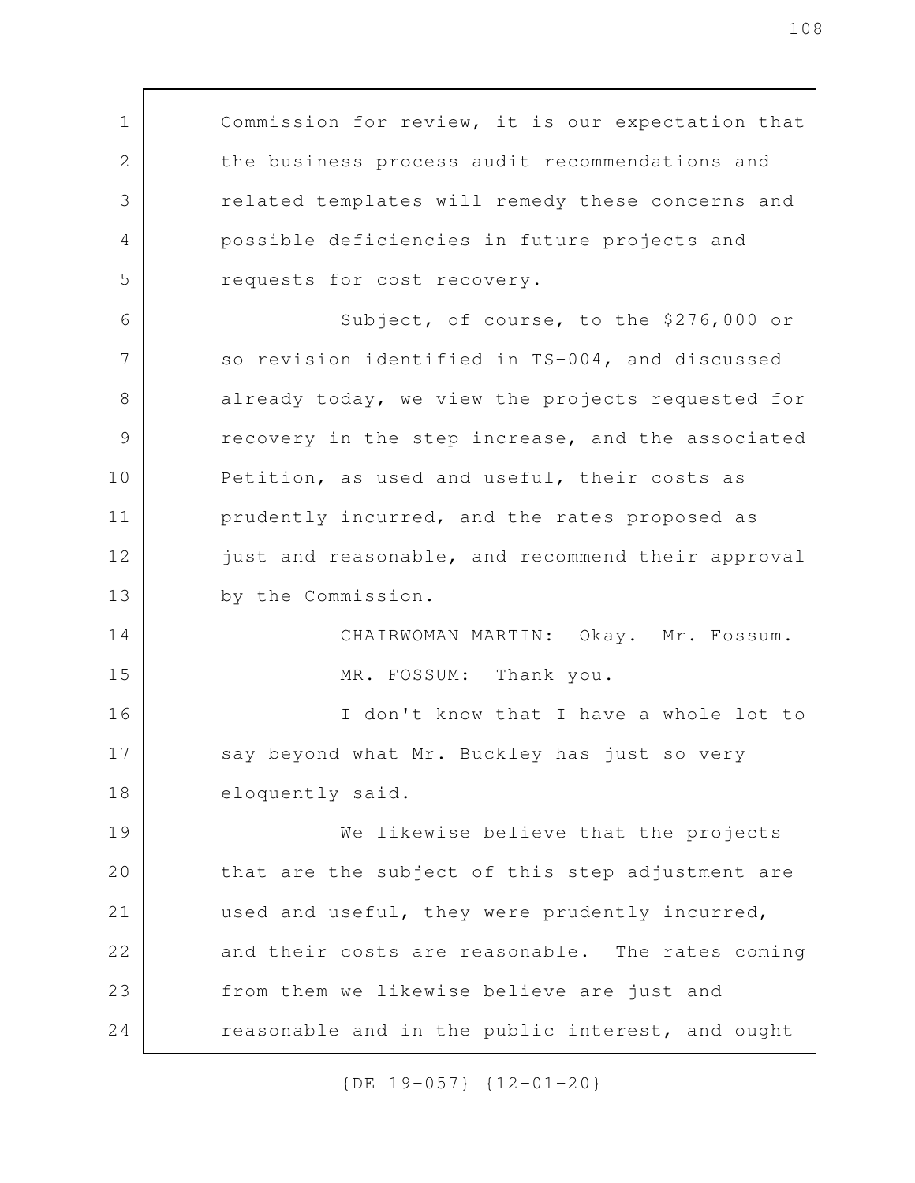Commission for review, it is our expectation that the business process audit recommendations and related templates will remedy these concerns and possible deficiencies in future projects and requests for cost recovery.

Subject, of course, to the $276,000 or so revision identified in TS-004, and discussed already today, we view the projects requested for recovery in the step increase, and the associated Petition, as used and useful, their costs as prudently incurred, and the rates proposed as just and reasonable, and recommend their approval by the Commission.

CHAIRWOMAN MARTIN: Okay. Mr. Fossum.

MR. FOSSUM: Thank you.

I don't know that I have a whole lot to say beyond what Mr. Buckley has just so very eloquently said.

We likewise believe that the projects that are the subject of this step adjustment are used and useful, they were prudently incurred, and their costs are reasonable. The rates coming from them we likewise believe are just and reasonable and in the public interest, and ought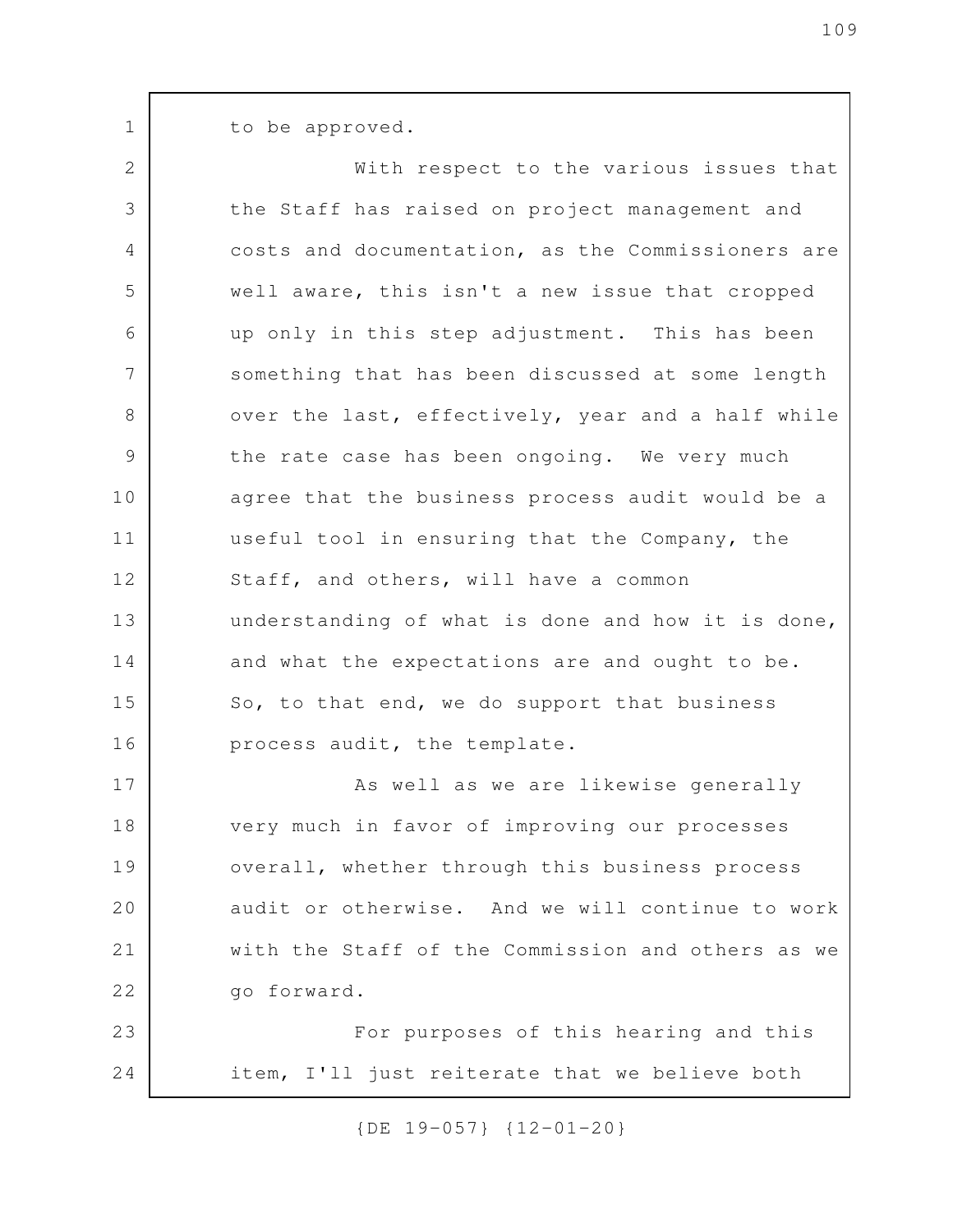to be approved.

With respect to the various issues that the Staff has raised on project management and costs and documentation, as the Commissioners are well aware, this isn't a new issue that cropped up only in this step adjustment. This has been something that has been discussed at some length over the last, effectively, year and a half while the rate case has been ongoing. We very much agree that the business process audit would be a useful tool in ensuring that the Company, the Staff, and others, will have a common understanding of what is done and how it is done, and what the expectations are and ought to be. So, to that end, we do support that business process audit, the template.

As well as we are likewise generally very much in favor of improving our processes overall, whether through this business process audit or otherwise. And we will continue to work with the Staff of the Commission and others as we go forward.

For purposes of this hearing and this item, I'll just reiterate that we believe both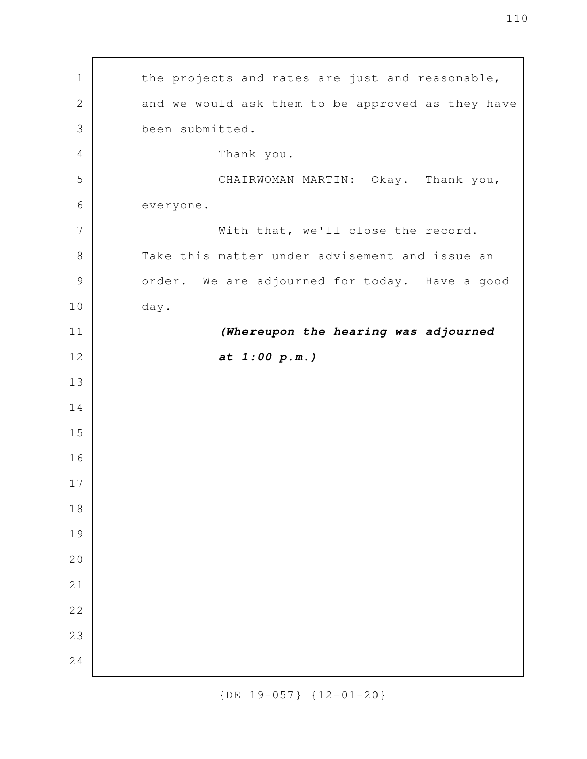the projects and rates are just and reasonable, and we would ask them to be approved as they have been submitted.

Thank you.

CHAIRWOMAN MARTIN: Okay. Thank you, everyone.

With that, we'll close the record. Take this matter under advisement and issue an order. We are adjourned for today. Have a good day.

***(Whereupon the hearing was adjourned at 1:00 p.m.)***